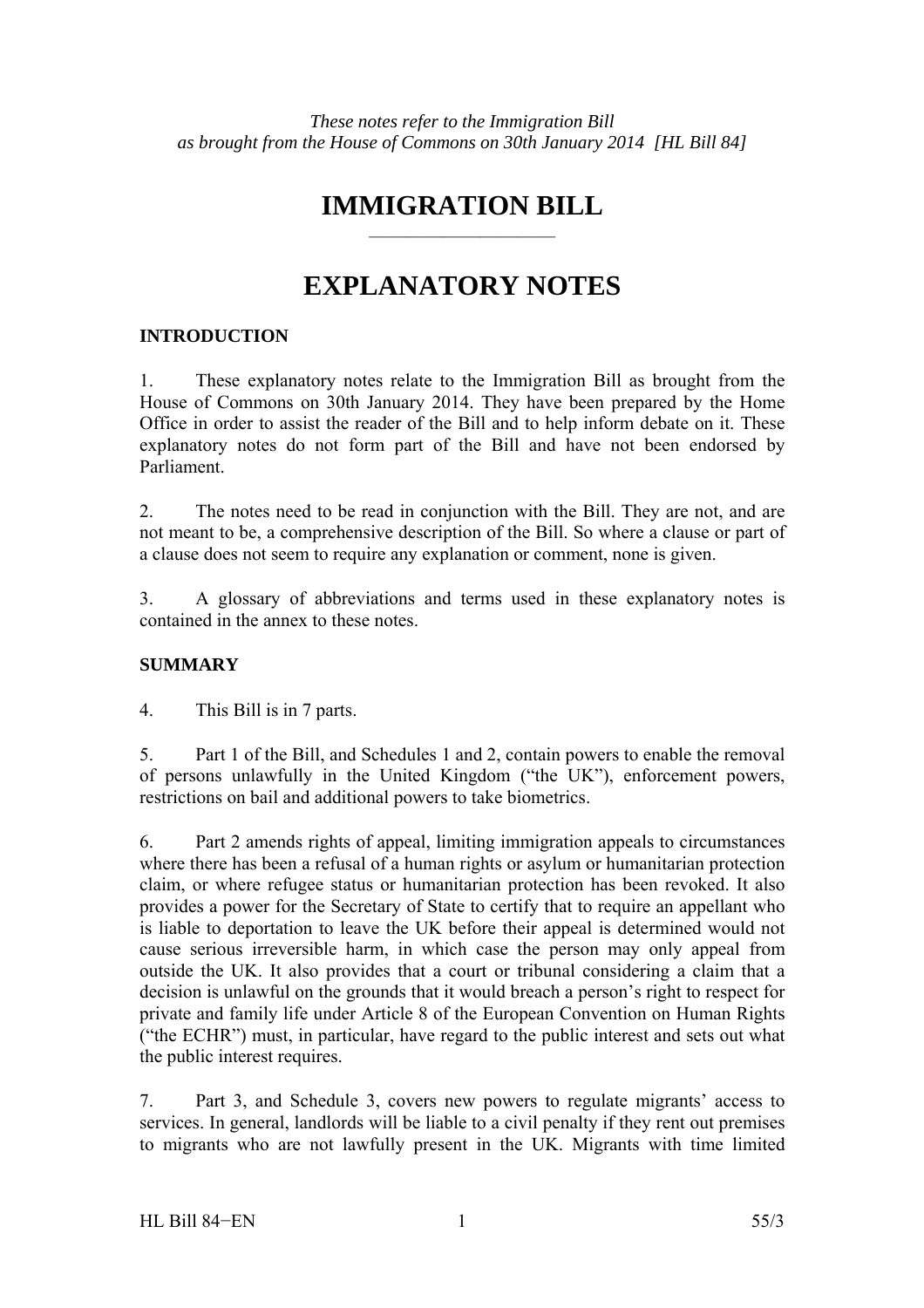*These notes refer to the Immigration Bill as brought from the House of Commons on 30th January 2014 [HL Bill 84]*

# IMMIGRATION BILL

# EXPLANATORY NOTES

## INTRODUCTION

1. These explanatory notes relate to the Immigration Bill as brought from the House of Commons on 30th January 2014. They have been prepared by the Home Office in order to assist the reader of the Bill and to help inform debate on it. These explanatory notes do not form part of the Bill and have not been endorsed by Parliament.

2. The notes need to be read in conjunction with the Bill. They are not, and are not meant to be, a comprehensive description of the Bill. So where a clause or part of a clause does not seem to require any explanation or comment, none is given.

3. A glossary of abbreviations and terms used in these explanatory notes is contained in the annex to these notes.

## SUMMARY

4. This Bill is in 7 parts.

5. Part 1 of the Bill, and Schedules 1 and 2, contain powers to enable the removal of persons unlawfully in the United Kingdom ("the UK"), enforcement powers, restrictions on bail and additional powers to take biometrics.

6. Part 2 amends rights of appeal, limiting immigration appeals to circumstances where there has been a refusal of a human rights or asylum or humanitarian protection claim, or where refugee status or humanitarian protection has been revoked. It also provides a power for the Secretary of State to certify that to require an appellant who is liable to deportation to leave the UK before their appeal is determined would not cause serious irreversible harm, in which case the person may only appeal from outside the UK. It also provides that a court or tribunal considering a claim that a decision is unlawful on the grounds that it would breach a person's right to respect for private and family life under Article 8 of the European Convention on Human Rights ("the ECHR") must, in particular, have regard to the public interest and sets out what the public interest requires.

7. Part 3, and Schedule 3, covers new powers to regulate migrants' access to services. In general, landlords will be liable to a civil penalty if they rent out premises to migrants who are not lawfully present in the UK. Migrants with time limited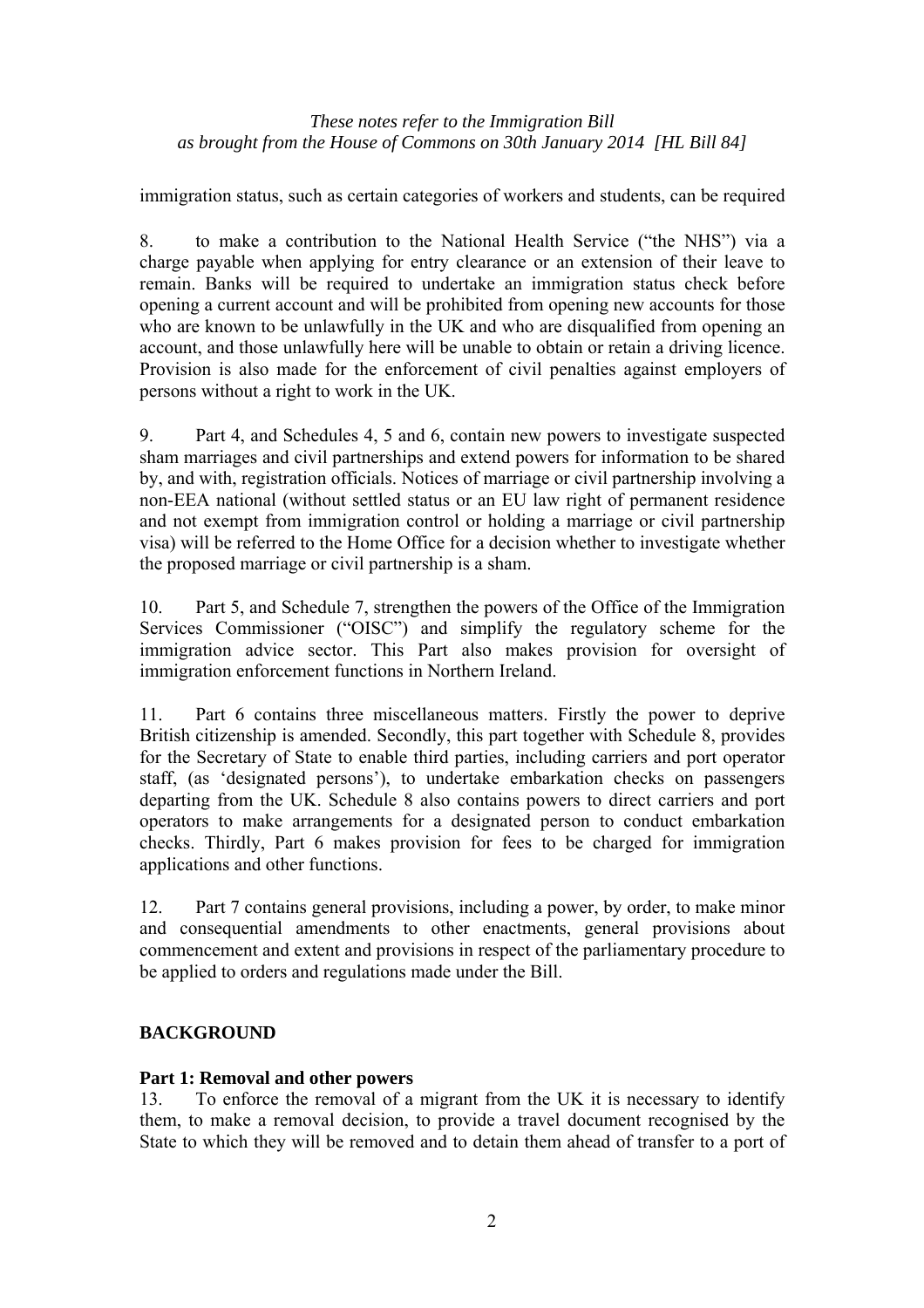immigration status, such as certain categories of workers and students, can be required

8. to make a contribution to the National Health Service ("the NHS") via a charge payable when applying for entry clearance or an extension of their leave to remain. Banks will be required to undertake an immigration status check before opening a current account and will be prohibited from opening new accounts for those who are known to be unlawfully in the UK and who are disqualified from opening an account, and those unlawfully here will be unable to obtain or retain a driving licence. Provision is also made for the enforcement of civil penalties against employers of persons without a right to work in the UK.

9. Part 4, and Schedules 4, 5 and 6, contain new powers to investigate suspected sham marriages and civil partnerships and extend powers for information to be shared by, and with, registration officials. Notices of marriage or civil partnership involving a non-EEA national (without settled status or an EU law right of permanent residence and not exempt from immigration control or holding a marriage or civil partnership visa) will be referred to the Home Office for a decision whether to investigate whether the proposed marriage or civil partnership is a sham.

10. Part 5, and Schedule 7, strengthen the powers of the Office of the Immigration Services Commissioner ("OISC") and simplify the regulatory scheme for the immigration advice sector. This Part also makes provision for oversight of immigration enforcement functions in Northern Ireland.

11. Part 6 contains three miscellaneous matters. Firstly the power to deprive British citizenship is amended. Secondly, this part together with Schedule 8, provides for the Secretary of State to enable third parties, including carriers and port operator staff, (as 'designated persons'), to undertake embarkation checks on passengers departing from the UK. Schedule 8 also contains powers to direct carriers and port operators to make arrangements for a designated person to conduct embarkation checks. Thirdly, Part 6 makes provision for fees to be charged for immigration applications and other functions.

12. Part 7 contains general provisions, including a power, by order, to make minor and consequential amendments to other enactments, general provisions about commencement and extent and provisions in respect of the parliamentary procedure to be applied to orders and regulations made under the Bill.

## BACKGROUND

### Part 1: Removal and other powers

13. To enforce the removal of a migrant from the UK it is necessary to identify them, to make a removal decision, to provide a travel document recognised by the State to which they will be removed and to detain them ahead of transfer to a port of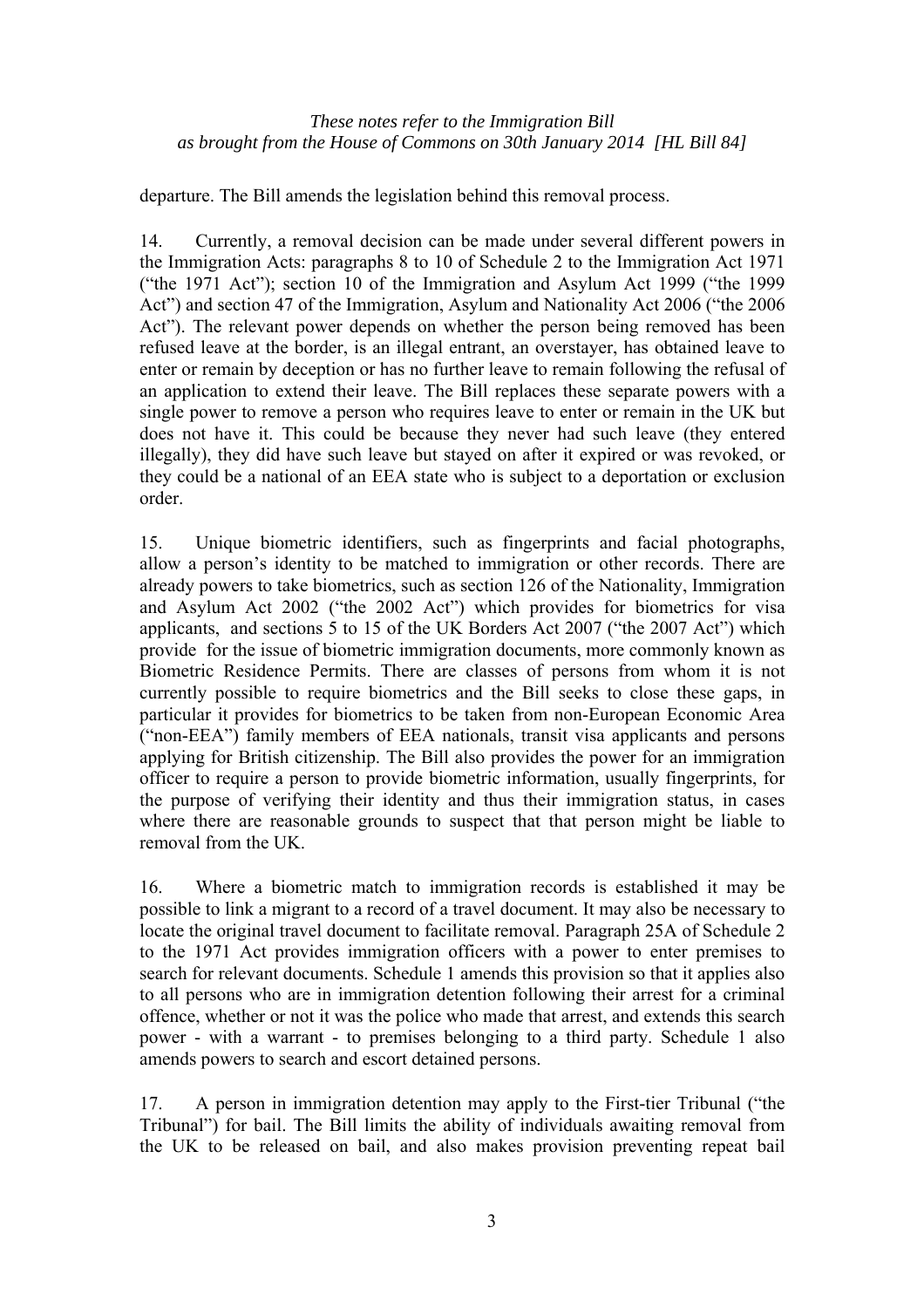departure. The Bill amends the legislation behind this removal process.

14. Currently, a removal decision can be made under several different powers in the Immigration Acts: paragraphs 8 to 10 of Schedule 2 to the Immigration Act 1971 ("the 1971 Act"); section 10 of the Immigration and Asylum Act 1999 ("the 1999 Act") and section 47 of the Immigration, Asylum and Nationality Act 2006 ("the 2006 Act"). The relevant power depends on whether the person being removed has been refused leave at the border, is an illegal entrant, an overstayer, has obtained leave to enter or remain by deception or has no further leave to remain following the refusal of an application to extend their leave. The Bill replaces these separate powers with a single power to remove a person who requires leave to enter or remain in the UK but does not have it. This could be because they never had such leave (they entered illegally), they did have such leave but stayed on after it expired or was revoked, or they could be a national of an EEA state who is subject to a deportation or exclusion order.

15. Unique biometric identifiers, such as fingerprints and facial photographs, allow a person's identity to be matched to immigration or other records. There are already powers to take biometrics, such as section 126 of the Nationality, Immigration and Asylum Act 2002 ("the 2002 Act") which provides for biometrics for visa applicants, and sections 5 to 15 of the UK Borders Act 2007 ("the 2007 Act") which provide for the issue of biometric immigration documents, more commonly known as Biometric Residence Permits. There are classes of persons from whom it is not currently possible to require biometrics and the Bill seeks to close these gaps, in particular it provides for biometrics to be taken from non-European Economic Area ("non-EEA") family members of EEA nationals, transit visa applicants and persons applying for British citizenship. The Bill also provides the power for an immigration officer to require a person to provide biometric information, usually fingerprints, for the purpose of verifying their identity and thus their immigration status, in cases where there are reasonable grounds to suspect that that person might be liable to removal from the UK.

16. Where a biometric match to immigration records is established it may be possible to link a migrant to a record of a travel document. It may also be necessary to locate the original travel document to facilitate removal. Paragraph 25A of Schedule 2 to the 1971 Act provides immigration officers with a power to enter premises to search for relevant documents. Schedule 1 amends this provision so that it applies also to all persons who are in immigration detention following their arrest for a criminal offence, whether or not it was the police who made that arrest, and extends this search power - with a warrant - to premises belonging to a third party. Schedule 1 also amends powers to search and escort detained persons.

17. A person in immigration detention may apply to the First-tier Tribunal ("the Tribunal") for bail. The Bill limits the ability of individuals awaiting removal from the UK to be released on bail, and also makes provision preventing repeat bail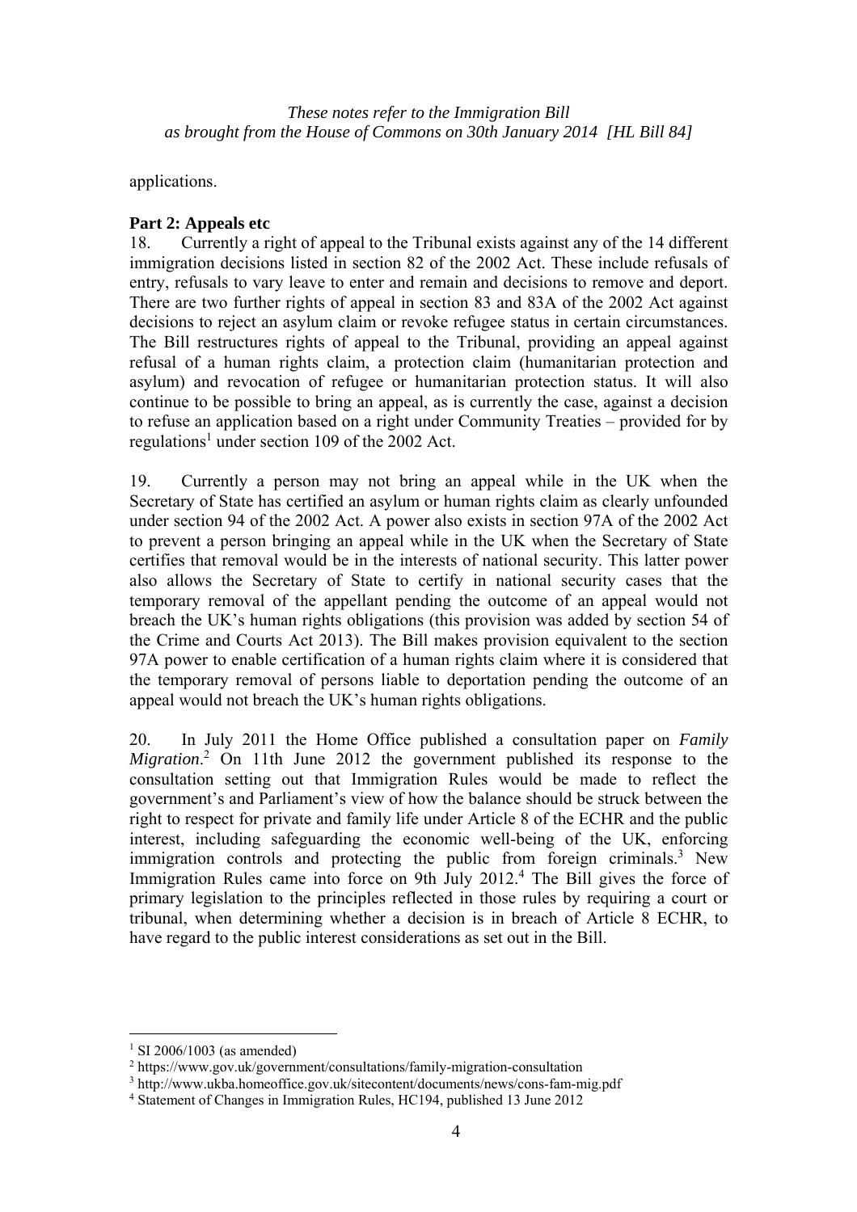applications.

**Part 2: Appeals etc**

18. Currently a right of appeal to the Tribunal exists against any of the 14 different immigration decisions listed in section 82 of the 2002 Act. These include refusals of entry, refusals to vary leave to enter and remain and decisions to remove and deport. There are two further rights of appeal in section 83 and 83A of the 2002 Act against decisions to reject an asylum claim or revoke refugee status in certain circumstances. The Bill restructures rights of appeal to the Tribunal, providing an appeal against refusal of a human rights claim, a protection claim (humanitarian protection and asylum) and revocation of refugee or humanitarian protection status. It will also continue to be possible to bring an appeal, as is currently the case, against a decision to refuse an application based on a right under Community Treaties – provided for by regulations[1] under section 109 of the 2002 Act.

19. Currently a person may not bring an appeal while in the UK when the Secretary of State has certified an asylum or human rights claim as clearly unfounded under section 94 of the 2002 Act. A power also exists in section 97A of the 2002 Act to prevent a person bringing an appeal while in the UK when the Secretary of State certifies that removal would be in the interests of national security. This latter power also allows the Secretary of State to certify in national security cases that the temporary removal of the appellant pending the outcome of an appeal would not breach the UK's human rights obligations (this provision was added by section 54 of the Crime and Courts Act 2013). The Bill makes provision equivalent to the section 97A power to enable certification of a human rights claim where it is considered that the temporary removal of persons liable to deportation pending the outcome of an appeal would not breach the UK's human rights obligations.

20. In July 2011 the Home Office published a consultation paper on *Family Migration*.[2] On 11th June 2012 the government published its response to the consultation setting out that Immigration Rules would be made to reflect the government's and Parliament's view of how the balance should be struck between the right to respect for private and family life under Article 8 of the ECHR and the public interest, including safeguarding the economic well-being of the UK, enforcing immigration controls and protecting the public from foreign criminals.[3] New Immigration Rules came into force on 9th July 2012.[4] The Bill gives the force of primary legislation to the principles reflected in those rules by requiring a court or tribunal, when determining whether a decision is in breach of Article 8 ECHR, to have regard to the public interest considerations as set out in the Bill.

---

[1] SI 2006/1003 (as amended)

[2] https://www.gov.uk/government/consultations/family-migration-consultation

[3] http://www.ukba.homeoffice.gov.uk/sitecontent/documents/news/cons-fam-mig.pdf

[4] Statement of Changes in Immigration Rules, HC194, published 13 June 2012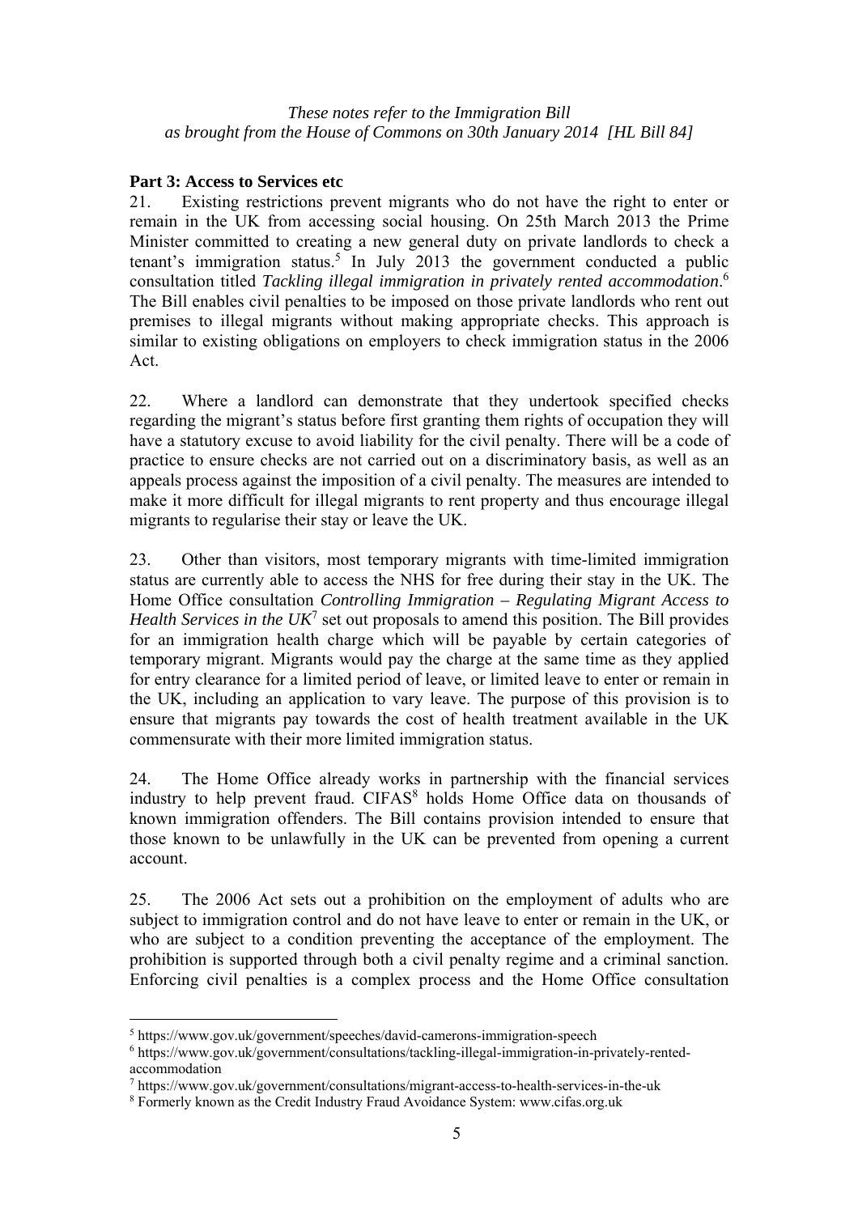*These notes refer to the Immigration Bill as brought from the House of Commons on 30th January 2014 [HL Bill 84]*

**Part 3: Access to Services etc**

21. Existing restrictions prevent migrants who do not have the right to enter or remain in the UK from accessing social housing. On 25th March 2013 the Prime Minister committed to creating a new general duty on private landlords to check a tenant's immigration status.[5] In July 2013 the government conducted a public consultation titled *Tackling illegal immigration in privately rented accommodation*.[6] The Bill enables civil penalties to be imposed on those private landlords who rent out premises to illegal migrants without making appropriate checks. This approach is similar to existing obligations on employers to check immigration status in the 2006 Act.

22. Where a landlord can demonstrate that they undertook specified checks regarding the migrant's status before first granting them rights of occupation they will have a statutory excuse to avoid liability for the civil penalty. There will be a code of practice to ensure checks are not carried out on a discriminatory basis, as well as an appeals process against the imposition of a civil penalty. The measures are intended to make it more difficult for illegal migrants to rent property and thus encourage illegal migrants to regularise their stay or leave the UK.

23. Other than visitors, most temporary migrants with time-limited immigration status are currently able to access the NHS for free during their stay in the UK. The Home Office consultation *Controlling Immigration – Regulating Migrant Access to Health Services in the UK*[7] set out proposals to amend this position. The Bill provides for an immigration health charge which will be payable by certain categories of temporary migrant. Migrants would pay the charge at the same time as they applied for entry clearance for a limited period of leave, or limited leave to enter or remain in the UK, including an application to vary leave. The purpose of this provision is to ensure that migrants pay towards the cost of health treatment available in the UK commensurate with their more limited immigration status.

24. The Home Office already works in partnership with the financial services industry to help prevent fraud. CIFAS[8] holds Home Office data on thousands of known immigration offenders. The Bill contains provision intended to ensure that those known to be unlawfully in the UK can be prevented from opening a current account.

25. The 2006 Act sets out a prohibition on the employment of adults who are subject to immigration control and do not have leave to enter or remain in the UK, or who are subject to a condition preventing the acceptance of the employment. The prohibition is supported through both a civil penalty regime and a criminal sanction. Enforcing civil penalties is a complex process and the Home Office consultation

---

[5] https://www.gov.uk/government/speeches/david-camerons-immigration-speech

[6] https://www.gov.uk/government/consultations/tackling-illegal-immigration-in-privately-rented-accommodation

[7] https://www.gov.uk/government/consultations/migrant-access-to-health-services-in-the-uk

[8] Formerly known as the Credit Industry Fraud Avoidance System: www.cifas.org.uk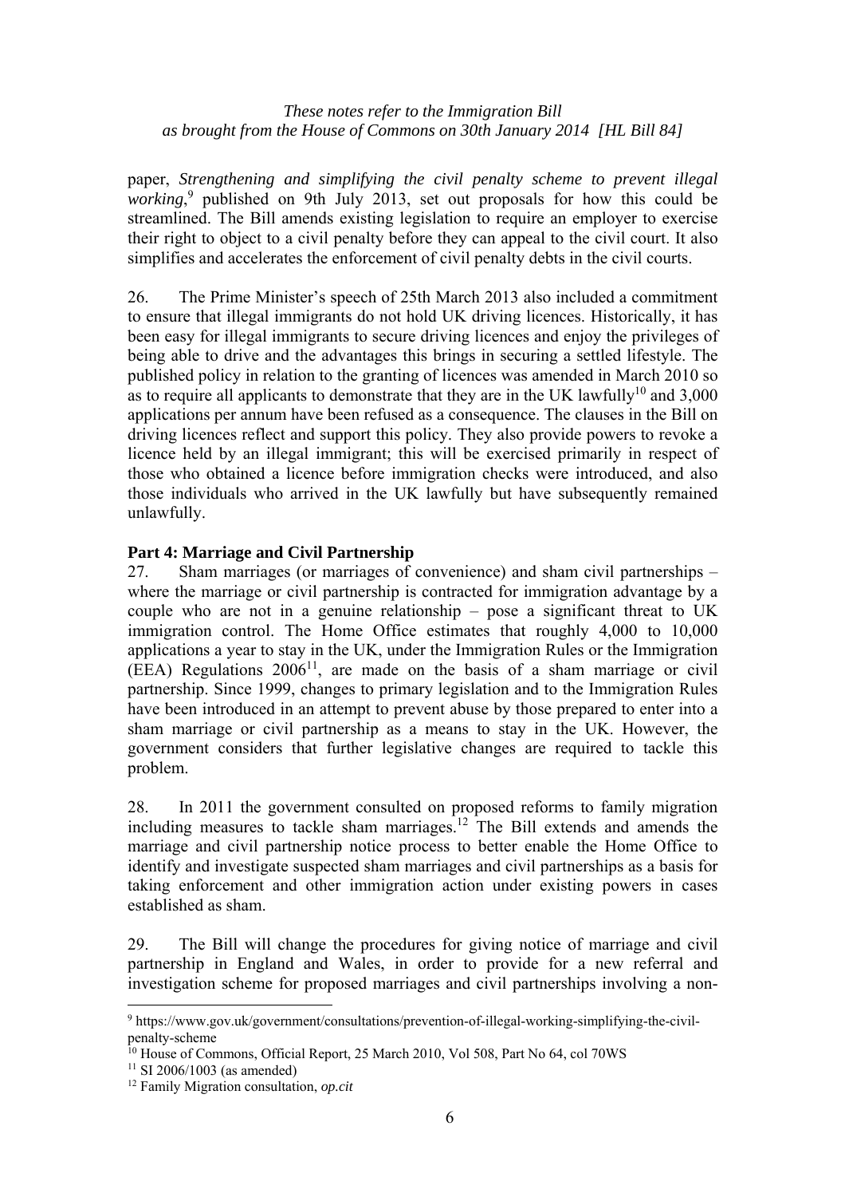paper, *Strengthening and simplifying the civil penalty scheme to prevent illegal working*,[9] published on 9th July 2013, set out proposals for how this could be streamlined. The Bill amends existing legislation to require an employer to exercise their right to object to a civil penalty before they can appeal to the civil court. It also simplifies and accelerates the enforcement of civil penalty debts in the civil courts.

26. The Prime Minister's speech of 25th March 2013 also included a commitment to ensure that illegal immigrants do not hold UK driving licences. Historically, it has been easy for illegal immigrants to secure driving licences and enjoy the privileges of being able to drive and the advantages this brings in securing a settled lifestyle. The published policy in relation to the granting of licences was amended in March 2010 so as to require all applicants to demonstrate that they are in the UK lawfully[10] and 3,000 applications per annum have been refused as a consequence. The clauses in the Bill on driving licences reflect and support this policy. They also provide powers to revoke a licence held by an illegal immigrant; this will be exercised primarily in respect of those who obtained a licence before immigration checks were introduced, and also those individuals who arrived in the UK lawfully but have subsequently remained unlawfully.

**Part 4: Marriage and Civil Partnership**

27. Sham marriages (or marriages of convenience) and sham civil partnerships – where the marriage or civil partnership is contracted for immigration advantage by a couple who are not in a genuine relationship – pose a significant threat to UK immigration control. The Home Office estimates that roughly 4,000 to 10,000 applications a year to stay in the UK, under the Immigration Rules or the Immigration (EEA) Regulations 2006[11], are made on the basis of a sham marriage or civil partnership. Since 1999, changes to primary legislation and to the Immigration Rules have been introduced in an attempt to prevent abuse by those prepared to enter into a sham marriage or civil partnership as a means to stay in the UK. However, the government considers that further legislative changes are required to tackle this problem.

28. In 2011 the government consulted on proposed reforms to family migration including measures to tackle sham marriages.[12] The Bill extends and amends the marriage and civil partnership notice process to better enable the Home Office to identify and investigate suspected sham marriages and civil partnerships as a basis for taking enforcement and other immigration action under existing powers in cases established as sham.

29. The Bill will change the procedures for giving notice of marriage and civil partnership in England and Wales, in order to provide for a new referral and investigation scheme for proposed marriages and civil partnerships involving a non-

---

[9] https://www.gov.uk/government/consultations/prevention-of-illegal-working-simplifying-the-civil-penalty-scheme

[10] House of Commons, Official Report, 25 March 2010, Vol 508, Part No 64, col 70WS

[11] SI 2006/1003 (as amended)

[12] Family Migration consultation, *op.cit*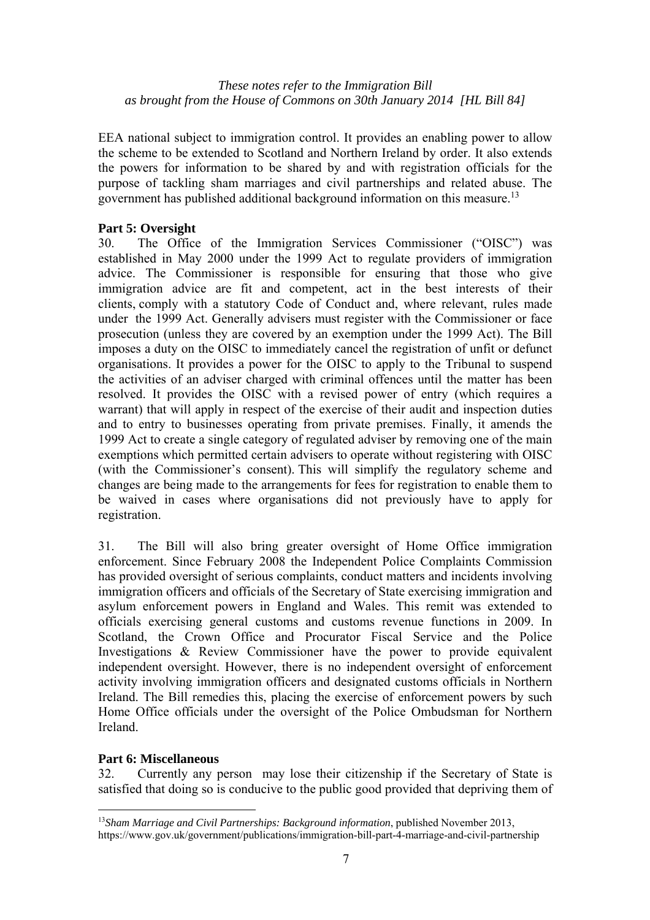EEA national subject to immigration control. It provides an enabling power to allow the scheme to be extended to Scotland and Northern Ireland by order. It also extends the powers for information to be shared by and with registration officials for the purpose of tackling sham marriages and civil partnerships and related abuse. The government has published additional background information on this measure.[13]

**Part 5: Oversight**

30. The Office of the Immigration Services Commissioner ("OISC") was established in May 2000 under the 1999 Act to regulate providers of immigration advice. The Commissioner is responsible for ensuring that those who give immigration advice are fit and competent, act in the best interests of their clients, comply with a statutory Code of Conduct and, where relevant, rules made under the 1999 Act. Generally advisers must register with the Commissioner or face prosecution (unless they are covered by an exemption under the 1999 Act). The Bill imposes a duty on the OISC to immediately cancel the registration of unfit or defunct organisations. It provides a power for the OISC to apply to the Tribunal to suspend the activities of an adviser charged with criminal offences until the matter has been resolved. It provides the OISC with a revised power of entry (which requires a warrant) that will apply in respect of the exercise of their audit and inspection duties and to entry to businesses operating from private premises. Finally, it amends the 1999 Act to create a single category of regulated adviser by removing one of the main exemptions which permitted certain advisers to operate without registering with OISC (with the Commissioner's consent). This will simplify the regulatory scheme and changes are being made to the arrangements for fees for registration to enable them to be waived in cases where organisations did not previously have to apply for registration.

31. The Bill will also bring greater oversight of Home Office immigration enforcement. Since February 2008 the Independent Police Complaints Commission has provided oversight of serious complaints, conduct matters and incidents involving immigration officers and officials of the Secretary of State exercising immigration and asylum enforcement powers in England and Wales. This remit was extended to officials exercising general customs and customs revenue functions in 2009. In Scotland, the Crown Office and Procurator Fiscal Service and the Police Investigations & Review Commissioner have the power to provide equivalent independent oversight. However, there is no independent oversight of enforcement activity involving immigration officers and designated customs officials in Northern Ireland. The Bill remedies this, placing the exercise of enforcement powers by such Home Office officials under the oversight of the Police Ombudsman for Northern Ireland.

**Part 6: Miscellaneous**

32. Currently any person may lose their citizenship if the Secretary of State is satisfied that doing so is conducive to the public good provided that depriving them of

---

[13] *Sham Marriage and Civil Partnerships: Background information*, published November 2013, https://www.gov.uk/government/publications/immigration-bill-part-4-marriage-and-civil-partnership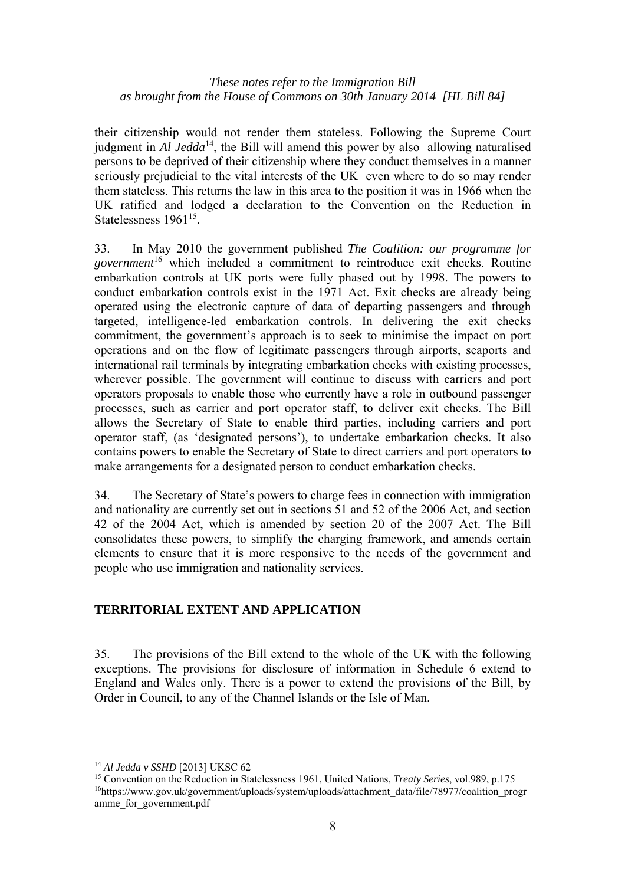their citizenship would not render them stateless. Following the Supreme Court judgment in *Al Jedda*[14], the Bill will amend this power by also allowing naturalised persons to be deprived of their citizenship where they conduct themselves in a manner seriously prejudicial to the vital interests of the UK even where to do so may render them stateless. This returns the law in this area to the position it was in 1966 when the UK ratified and lodged a declaration to the Convention on the Reduction in Statelessness 1961[15].

33. In May 2010 the government published *The Coalition: our programme for government*[16] which included a commitment to reintroduce exit checks. Routine embarkation controls at UK ports were fully phased out by 1998. The powers to conduct embarkation controls exist in the 1971 Act. Exit checks are already being operated using the electronic capture of data of departing passengers and through targeted, intelligence-led embarkation controls. In delivering the exit checks commitment, the government's approach is to seek to minimise the impact on port operations and on the flow of legitimate passengers through airports, seaports and international rail terminals by integrating embarkation checks with existing processes, wherever possible. The government will continue to discuss with carriers and port operators proposals to enable those who currently have a role in outbound passenger processes, such as carrier and port operator staff, to deliver exit checks. The Bill allows the Secretary of State to enable third parties, including carriers and port operator staff, (as 'designated persons'), to undertake embarkation checks. It also contains powers to enable the Secretary of State to direct carriers and port operators to make arrangements for a designated person to conduct embarkation checks.

34. The Secretary of State's powers to charge fees in connection with immigration and nationality are currently set out in sections 51 and 52 of the 2006 Act, and section 42 of the 2004 Act, which is amended by section 20 of the 2007 Act. The Bill consolidates these powers, to simplify the charging framework, and amends certain elements to ensure that it is more responsive to the needs of the government and people who use immigration and nationality services.

## TERRITORIAL EXTENT AND APPLICATION

35. The provisions of the Bill extend to the whole of the UK with the following exceptions. The provisions for disclosure of information in Schedule 6 extend to England and Wales only. There is a power to extend the provisions of the Bill, by Order in Council, to any of the Channel Islands or the Isle of Man.

---

[14] *Al Jedda v SSHD* [2013] UKSC 62

[15] Convention on the Reduction in Statelessness 1961, United Nations, *Treaty Series*, vol.989, p.175

[16] https://www.gov.uk/government/uploads/system/uploads/attachment_data/file/78977/coalition_programme_for_government.pdf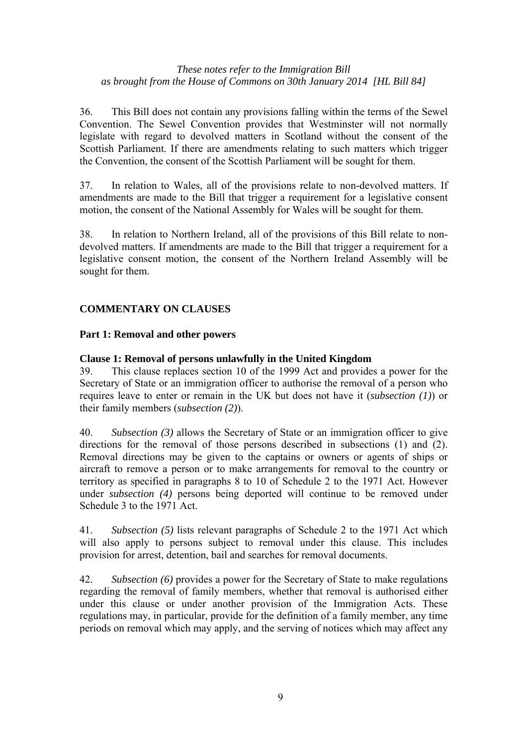36. This Bill does not contain any provisions falling within the terms of the Sewel Convention. The Sewel Convention provides that Westminster will not normally legislate with regard to devolved matters in Scotland without the consent of the Scottish Parliament. If there are amendments relating to such matters which trigger the Convention, the consent of the Scottish Parliament will be sought for them.

37. In relation to Wales, all of the provisions relate to non-devolved matters. If amendments are made to the Bill that trigger a requirement for a legislative consent motion, the consent of the National Assembly for Wales will be sought for them.

38. In relation to Northern Ireland, all of the provisions of this Bill relate to non-devolved matters. If amendments are made to the Bill that trigger a requirement for a legislative consent motion, the consent of the Northern Ireland Assembly will be sought for them.

## COMMENTARY ON CLAUSES

### Part 1: Removal and other powers

#### Clause 1: Removal of persons unlawfully in the United Kingdom

39. This clause replaces section 10 of the 1999 Act and provides a power for the Secretary of State or an immigration officer to authorise the removal of a person who requires leave to enter or remain in the UK but does not have it (*subsection (1)*) or their family members (*subsection (2)*).

40. *Subsection (3)* allows the Secretary of State or an immigration officer to give directions for the removal of those persons described in subsections (1) and (2). Removal directions may be given to the captains or owners or agents of ships or aircraft to remove a person or to make arrangements for removal to the country or territory as specified in paragraphs 8 to 10 of Schedule 2 to the 1971 Act. However under *subsection (4)* persons being deported will continue to be removed under Schedule 3 to the 1971 Act.

41. *Subsection (5)* lists relevant paragraphs of Schedule 2 to the 1971 Act which will also apply to persons subject to removal under this clause. This includes provision for arrest, detention, bail and searches for removal documents.

42. *Subsection (6)* provides a power for the Secretary of State to make regulations regarding the removal of family members, whether that removal is authorised either under this clause or under another provision of the Immigration Acts. These regulations may, in particular, provide for the definition of a family member, any time periods on removal which may apply, and the serving of notices which may affect any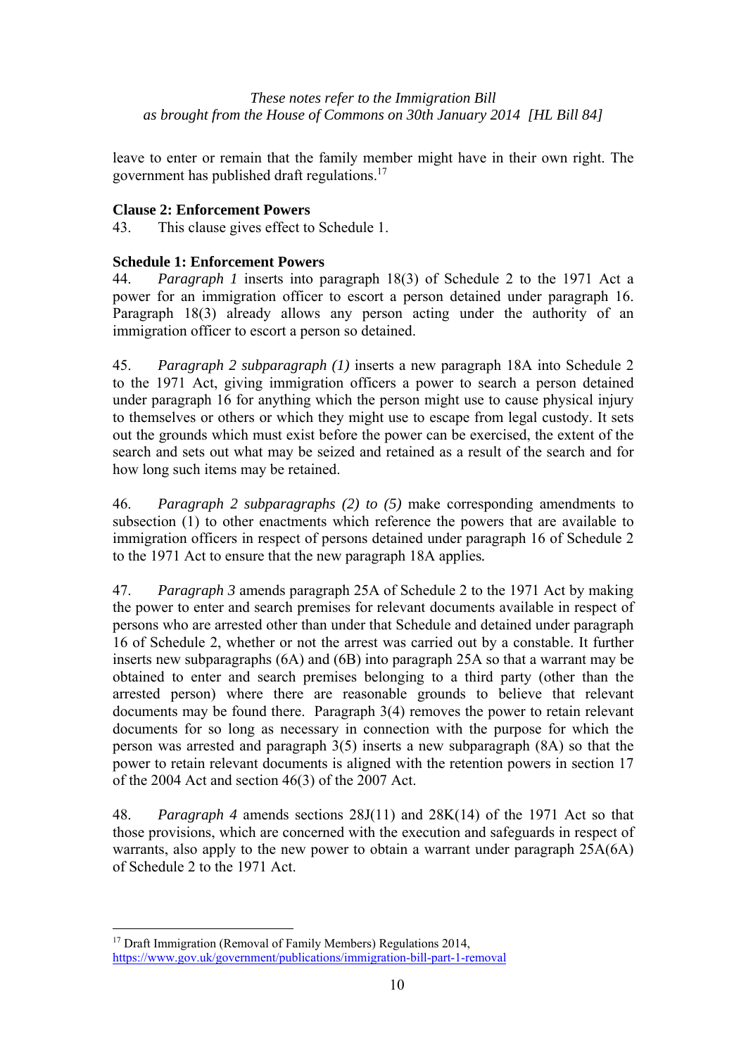leave to enter or remain that the family member might have in their own right. The government has published draft regulations.[17]

**Clause 2: Enforcement Powers**

43. This clause gives effect to Schedule 1.

**Schedule 1: Enforcement Powers**

44. *Paragraph 1* inserts into paragraph 18(3) of Schedule 2 to the 1971 Act a power for an immigration officer to escort a person detained under paragraph 16. Paragraph 18(3) already allows any person acting under the authority of an immigration officer to escort a person so detained.

45. *Paragraph 2 subparagraph (1)* inserts a new paragraph 18A into Schedule 2 to the 1971 Act, giving immigration officers a power to search a person detained under paragraph 16 for anything which the person might use to cause physical injury to themselves or others or which they might use to escape from legal custody. It sets out the grounds which must exist before the power can be exercised, the extent of the search and sets out what may be seized and retained as a result of the search and for how long such items may be retained.

46. *Paragraph 2 subparagraphs (2) to (5)* make corresponding amendments to subsection (1) to other enactments which reference the powers that are available to immigration officers in respect of persons detained under paragraph 16 of Schedule 2 to the 1971 Act to ensure that the new paragraph 18A applies.

47. *Paragraph 3* amends paragraph 25A of Schedule 2 to the 1971 Act by making the power to enter and search premises for relevant documents available in respect of persons who are arrested other than under that Schedule and detained under paragraph 16 of Schedule 2, whether or not the arrest was carried out by a constable. It further inserts new subparagraphs (6A) and (6B) into paragraph 25A so that a warrant may be obtained to enter and search premises belonging to a third party (other than the arrested person) where there are reasonable grounds to believe that relevant documents may be found there. Paragraph 3(4) removes the power to retain relevant documents for so long as necessary in connection with the purpose for which the person was arrested and paragraph 3(5) inserts a new subparagraph (8A) so that the power to retain relevant documents is aligned with the retention powers in section 17 of the 2004 Act and section 46(3) of the 2007 Act.

48. *Paragraph 4* amends sections 28J(11) and 28K(14) of the 1971 Act so that those provisions, which are concerned with the execution and safeguards in respect of warrants, also apply to the new power to obtain a warrant under paragraph 25A(6A) of Schedule 2 to the 1971 Act.

---

[17] Draft Immigration (Removal of Family Members) Regulations 2014, https://www.gov.uk/government/publications/immigration-bill-part-1-removal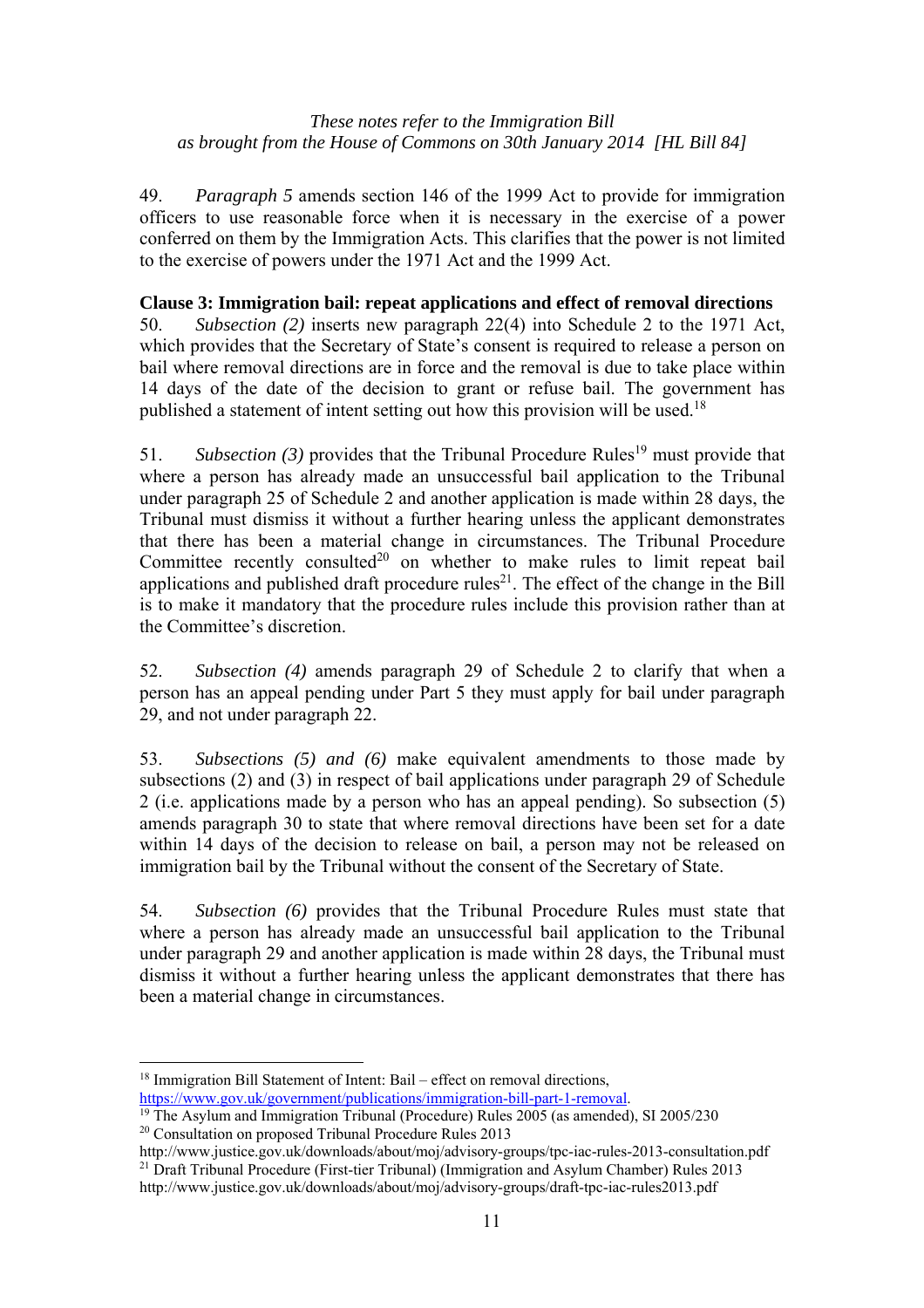49. *Paragraph 5* amends section 146 of the 1999 Act to provide for immigration officers to use reasonable force when it is necessary in the exercise of a power conferred on them by the Immigration Acts. This clarifies that the power is not limited to the exercise of powers under the 1971 Act and the 1999 Act.

**Clause 3: Immigration bail: repeat applications and effect of removal directions**

50. *Subsection (2)* inserts new paragraph 22(4) into Schedule 2 to the 1971 Act, which provides that the Secretary of State's consent is required to release a person on bail where removal directions are in force and the removal is due to take place within 14 days of the date of the decision to grant or refuse bail. The government has published a statement of intent setting out how this provision will be used.[18]

51. *Subsection (3)* provides that the Tribunal Procedure Rules[19] must provide that where a person has already made an unsuccessful bail application to the Tribunal under paragraph 25 of Schedule 2 and another application is made within 28 days, the Tribunal must dismiss it without a further hearing unless the applicant demonstrates that there has been a material change in circumstances. The Tribunal Procedure Committee recently consulted[20] on whether to make rules to limit repeat bail applications and published draft procedure rules[21]. The effect of the change in the Bill is to make it mandatory that the procedure rules include this provision rather than at the Committee's discretion.

52. *Subsection (4)* amends paragraph 29 of Schedule 2 to clarify that when a person has an appeal pending under Part 5 they must apply for bail under paragraph 29, and not under paragraph 22.

53. *Subsections (5) and (6)* make equivalent amendments to those made by subsections (2) and (3) in respect of bail applications under paragraph 29 of Schedule 2 (i.e. applications made by a person who has an appeal pending). So subsection (5) amends paragraph 30 to state that where removal directions have been set for a date within 14 days of the decision to release on bail, a person may not be released on immigration bail by the Tribunal without the consent of the Secretary of State.

54. *Subsection (6)* provides that the Tribunal Procedure Rules must state that where a person has already made an unsuccessful bail application to the Tribunal under paragraph 29 and another application is made within 28 days, the Tribunal must dismiss it without a further hearing unless the applicant demonstrates that there has been a material change in circumstances.

---

[18] Immigration Bill Statement of Intent: Bail – effect on removal directions, https://www.gov.uk/government/publications/immigration-bill-part-1-removal.

[19] The Asylum and Immigration Tribunal (Procedure) Rules 2005 (as amended), SI 2005/230

[20] Consultation on proposed Tribunal Procedure Rules 2013 http://www.justice.gov.uk/downloads/about/moj/advisory-groups/tpc-iac-rules-2013-consultation.pdf

[21] Draft Tribunal Procedure (First-tier Tribunal) (Immigration and Asylum Chamber) Rules 2013 http://www.justice.gov.uk/downloads/about/moj/advisory-groups/draft-tpc-iac-rules2013.pdf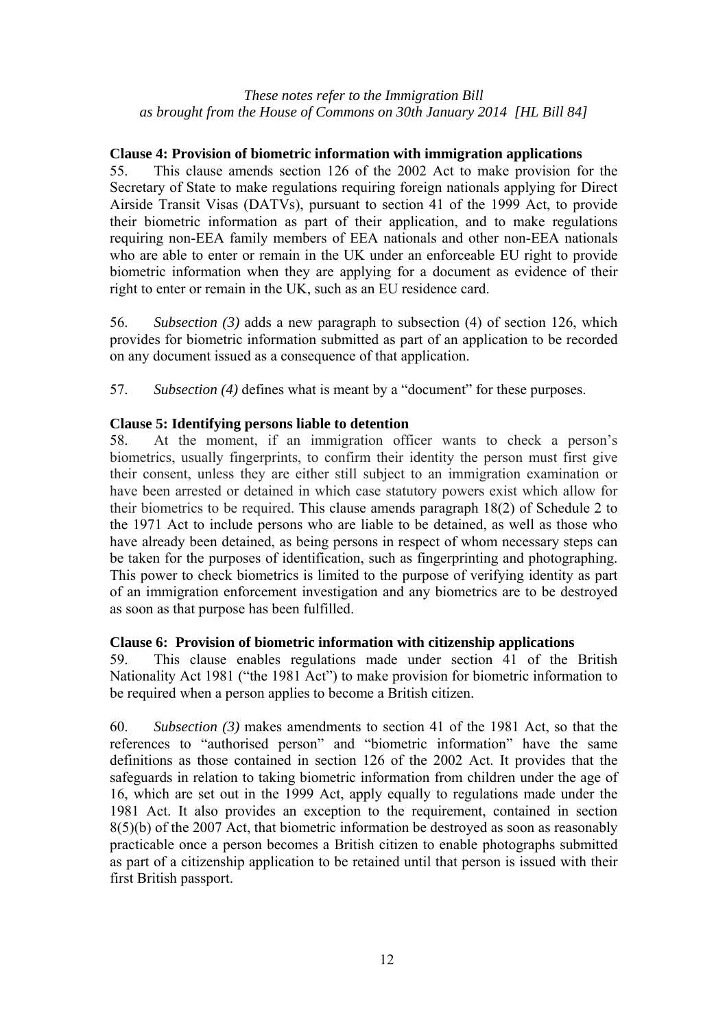**Clause 4: Provision of biometric information with immigration applications**

55. This clause amends section 126 of the 2002 Act to make provision for the Secretary of State to make regulations requiring foreign nationals applying for Direct Airside Transit Visas (DATVs), pursuant to section 41 of the 1999 Act, to provide their biometric information as part of their application, and to make regulations requiring non-EEA family members of EEA nationals and other non-EEA nationals who are able to enter or remain in the UK under an enforceable EU right to provide biometric information when they are applying for a document as evidence of their right to enter or remain in the UK, such as an EU residence card.

56. *Subsection (3)* adds a new paragraph to subsection (4) of section 126, which provides for biometric information submitted as part of an application to be recorded on any document issued as a consequence of that application.

57. *Subsection (4)* defines what is meant by a "document" for these purposes.

**Clause 5: Identifying persons liable to detention**

58. At the moment, if an immigration officer wants to check a person's biometrics, usually fingerprints, to confirm their identity the person must first give their consent, unless they are either still subject to an immigration examination or have been arrested or detained in which case statutory powers exist which allow for their biometrics to be required. This clause amends paragraph 18(2) of Schedule 2 to the 1971 Act to include persons who are liable to be detained, as well as those who have already been detained, as being persons in respect of whom necessary steps can be taken for the purposes of identification, such as fingerprinting and photographing. This power to check biometrics is limited to the purpose of verifying identity as part of an immigration enforcement investigation and any biometrics are to be destroyed as soon as that purpose has been fulfilled.

**Clause 6: Provision of biometric information with citizenship applications**

59. This clause enables regulations made under section 41 of the British Nationality Act 1981 ("the 1981 Act") to make provision for biometric information to be required when a person applies to become a British citizen.

60. *Subsection (3)* makes amendments to section 41 of the 1981 Act, so that the references to "authorised person" and "biometric information" have the same definitions as those contained in section 126 of the 2002 Act. It provides that the safeguards in relation to taking biometric information from children under the age of 16, which are set out in the 1999 Act, apply equally to regulations made under the 1981 Act. It also provides an exception to the requirement, contained in section 8(5)(b) of the 2007 Act, that biometric information be destroyed as soon as reasonably practicable once a person becomes a British citizen to enable photographs submitted as part of a citizenship application to be retained until that person is issued with their first British passport.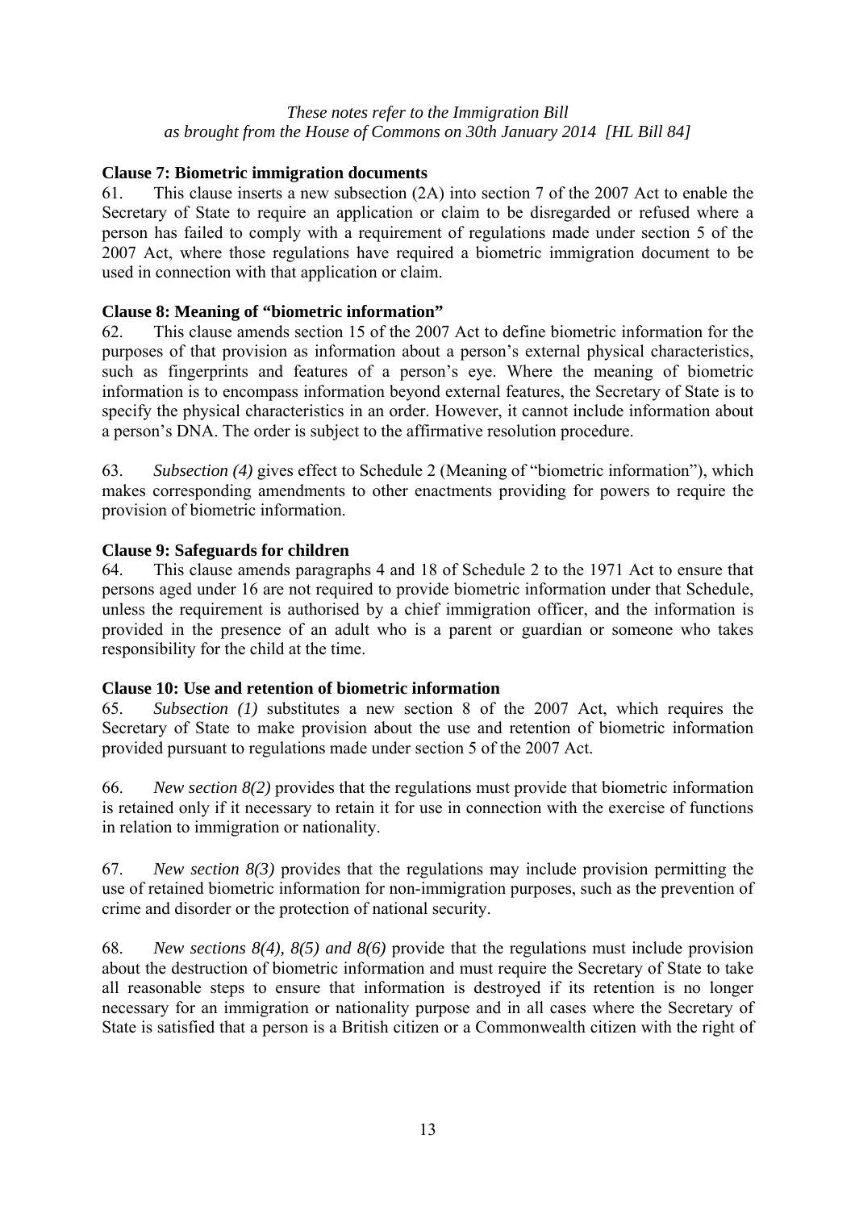*These notes refer to the Immigration Bill as brought from the House of Commons on 30th January 2014 [HL Bill 84]*

**Clause 7: Biometric immigration documents**

61. This clause inserts a new subsection (2A) into section 7 of the 2007 Act to enable the Secretary of State to require an application or claim to be disregarded or refused where a person has failed to comply with a requirement of regulations made under section 5 of the 2007 Act, where those regulations have required a biometric immigration document to be used in connection with that application or claim.

**Clause 8: Meaning of "biometric information"**

62. This clause amends section 15 of the 2007 Act to define biometric information for the purposes of that provision as information about a person's external physical characteristics, such as fingerprints and features of a person's eye. Where the meaning of biometric information is to encompass information beyond external features, the Secretary of State is to specify the physical characteristics in an order. However, it cannot include information about a person's DNA. The order is subject to the affirmative resolution procedure.

63. *Subsection (4)* gives effect to Schedule 2 (Meaning of "biometric information"), which makes corresponding amendments to other enactments providing for powers to require the provision of biometric information.

**Clause 9: Safeguards for children**

64. This clause amends paragraphs 4 and 18 of Schedule 2 to the 1971 Act to ensure that persons aged under 16 are not required to provide biometric information under that Schedule, unless the requirement is authorised by a chief immigration officer, and the information is provided in the presence of an adult who is a parent or guardian or someone who takes responsibility for the child at the time.

**Clause 10: Use and retention of biometric information**

65. *Subsection (1)* substitutes a new section 8 of the 2007 Act, which requires the Secretary of State to make provision about the use and retention of biometric information provided pursuant to regulations made under section 5 of the 2007 Act.

66. *New section 8(2)* provides that the regulations must provide that biometric information is retained only if it necessary to retain it for use in connection with the exercise of functions in relation to immigration or nationality.

67. *New section 8(3)* provides that the regulations may include provision permitting the use of retained biometric information for non-immigration purposes, such as the prevention of crime and disorder or the protection of national security.

68. *New sections 8(4), 8(5) and 8(6)* provide that the regulations must include provision about the destruction of biometric information and must require the Secretary of State to take all reasonable steps to ensure that information is destroyed if its retention is no longer necessary for an immigration or nationality purpose and in all cases where the Secretary of State is satisfied that a person is a British citizen or a Commonwealth citizen with the right of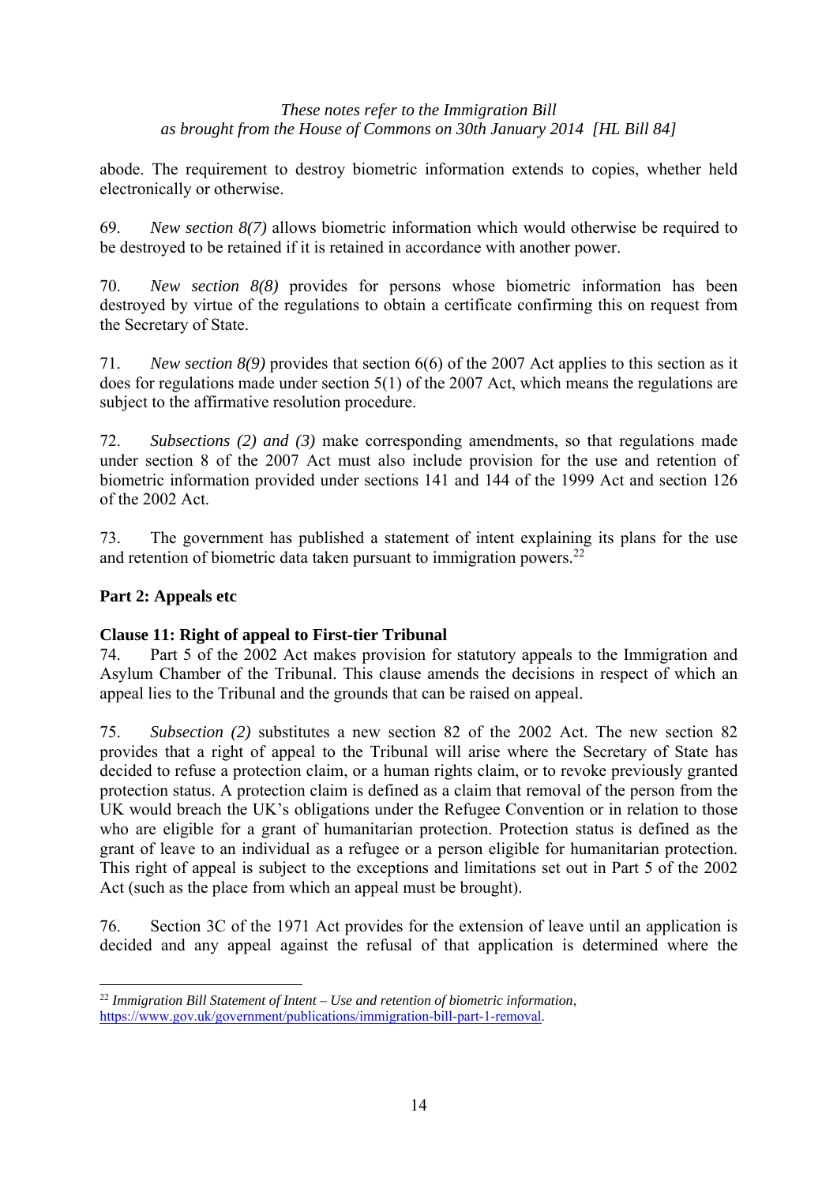abode. The requirement to destroy biometric information extends to copies, whether held electronically or otherwise.

69. *New section 8(7)* allows biometric information which would otherwise be required to be destroyed to be retained if it is retained in accordance with another power.

70. *New section 8(8)* provides for persons whose biometric information has been destroyed by virtue of the regulations to obtain a certificate confirming this on request from the Secretary of State.

71. *New section 8(9)* provides that section 6(6) of the 2007 Act applies to this section as it does for regulations made under section 5(1) of the 2007 Act, which means the regulations are subject to the affirmative resolution procedure.

72. *Subsections (2) and (3)* make corresponding amendments, so that regulations made under section 8 of the 2007 Act must also include provision for the use and retention of biometric information provided under sections 141 and 144 of the 1999 Act and section 126 of the 2002 Act.

73. The government has published a statement of intent explaining its plans for the use and retention of biometric data taken pursuant to immigration powers.[22]

## Part 2: Appeals etc

### Clause 11: Right of appeal to First-tier Tribunal

74. Part 5 of the 2002 Act makes provision for statutory appeals to the Immigration and Asylum Chamber of the Tribunal. This clause amends the decisions in respect of which an appeal lies to the Tribunal and the grounds that can be raised on appeal.

75. *Subsection (2)* substitutes a new section 82 of the 2002 Act. The new section 82 provides that a right of appeal to the Tribunal will arise where the Secretary of State has decided to refuse a protection claim, or a human rights claim, or to revoke previously granted protection status. A protection claim is defined as a claim that removal of the person from the UK would breach the UK's obligations under the Refugee Convention or in relation to those who are eligible for a grant of humanitarian protection. Protection status is defined as the grant of leave to an individual as a refugee or a person eligible for humanitarian protection. This right of appeal is subject to the exceptions and limitations set out in Part 5 of the 2002 Act (such as the place from which an appeal must be brought).

76. Section 3C of the 1971 Act provides for the extension of leave until an application is decided and any appeal against the refusal of that application is determined where the

---

[22] *Immigration Bill Statement of Intent – Use and retention of biometric information*, https://www.gov.uk/government/publications/immigration-bill-part-1-removal.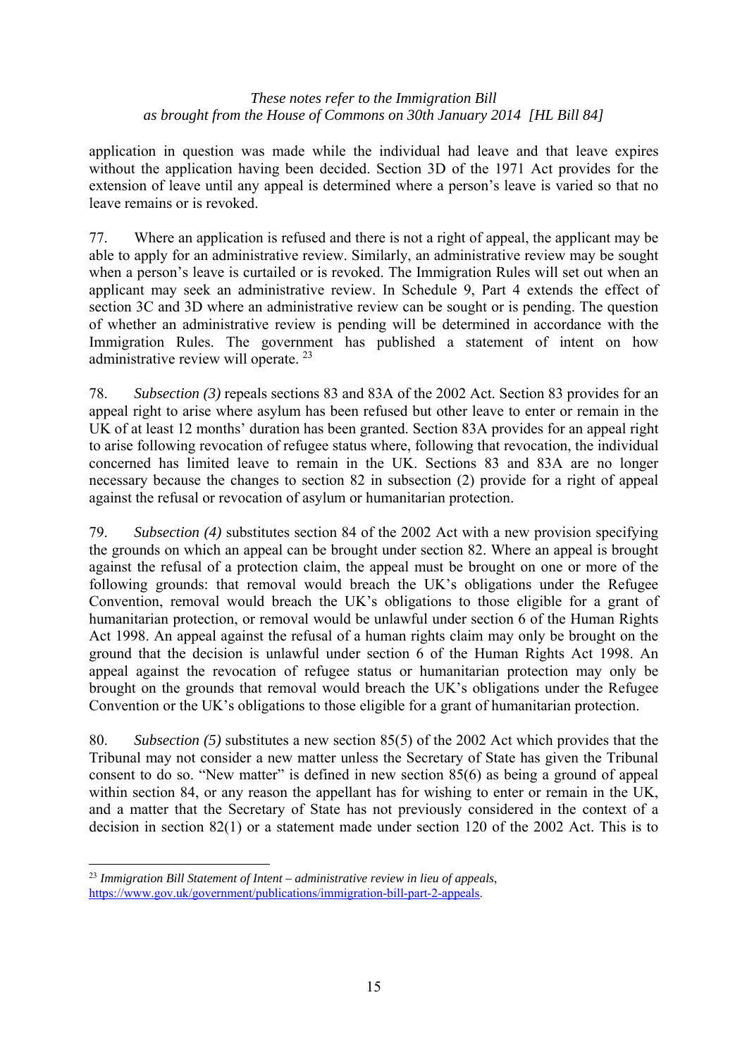application in question was made while the individual had leave and that leave expires without the application having been decided. Section 3D of the 1971 Act provides for the extension of leave until any appeal is determined where a person's leave is varied so that no leave remains or is revoked.

77. Where an application is refused and there is not a right of appeal, the applicant may be able to apply for an administrative review. Similarly, an administrative review may be sought when a person's leave is curtailed or is revoked. The Immigration Rules will set out when an applicant may seek an administrative review. In Schedule 9, Part 4 extends the effect of section 3C and 3D where an administrative review can be sought or is pending. The question of whether an administrative review is pending will be determined in accordance with the Immigration Rules. The government has published a statement of intent on how administrative review will operate. [23]

78. *Subsection (3)* repeals sections 83 and 83A of the 2002 Act. Section 83 provides for an appeal right to arise where asylum has been refused but other leave to enter or remain in the UK of at least 12 months' duration has been granted. Section 83A provides for an appeal right to arise following revocation of refugee status where, following that revocation, the individual concerned has limited leave to remain in the UK. Sections 83 and 83A are no longer necessary because the changes to section 82 in subsection (2) provide for a right of appeal against the refusal or revocation of asylum or humanitarian protection.

79. *Subsection (4)* substitutes section 84 of the 2002 Act with a new provision specifying the grounds on which an appeal can be brought under section 82. Where an appeal is brought against the refusal of a protection claim, the appeal must be brought on one or more of the following grounds: that removal would breach the UK's obligations under the Refugee Convention, removal would breach the UK's obligations to those eligible for a grant of humanitarian protection, or removal would be unlawful under section 6 of the Human Rights Act 1998. An appeal against the refusal of a human rights claim may only be brought on the ground that the decision is unlawful under section 6 of the Human Rights Act 1998. An appeal against the revocation of refugee status or humanitarian protection may only be brought on the grounds that removal would breach the UK's obligations under the Refugee Convention or the UK's obligations to those eligible for a grant of humanitarian protection.

80. *Subsection (5)* substitutes a new section 85(5) of the 2002 Act which provides that the Tribunal may not consider a new matter unless the Secretary of State has given the Tribunal consent to do so. "New matter" is defined in new section 85(6) as being a ground of appeal within section 84, or any reason the appellant has for wishing to enter or remain in the UK, and a matter that the Secretary of State has not previously considered in the context of a decision in section 82(1) or a statement made under section 120 of the 2002 Act. This is to

---

[23] *Immigration Bill Statement of Intent – administrative review in lieu of appeals*, https://www.gov.uk/government/publications/immigration-bill-part-2-appeals.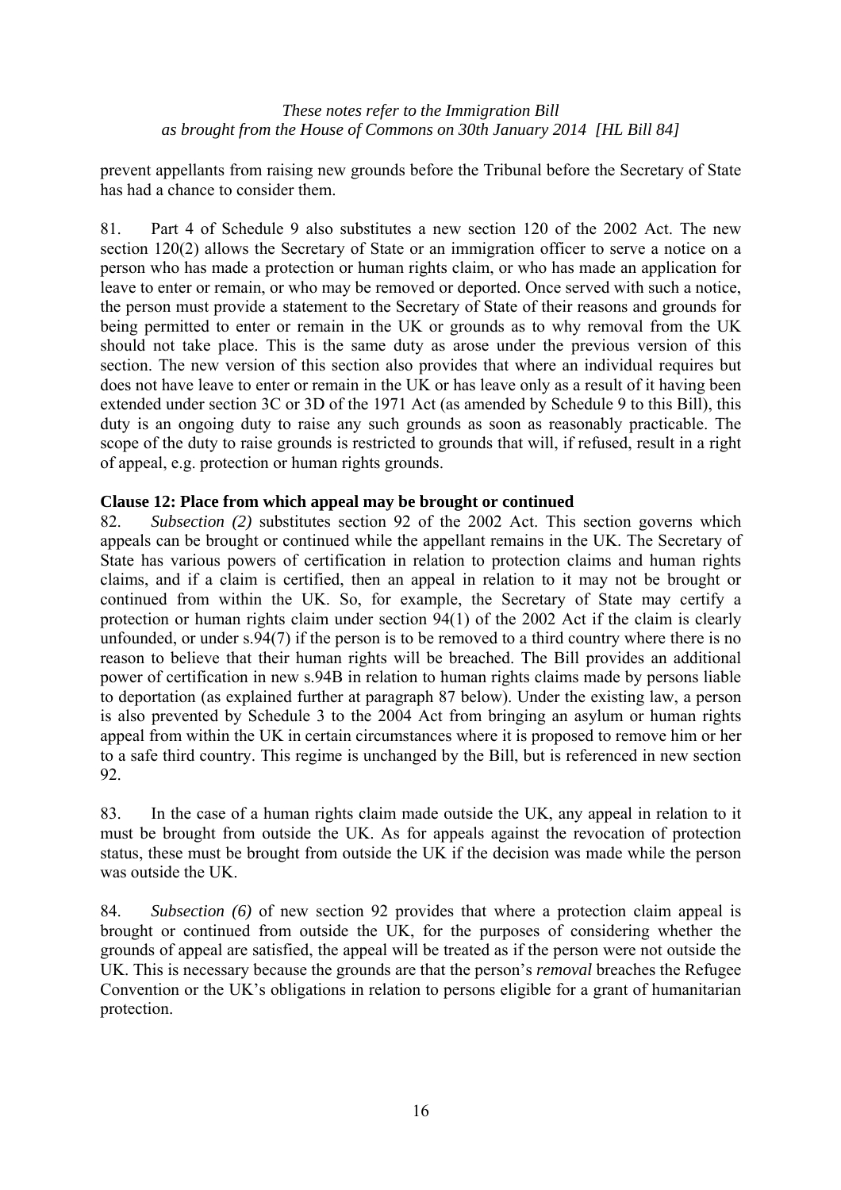prevent appellants from raising new grounds before the Tribunal before the Secretary of State has had a chance to consider them.

81. Part 4 of Schedule 9 also substitutes a new section 120 of the 2002 Act. The new section 120(2) allows the Secretary of State or an immigration officer to serve a notice on a person who has made a protection or human rights claim, or who has made an application for leave to enter or remain, or who may be removed or deported. Once served with such a notice, the person must provide a statement to the Secretary of State of their reasons and grounds for being permitted to enter or remain in the UK or grounds as to why removal from the UK should not take place. This is the same duty as arose under the previous version of this section. The new version of this section also provides that where an individual requires but does not have leave to enter or remain in the UK or has leave only as a result of it having been extended under section 3C or 3D of the 1971 Act (as amended by Schedule 9 to this Bill), this duty is an ongoing duty to raise any such grounds as soon as reasonably practicable. The scope of the duty to raise grounds is restricted to grounds that will, if refused, result in a right of appeal, e.g. protection or human rights grounds.

**Clause 12: Place from which appeal may be brought or continued**

82. *Subsection (2)* substitutes section 92 of the 2002 Act. This section governs which appeals can be brought or continued while the appellant remains in the UK. The Secretary of State has various powers of certification in relation to protection claims and human rights claims, and if a claim is certified, then an appeal in relation to it may not be brought or continued from within the UK. So, for example, the Secretary of State may certify a protection or human rights claim under section 94(1) of the 2002 Act if the claim is clearly unfounded, or under s.94(7) if the person is to be removed to a third country where there is no reason to believe that their human rights will be breached. The Bill provides an additional power of certification in new s.94B in relation to human rights claims made by persons liable to deportation (as explained further at paragraph 87 below). Under the existing law, a person is also prevented by Schedule 3 to the 2004 Act from bringing an asylum or human rights appeal from within the UK in certain circumstances where it is proposed to remove him or her to a safe third country. This regime is unchanged by the Bill, but is referenced in new section 92.

83. In the case of a human rights claim made outside the UK, any appeal in relation to it must be brought from outside the UK. As for appeals against the revocation of protection status, these must be brought from outside the UK if the decision was made while the person was outside the UK.

84. *Subsection (6)* of new section 92 provides that where a protection claim appeal is brought or continued from outside the UK, for the purposes of considering whether the grounds of appeal are satisfied, the appeal will be treated as if the person were not outside the UK. This is necessary because the grounds are that the person's *removal* breaches the Refugee Convention or the UK's obligations in relation to persons eligible for a grant of humanitarian protection.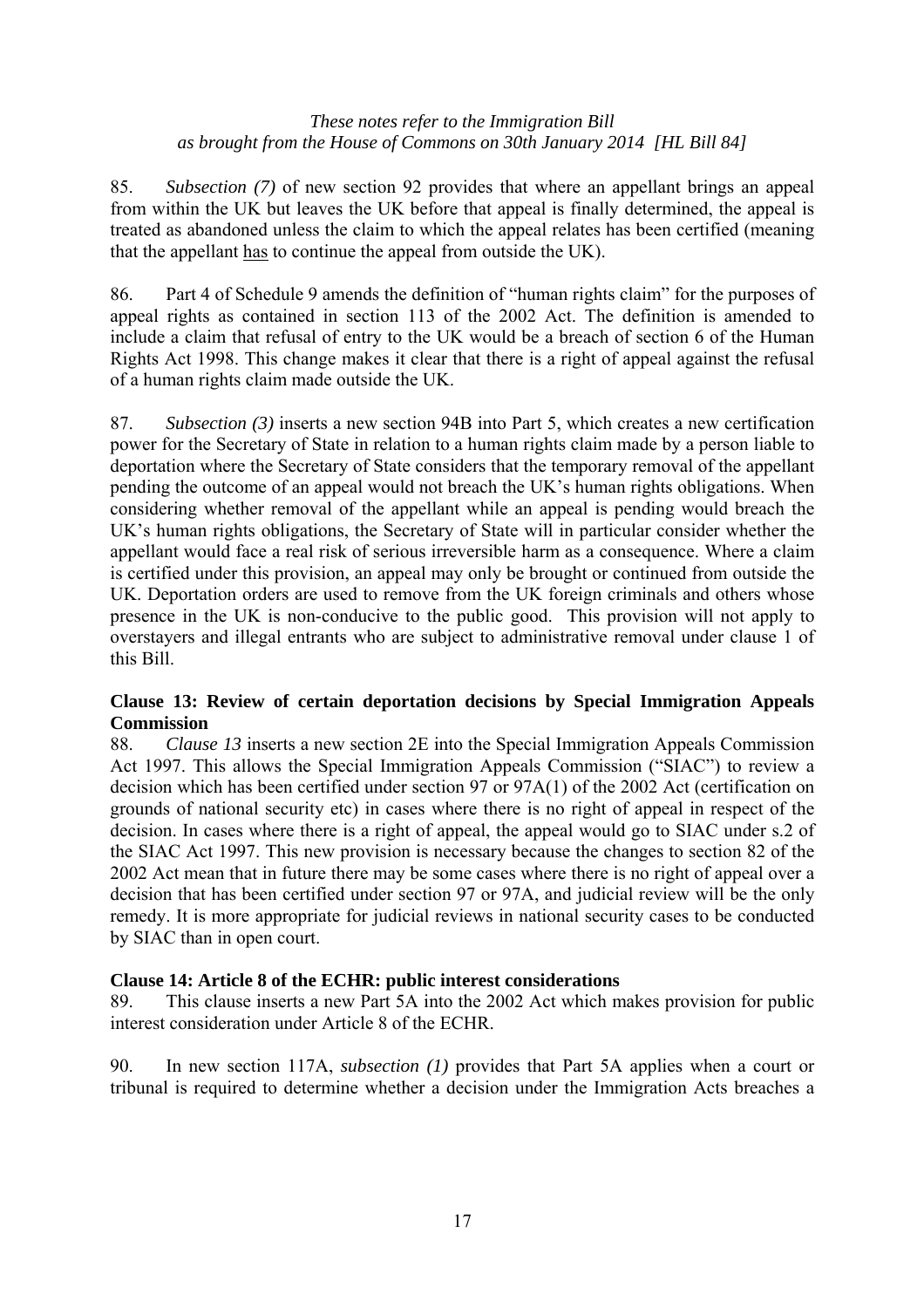85. *Subsection (7)* of new section 92 provides that where an appellant brings an appeal from within the UK but leaves the UK before that appeal is finally determined, the appeal is treated as abandoned unless the claim to which the appeal relates has been certified (meaning that the appellant <u>has</u> to continue the appeal from outside the UK).

86. Part 4 of Schedule 9 amends the definition of "human rights claim" for the purposes of appeal rights as contained in section 113 of the 2002 Act. The definition is amended to include a claim that refusal of entry to the UK would be a breach of section 6 of the Human Rights Act 1998. This change makes it clear that there is a right of appeal against the refusal of a human rights claim made outside the UK.

87. *Subsection (3)* inserts a new section 94B into Part 5, which creates a new certification power for the Secretary of State in relation to a human rights claim made by a person liable to deportation where the Secretary of State considers that the temporary removal of the appellant pending the outcome of an appeal would not breach the UK's human rights obligations. When considering whether removal of the appellant while an appeal is pending would breach the UK's human rights obligations, the Secretary of State will in particular consider whether the appellant would face a real risk of serious irreversible harm as a consequence. Where a claim is certified under this provision, an appeal may only be brought or continued from outside the UK. Deportation orders are used to remove from the UK foreign criminals and others whose presence in the UK is non-conducive to the public good. This provision will not apply to overstayers and illegal entrants who are subject to administrative removal under clause 1 of this Bill.

**Clause 13: Review of certain deportation decisions by Special Immigration Appeals Commission**

88. *Clause 13* inserts a new section 2E into the Special Immigration Appeals Commission Act 1997. This allows the Special Immigration Appeals Commission ("SIAC") to review a decision which has been certified under section 97 or 97A(1) of the 2002 Act (certification on grounds of national security etc) in cases where there is no right of appeal in respect of the decision. In cases where there is a right of appeal, the appeal would go to SIAC under s.2 of the SIAC Act 1997. This new provision is necessary because the changes to section 82 of the 2002 Act mean that in future there may be some cases where there is no right of appeal over a decision that has been certified under section 97 or 97A, and judicial review will be the only remedy. It is more appropriate for judicial reviews in national security cases to be conducted by SIAC than in open court.

**Clause 14: Article 8 of the ECHR: public interest considerations**

89. This clause inserts a new Part 5A into the 2002 Act which makes provision for public interest consideration under Article 8 of the ECHR.

90. In new section 117A, *subsection (1)* provides that Part 5A applies when a court or tribunal is required to determine whether a decision under the Immigration Acts breaches a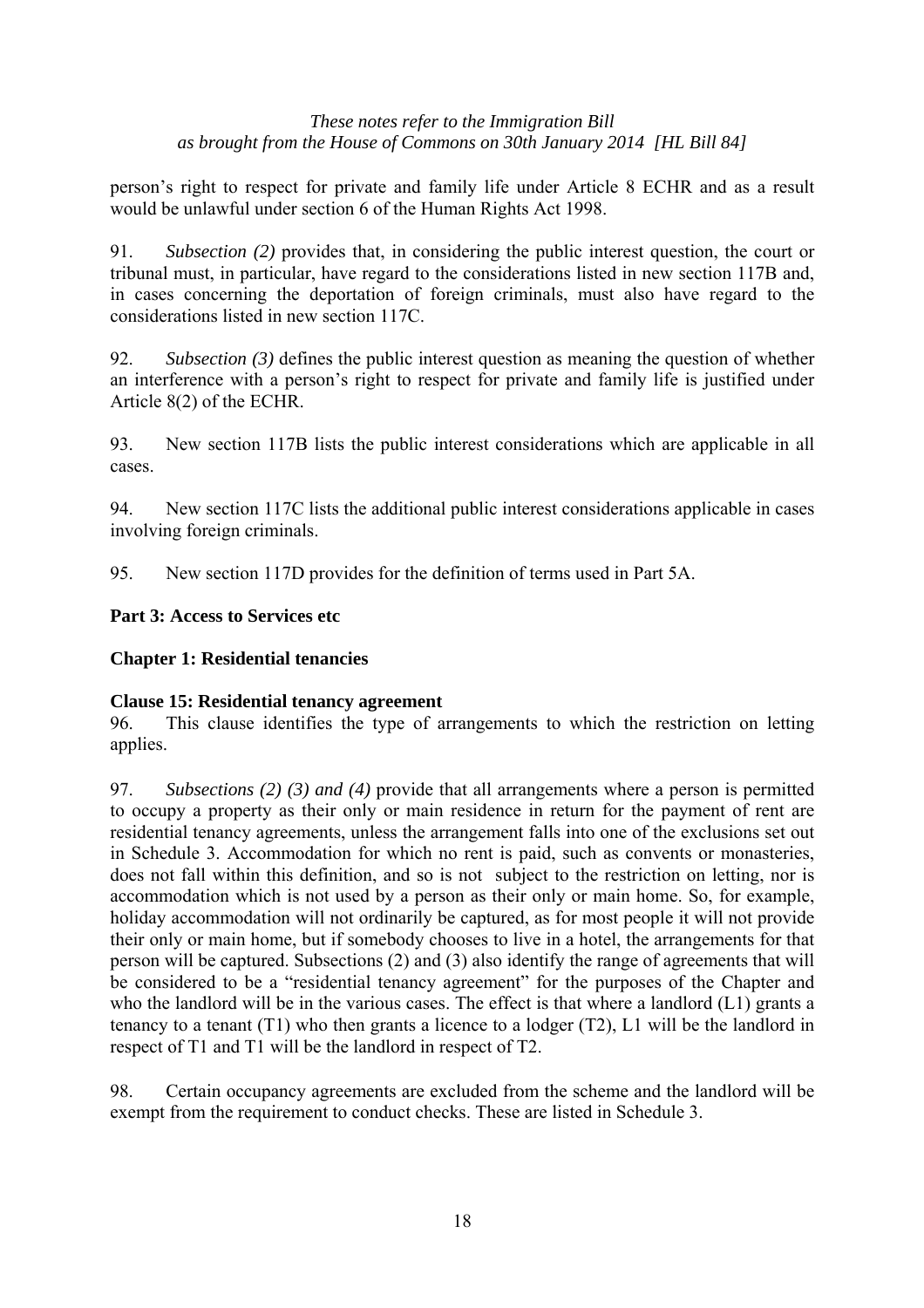person's right to respect for private and family life under Article 8 ECHR and as a result would be unlawful under section 6 of the Human Rights Act 1998.

91. *Subsection (2)* provides that, in considering the public interest question, the court or tribunal must, in particular, have regard to the considerations listed in new section 117B and, in cases concerning the deportation of foreign criminals, must also have regard to the considerations listed in new section 117C.

92. *Subsection (3)* defines the public interest question as meaning the question of whether an interference with a person's right to respect for private and family life is justified under Article 8(2) of the ECHR.

93. New section 117B lists the public interest considerations which are applicable in all cases.

94. New section 117C lists the additional public interest considerations applicable in cases involving foreign criminals.

95. New section 117D provides for the definition of terms used in Part 5A.

**Part 3: Access to Services etc**

**Chapter 1: Residential tenancies**

**Clause 15: Residential tenancy agreement**

96. This clause identifies the type of arrangements to which the restriction on letting applies.

97. *Subsections (2) (3) and (4)* provide that all arrangements where a person is permitted to occupy a property as their only or main residence in return for the payment of rent are residential tenancy agreements, unless the arrangement falls into one of the exclusions set out in Schedule 3. Accommodation for which no rent is paid, such as convents or monasteries, does not fall within this definition, and so is not subject to the restriction on letting, nor is accommodation which is not used by a person as their only or main home. So, for example, holiday accommodation will not ordinarily be captured, as for most people it will not provide their only or main home, but if somebody chooses to live in a hotel, the arrangements for that person will be captured. Subsections (2) and (3) also identify the range of agreements that will be considered to be a "residential tenancy agreement" for the purposes of the Chapter and who the landlord will be in the various cases. The effect is that where a landlord (L1) grants a tenancy to a tenant (T1) who then grants a licence to a lodger (T2), L1 will be the landlord in respect of T1 and T1 will be the landlord in respect of T2.

98. Certain occupancy agreements are excluded from the scheme and the landlord will be exempt from the requirement to conduct checks. These are listed in Schedule 3.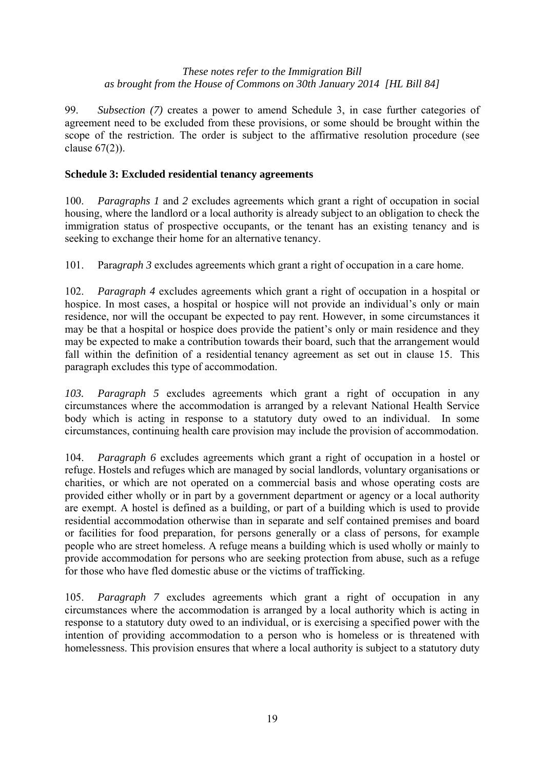99. *Subsection (7)* creates a power to amend Schedule 3, in case further categories of agreement need to be excluded from these provisions, or some should be brought within the scope of the restriction. The order is subject to the affirmative resolution procedure (see clause 67(2)).

**Schedule 3: Excluded residential tenancy agreements**

100. *Paragraphs 1* and *2* excludes agreements which grant a right of occupation in social housing, where the landlord or a local authority is already subject to an obligation to check the immigration status of prospective occupants, or the tenant has an existing tenancy and is seeking to exchange their home for an alternative tenancy.

101. Para*graph 3* excludes agreements which grant a right of occupation in a care home.

102. *Paragraph 4* excludes agreements which grant a right of occupation in a hospital or hospice. In most cases, a hospital or hospice will not provide an individual's only or main residence, nor will the occupant be expected to pay rent. However, in some circumstances it may be that a hospital or hospice does provide the patient's only or main residence and they may be expected to make a contribution towards their board, such that the arrangement would fall within the definition of a residential tenancy agreement as set out in clause 15. This paragraph excludes this type of accommodation.

*103. Paragraph 5* excludes agreements which grant a right of occupation in any circumstances where the accommodation is arranged by a relevant National Health Service body which is acting in response to a statutory duty owed to an individual. In some circumstances, continuing health care provision may include the provision of accommodation.

104. *Paragraph 6* excludes agreements which grant a right of occupation in a hostel or refuge. Hostels and refuges which are managed by social landlords, voluntary organisations or charities, or which are not operated on a commercial basis and whose operating costs are provided either wholly or in part by a government department or agency or a local authority are exempt. A hostel is defined as a building, or part of a building which is used to provide residential accommodation otherwise than in separate and self contained premises and board or facilities for food preparation, for persons generally or a class of persons, for example people who are street homeless. A refuge means a building which is used wholly or mainly to provide accommodation for persons who are seeking protection from abuse, such as a refuge for those who have fled domestic abuse or the victims of trafficking.

105. *Paragraph 7* excludes agreements which grant a right of occupation in any circumstances where the accommodation is arranged by a local authority which is acting in response to a statutory duty owed to an individual, or is exercising a specified power with the intention of providing accommodation to a person who is homeless or is threatened with homelessness. This provision ensures that where a local authority is subject to a statutory duty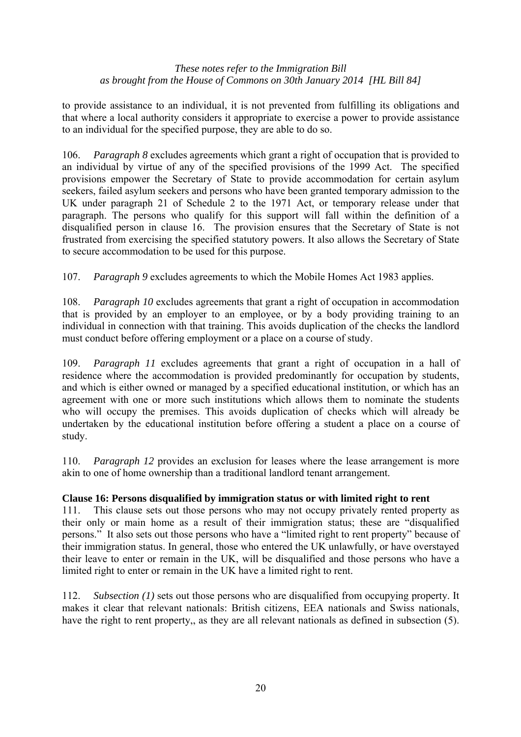to provide assistance to an individual, it is not prevented from fulfilling its obligations and that where a local authority considers it appropriate to exercise a power to provide assistance to an individual for the specified purpose, they are able to do so.

106. *Paragraph 8* excludes agreements which grant a right of occupation that is provided to an individual by virtue of any of the specified provisions of the 1999 Act. The specified provisions empower the Secretary of State to provide accommodation for certain asylum seekers, failed asylum seekers and persons who have been granted temporary admission to the UK under paragraph 21 of Schedule 2 to the 1971 Act, or temporary release under that paragraph. The persons who qualify for this support will fall within the definition of a disqualified person in clause 16. The provision ensures that the Secretary of State is not frustrated from exercising the specified statutory powers. It also allows the Secretary of State to secure accommodation to be used for this purpose.

107. *Paragraph 9* excludes agreements to which the Mobile Homes Act 1983 applies.

108. *Paragraph 10* excludes agreements that grant a right of occupation in accommodation that is provided by an employer to an employee, or by a body providing training to an individual in connection with that training. This avoids duplication of the checks the landlord must conduct before offering employment or a place on a course of study.

109. *Paragraph 11* excludes agreements that grant a right of occupation in a hall of residence where the accommodation is provided predominantly for occupation by students, and which is either owned or managed by a specified educational institution, or which has an agreement with one or more such institutions which allows them to nominate the students who will occupy the premises. This avoids duplication of checks which will already be undertaken by the educational institution before offering a student a place on a course of study.

110. *Paragraph 12* provides an exclusion for leases where the lease arrangement is more akin to one of home ownership than a traditional landlord tenant arrangement.

**Clause 16: Persons disqualified by immigration status or with limited right to rent**

111. This clause sets out those persons who may not occupy privately rented property as their only or main home as a result of their immigration status; these are "disqualified persons." It also sets out those persons who have a "limited right to rent property" because of their immigration status. In general, those who entered the UK unlawfully, or have overstayed their leave to enter or remain in the UK, will be disqualified and those persons who have a limited right to enter or remain in the UK have a limited right to rent.

112. *Subsection (1)* sets out those persons who are disqualified from occupying property. It makes it clear that relevant nationals: British citizens, EEA nationals and Swiss nationals, have the right to rent property,, as they are all relevant nationals as defined in subsection (5).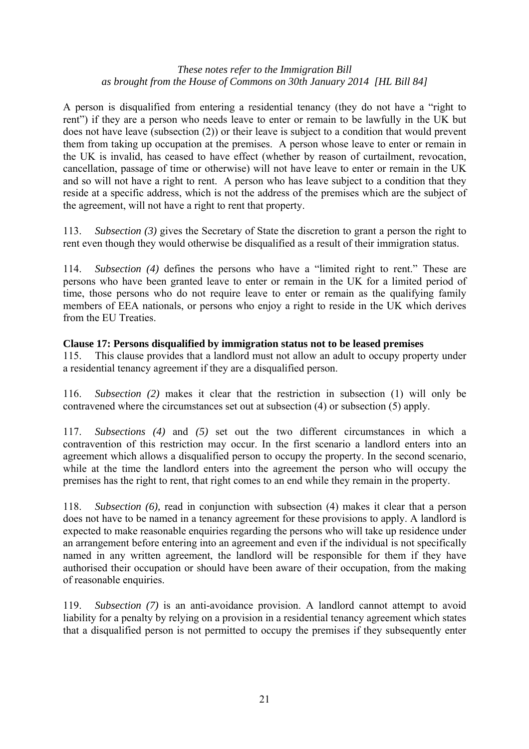A person is disqualified from entering a residential tenancy (they do not have a "right to rent") if they are a person who needs leave to enter or remain to be lawfully in the UK but does not have leave (subsection (2)) or their leave is subject to a condition that would prevent them from taking up occupation at the premises. A person whose leave to enter or remain in the UK is invalid, has ceased to have effect (whether by reason of curtailment, revocation, cancellation, passage of time or otherwise) will not have leave to enter or remain in the UK and so will not have a right to rent. A person who has leave subject to a condition that they reside at a specific address, which is not the address of the premises which are the subject of the agreement, will not have a right to rent that property.

113. *Subsection (3)* gives the Secretary of State the discretion to grant a person the right to rent even though they would otherwise be disqualified as a result of their immigration status.

114. *Subsection (4)* defines the persons who have a "limited right to rent." These are persons who have been granted leave to enter or remain in the UK for a limited period of time, those persons who do not require leave to enter or remain as the qualifying family members of EEA nationals, or persons who enjoy a right to reside in the UK which derives from the EU Treaties.

**Clause 17: Persons disqualified by immigration status not to be leased premises**

115. This clause provides that a landlord must not allow an adult to occupy property under a residential tenancy agreement if they are a disqualified person.

116. *Subsection (2)* makes it clear that the restriction in subsection (1) will only be contravened where the circumstances set out at subsection (4) or subsection (5) apply.

117. *Subsections (4)* and *(5)* set out the two different circumstances in which a contravention of this restriction may occur. In the first scenario a landlord enters into an agreement which allows a disqualified person to occupy the property. In the second scenario, while at the time the landlord enters into the agreement the person who will occupy the premises has the right to rent, that right comes to an end while they remain in the property.

118. *Subsection (6),* read in conjunction with subsection (4) makes it clear that a person does not have to be named in a tenancy agreement for these provisions to apply. A landlord is expected to make reasonable enquiries regarding the persons who will take up residence under an arrangement before entering into an agreement and even if the individual is not specifically named in any written agreement, the landlord will be responsible for them if they have authorised their occupation or should have been aware of their occupation, from the making of reasonable enquiries.

119. *Subsection (7)* is an anti-avoidance provision. A landlord cannot attempt to avoid liability for a penalty by relying on a provision in a residential tenancy agreement which states that a disqualified person is not permitted to occupy the premises if they subsequently enter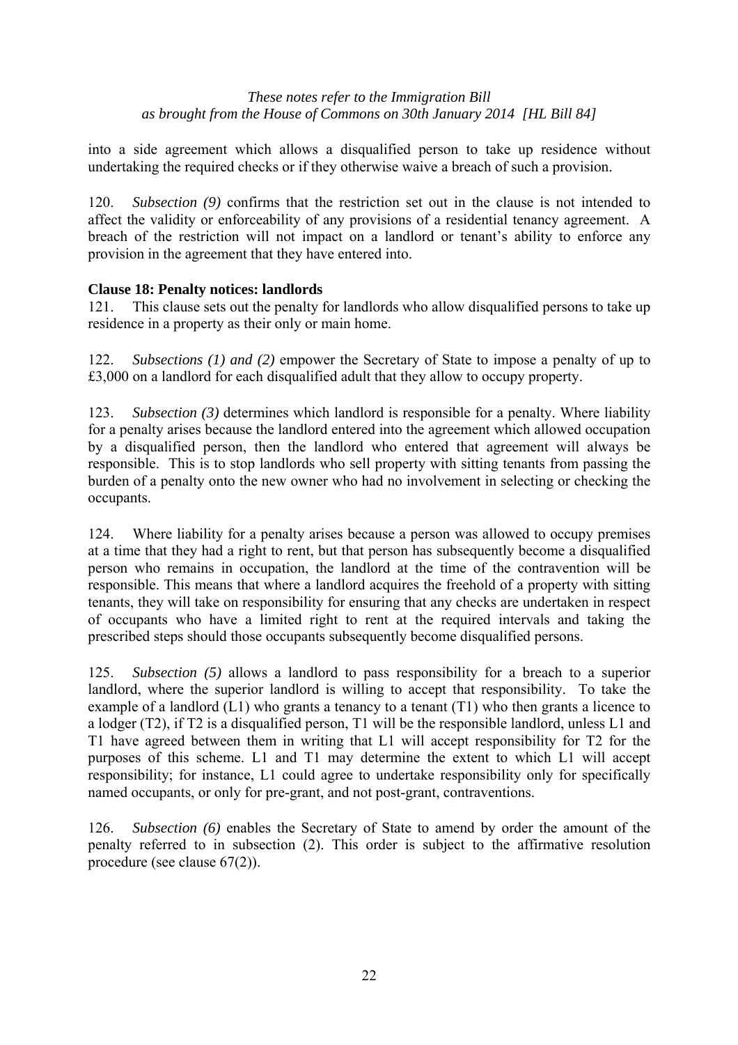into a side agreement which allows a disqualified person to take up residence without undertaking the required checks or if they otherwise waive a breach of such a provision.

120. *Subsection (9)* confirms that the restriction set out in the clause is not intended to affect the validity or enforceability of any provisions of a residential tenancy agreement. A breach of the restriction will not impact on a landlord or tenant's ability to enforce any provision in the agreement that they have entered into.

**Clause 18: Penalty notices: landlords**

121. This clause sets out the penalty for landlords who allow disqualified persons to take up residence in a property as their only or main home.

122. *Subsections (1) and (2)* empower the Secretary of State to impose a penalty of up to £3,000 on a landlord for each disqualified adult that they allow to occupy property.

123. *Subsection (3)* determines which landlord is responsible for a penalty. Where liability for a penalty arises because the landlord entered into the agreement which allowed occupation by a disqualified person, then the landlord who entered that agreement will always be responsible. This is to stop landlords who sell property with sitting tenants from passing the burden of a penalty onto the new owner who had no involvement in selecting or checking the occupants.

124. Where liability for a penalty arises because a person was allowed to occupy premises at a time that they had a right to rent, but that person has subsequently become a disqualified person who remains in occupation, the landlord at the time of the contravention will be responsible. This means that where a landlord acquires the freehold of a property with sitting tenants, they will take on responsibility for ensuring that any checks are undertaken in respect of occupants who have a limited right to rent at the required intervals and taking the prescribed steps should those occupants subsequently become disqualified persons.

125. *Subsection (5)* allows a landlord to pass responsibility for a breach to a superior landlord, where the superior landlord is willing to accept that responsibility. To take the example of a landlord (L1) who grants a tenancy to a tenant (T1) who then grants a licence to a lodger (T2), if T2 is a disqualified person, T1 will be the responsible landlord, unless L1 and T1 have agreed between them in writing that L1 will accept responsibility for T2 for the purposes of this scheme. L1 and T1 may determine the extent to which L1 will accept responsibility; for instance, L1 could agree to undertake responsibility only for specifically named occupants, or only for pre-grant, and not post-grant, contraventions.

126. *Subsection (6)* enables the Secretary of State to amend by order the amount of the penalty referred to in subsection (2). This order is subject to the affirmative resolution procedure (see clause 67(2)).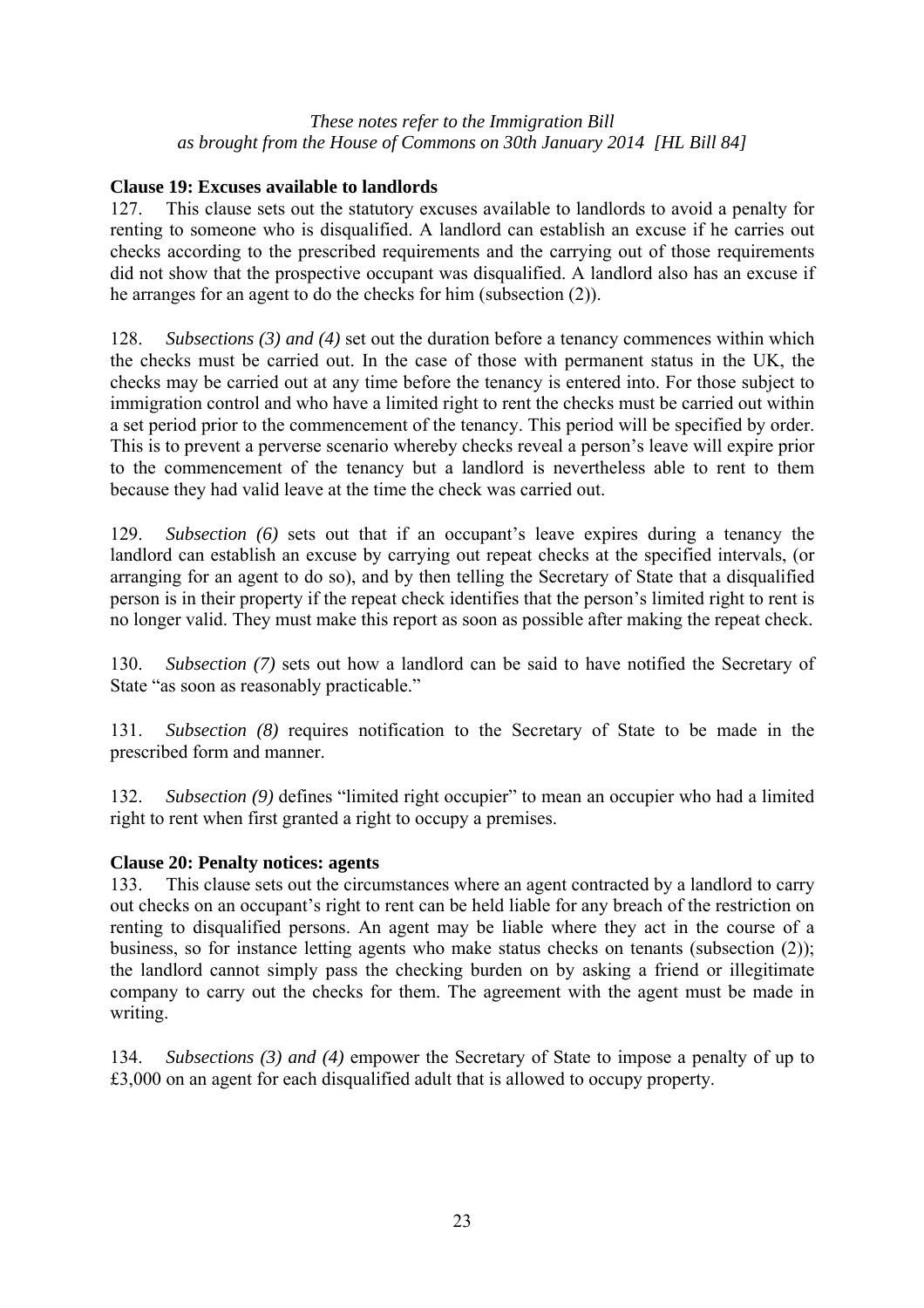*These notes refer to the Immigration Bill as brought from the House of Commons on 30th January 2014 [HL Bill 84]*

**Clause 19: Excuses available to landlords**

127. This clause sets out the statutory excuses available to landlords to avoid a penalty for renting to someone who is disqualified. A landlord can establish an excuse if he carries out checks according to the prescribed requirements and the carrying out of those requirements did not show that the prospective occupant was disqualified. A landlord also has an excuse if he arranges for an agent to do the checks for him (subsection (2)).

128. *Subsections (3) and (4)* set out the duration before a tenancy commences within which the checks must be carried out. In the case of those with permanent status in the UK, the checks may be carried out at any time before the tenancy is entered into. For those subject to immigration control and who have a limited right to rent the checks must be carried out within a set period prior to the commencement of the tenancy. This period will be specified by order. This is to prevent a perverse scenario whereby checks reveal a person's leave will expire prior to the commencement of the tenancy but a landlord is nevertheless able to rent to them because they had valid leave at the time the check was carried out.

129. *Subsection (6)* sets out that if an occupant's leave expires during a tenancy the landlord can establish an excuse by carrying out repeat checks at the specified intervals, (or arranging for an agent to do so), and by then telling the Secretary of State that a disqualified person is in their property if the repeat check identifies that the person's limited right to rent is no longer valid. They must make this report as soon as possible after making the repeat check.

130. *Subsection (7)* sets out how a landlord can be said to have notified the Secretary of State "as soon as reasonably practicable."

131. *Subsection (8)* requires notification to the Secretary of State to be made in the prescribed form and manner.

132. *Subsection (9)* defines "limited right occupier" to mean an occupier who had a limited right to rent when first granted a right to occupy a premises.

**Clause 20: Penalty notices: agents**

133. This clause sets out the circumstances where an agent contracted by a landlord to carry out checks on an occupant's right to rent can be held liable for any breach of the restriction on renting to disqualified persons. An agent may be liable where they act in the course of a business, so for instance letting agents who make status checks on tenants (subsection (2)); the landlord cannot simply pass the checking burden on by asking a friend or illegitimate company to carry out the checks for them. The agreement with the agent must be made in writing.

134. *Subsections (3) and (4)* empower the Secretary of State to impose a penalty of up to £3,000 on an agent for each disqualified adult that is allowed to occupy property.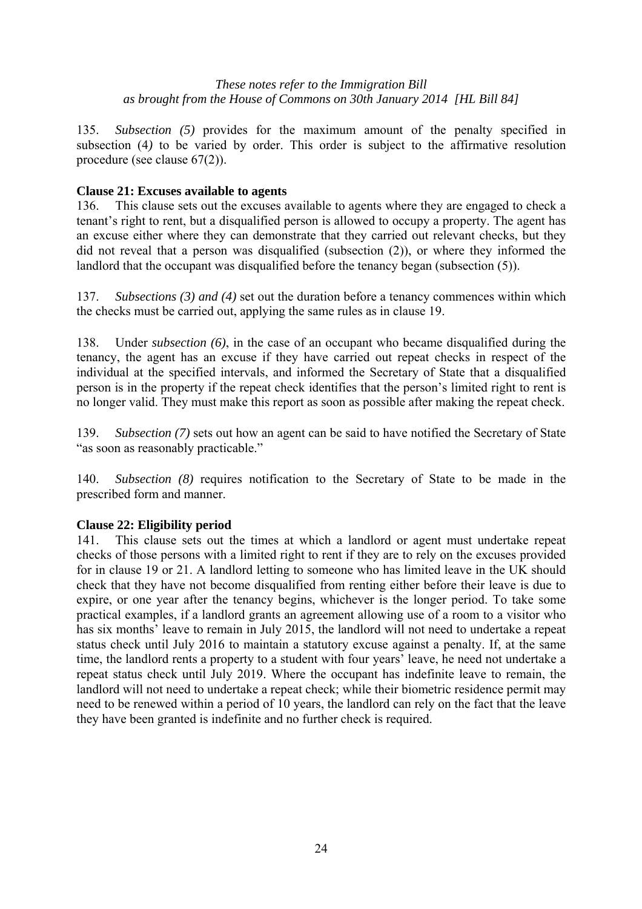135. *Subsection (5)* provides for the maximum amount of the penalty specified in subsection (4*)* to be varied by order. This order is subject to the affirmative resolution procedure (see clause 67(2)).

**Clause 21: Excuses available to agents**

136. This clause sets out the excuses available to agents where they are engaged to check a tenant's right to rent, but a disqualified person is allowed to occupy a property. The agent has an excuse either where they can demonstrate that they carried out relevant checks, but they did not reveal that a person was disqualified (subsection (2)), or where they informed the landlord that the occupant was disqualified before the tenancy began (subsection (5)).

137. *Subsections (3) and (4)* set out the duration before a tenancy commences within which the checks must be carried out, applying the same rules as in clause 19.

138. Under *subsection (6)*, in the case of an occupant who became disqualified during the tenancy, the agent has an excuse if they have carried out repeat checks in respect of the individual at the specified intervals, and informed the Secretary of State that a disqualified person is in the property if the repeat check identifies that the person's limited right to rent is no longer valid. They must make this report as soon as possible after making the repeat check.

139. *Subsection (7)* sets out how an agent can be said to have notified the Secretary of State "as soon as reasonably practicable."

140. *Subsection (8)* requires notification to the Secretary of State to be made in the prescribed form and manner.

**Clause 22: Eligibility period**

141. This clause sets out the times at which a landlord or agent must undertake repeat checks of those persons with a limited right to rent if they are to rely on the excuses provided for in clause 19 or 21. A landlord letting to someone who has limited leave in the UK should check that they have not become disqualified from renting either before their leave is due to expire, or one year after the tenancy begins, whichever is the longer period. To take some practical examples, if a landlord grants an agreement allowing use of a room to a visitor who has six months' leave to remain in July 2015, the landlord will not need to undertake a repeat status check until July 2016 to maintain a statutory excuse against a penalty. If, at the same time, the landlord rents a property to a student with four years' leave, he need not undertake a repeat status check until July 2019. Where the occupant has indefinite leave to remain, the landlord will not need to undertake a repeat check; while their biometric residence permit may need to be renewed within a period of 10 years, the landlord can rely on the fact that the leave they have been granted is indefinite and no further check is required.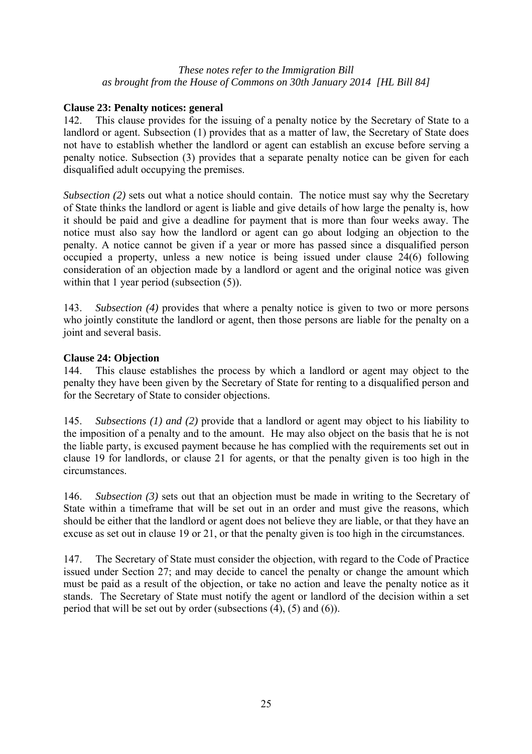*These notes refer to the Immigration Bill as brought from the House of Commons on 30th January 2014 [HL Bill 84]*

**Clause 23: Penalty notices: general**

142. This clause provides for the issuing of a penalty notice by the Secretary of State to a landlord or agent. Subsection (1) provides that as a matter of law, the Secretary of State does not have to establish whether the landlord or agent can establish an excuse before serving a penalty notice. Subsection (3) provides that a separate penalty notice can be given for each disqualified adult occupying the premises.

*Subsection (2)* sets out what a notice should contain. The notice must say why the Secretary of State thinks the landlord or agent is liable and give details of how large the penalty is, how it should be paid and give a deadline for payment that is more than four weeks away. The notice must also say how the landlord or agent can go about lodging an objection to the penalty. A notice cannot be given if a year or more has passed since a disqualified person occupied a property, unless a new notice is being issued under clause 24(6) following consideration of an objection made by a landlord or agent and the original notice was given within that 1 year period (subsection (5)).

143. *Subsection (4)* provides that where a penalty notice is given to two or more persons who jointly constitute the landlord or agent, then those persons are liable for the penalty on a joint and several basis.

**Clause 24: Objection**

144. This clause establishes the process by which a landlord or agent may object to the penalty they have been given by the Secretary of State for renting to a disqualified person and for the Secretary of State to consider objections.

145. *Subsections (1) and (2)* provide that a landlord or agent may object to his liability to the imposition of a penalty and to the amount. He may also object on the basis that he is not the liable party, is excused payment because he has complied with the requirements set out in clause 19 for landlords, or clause 21 for agents, or that the penalty given is too high in the circumstances.

146. *Subsection (3)* sets out that an objection must be made in writing to the Secretary of State within a timeframe that will be set out in an order and must give the reasons, which should be either that the landlord or agent does not believe they are liable, or that they have an excuse as set out in clause 19 or 21, or that the penalty given is too high in the circumstances.

147. The Secretary of State must consider the objection, with regard to the Code of Practice issued under Section 27; and may decide to cancel the penalty or change the amount which must be paid as a result of the objection, or take no action and leave the penalty notice as it stands. The Secretary of State must notify the agent or landlord of the decision within a set period that will be set out by order (subsections (4), (5) and (6)).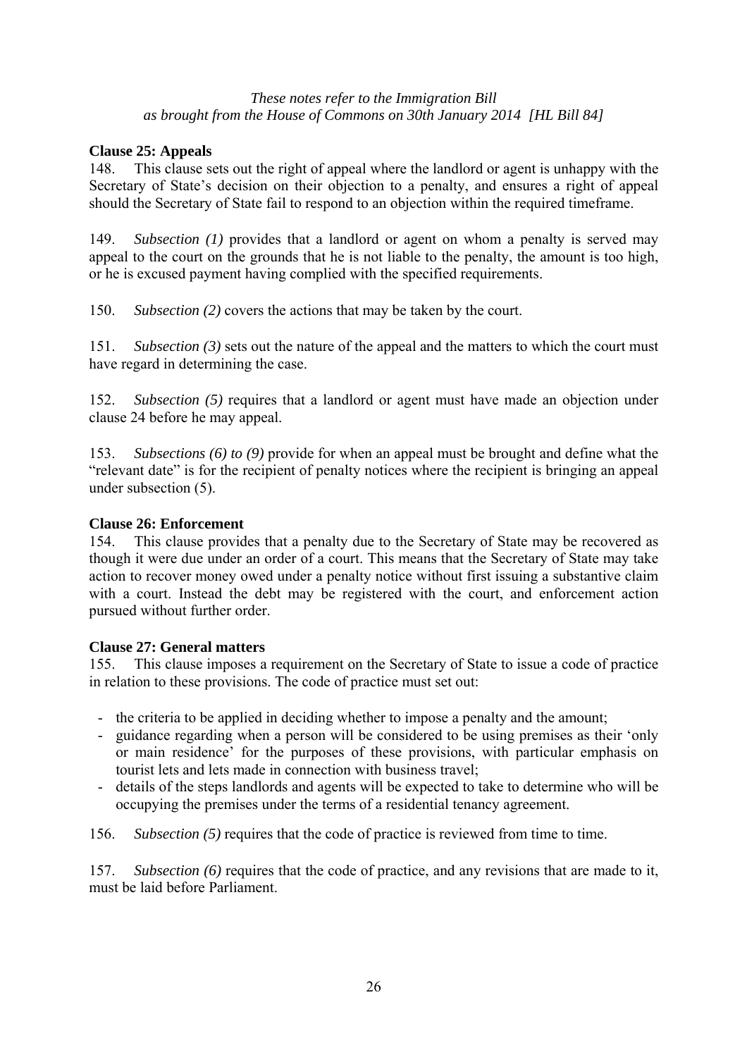*These notes refer to the Immigration Bill as brought from the House of Commons on 30th January 2014 [HL Bill 84]*

**Clause 25: Appeals**

148. This clause sets out the right of appeal where the landlord or agent is unhappy with the Secretary of State's decision on their objection to a penalty, and ensures a right of appeal should the Secretary of State fail to respond to an objection within the required timeframe.

149. *Subsection (1)* provides that a landlord or agent on whom a penalty is served may appeal to the court on the grounds that he is not liable to the penalty, the amount is too high, or he is excused payment having complied with the specified requirements.

150. *Subsection (2)* covers the actions that may be taken by the court.

151. *Subsection (3)* sets out the nature of the appeal and the matters to which the court must have regard in determining the case.

152. *Subsection (5)* requires that a landlord or agent must have made an objection under clause 24 before he may appeal.

153. *Subsections (6) to (9)* provide for when an appeal must be brought and define what the "relevant date" is for the recipient of penalty notices where the recipient is bringing an appeal under subsection (5).

**Clause 26: Enforcement**

154. This clause provides that a penalty due to the Secretary of State may be recovered as though it were due under an order of a court. This means that the Secretary of State may take action to recover money owed under a penalty notice without first issuing a substantive claim with a court. Instead the debt may be registered with the court, and enforcement action pursued without further order.

**Clause 27: General matters**

155. This clause imposes a requirement on the Secretary of State to issue a code of practice in relation to these provisions. The code of practice must set out:

- the criteria to be applied in deciding whether to impose a penalty and the amount;
- guidance regarding when a person will be considered to be using premises as their 'only or main residence' for the purposes of these provisions, with particular emphasis on tourist lets and lets made in connection with business travel;
- details of the steps landlords and agents will be expected to take to determine who will be occupying the premises under the terms of a residential tenancy agreement.

156. *Subsection (5)* requires that the code of practice is reviewed from time to time.

157. *Subsection (6)* requires that the code of practice, and any revisions that are made to it, must be laid before Parliament.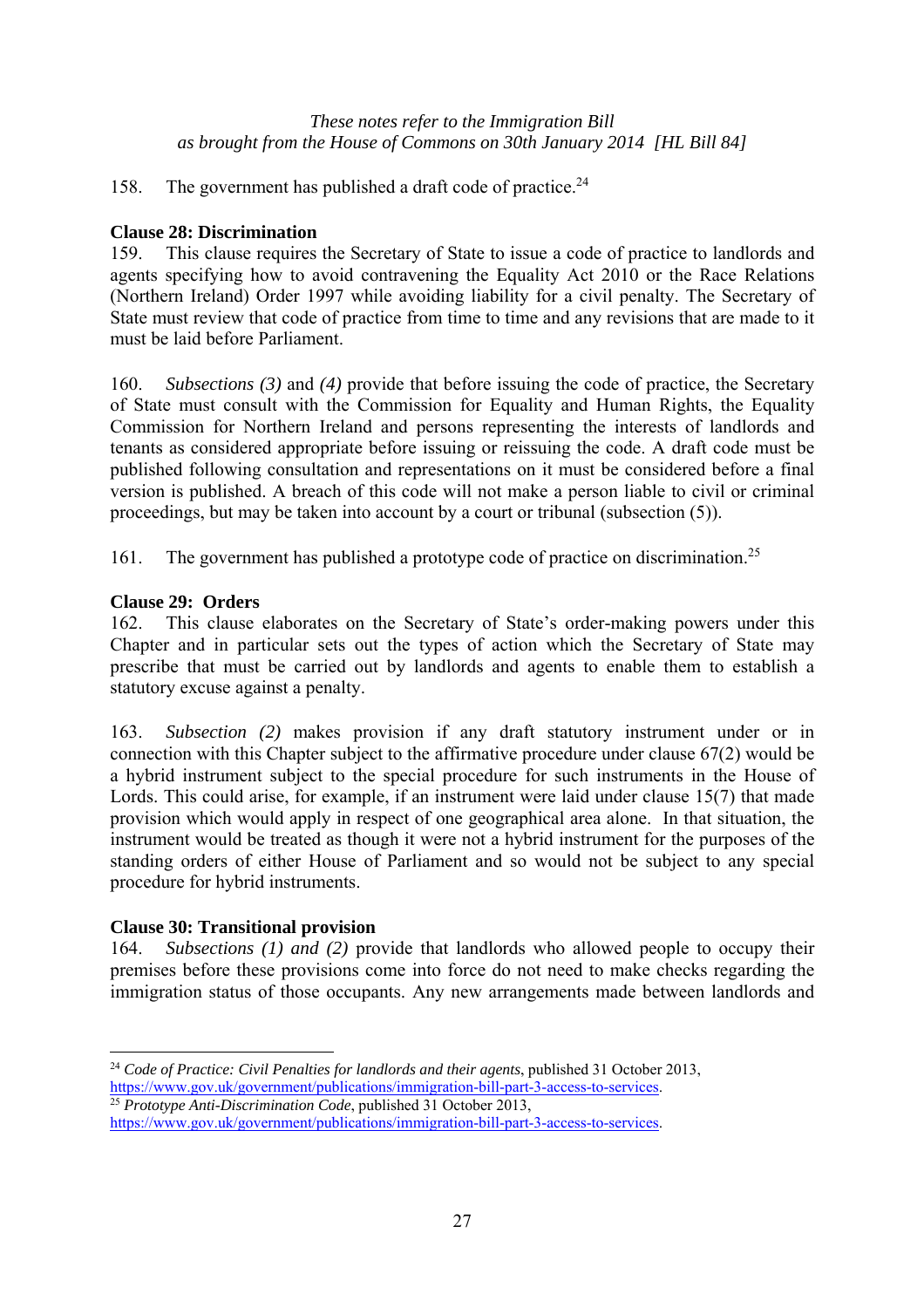158. The government has published a draft code of practice.[24]

**Clause 28: Discrimination**

159. This clause requires the Secretary of State to issue a code of practice to landlords and agents specifying how to avoid contravening the Equality Act 2010 or the Race Relations (Northern Ireland) Order 1997 while avoiding liability for a civil penalty. The Secretary of State must review that code of practice from time to time and any revisions that are made to it must be laid before Parliament.

160. *Subsections (3)* and *(4)* provide that before issuing the code of practice, the Secretary of State must consult with the Commission for Equality and Human Rights, the Equality Commission for Northern Ireland and persons representing the interests of landlords and tenants as considered appropriate before issuing or reissuing the code. A draft code must be published following consultation and representations on it must be considered before a final version is published. A breach of this code will not make a person liable to civil or criminal proceedings, but may be taken into account by a court or tribunal (subsection (5)).

161. The government has published a prototype code of practice on discrimination.[25]

**Clause 29: Orders**

162. This clause elaborates on the Secretary of State's order-making powers under this Chapter and in particular sets out the types of action which the Secretary of State may prescribe that must be carried out by landlords and agents to enable them to establish a statutory excuse against a penalty.

163. *Subsection (2)* makes provision if any draft statutory instrument under or in connection with this Chapter subject to the affirmative procedure under clause 67(2) would be a hybrid instrument subject to the special procedure for such instruments in the House of Lords. This could arise, for example, if an instrument were laid under clause 15(7) that made provision which would apply in respect of one geographical area alone. In that situation, the instrument would be treated as though it were not a hybrid instrument for the purposes of the standing orders of either House of Parliament and so would not be subject to any special procedure for hybrid instruments.

**Clause 30: Transitional provision**

164. *Subsections (1) and (2)* provide that landlords who allowed people to occupy their premises before these provisions come into force do not need to make checks regarding the immigration status of those occupants. Any new arrangements made between landlords and

---

[24] *Code of Practice: Civil Penalties for landlords and their agents*, published 31 October 2013, https://www.gov.uk/government/publications/immigration-bill-part-3-access-to-services.

[25] *Prototype Anti-Discrimination Code*, published 31 October 2013, https://www.gov.uk/government/publications/immigration-bill-part-3-access-to-services.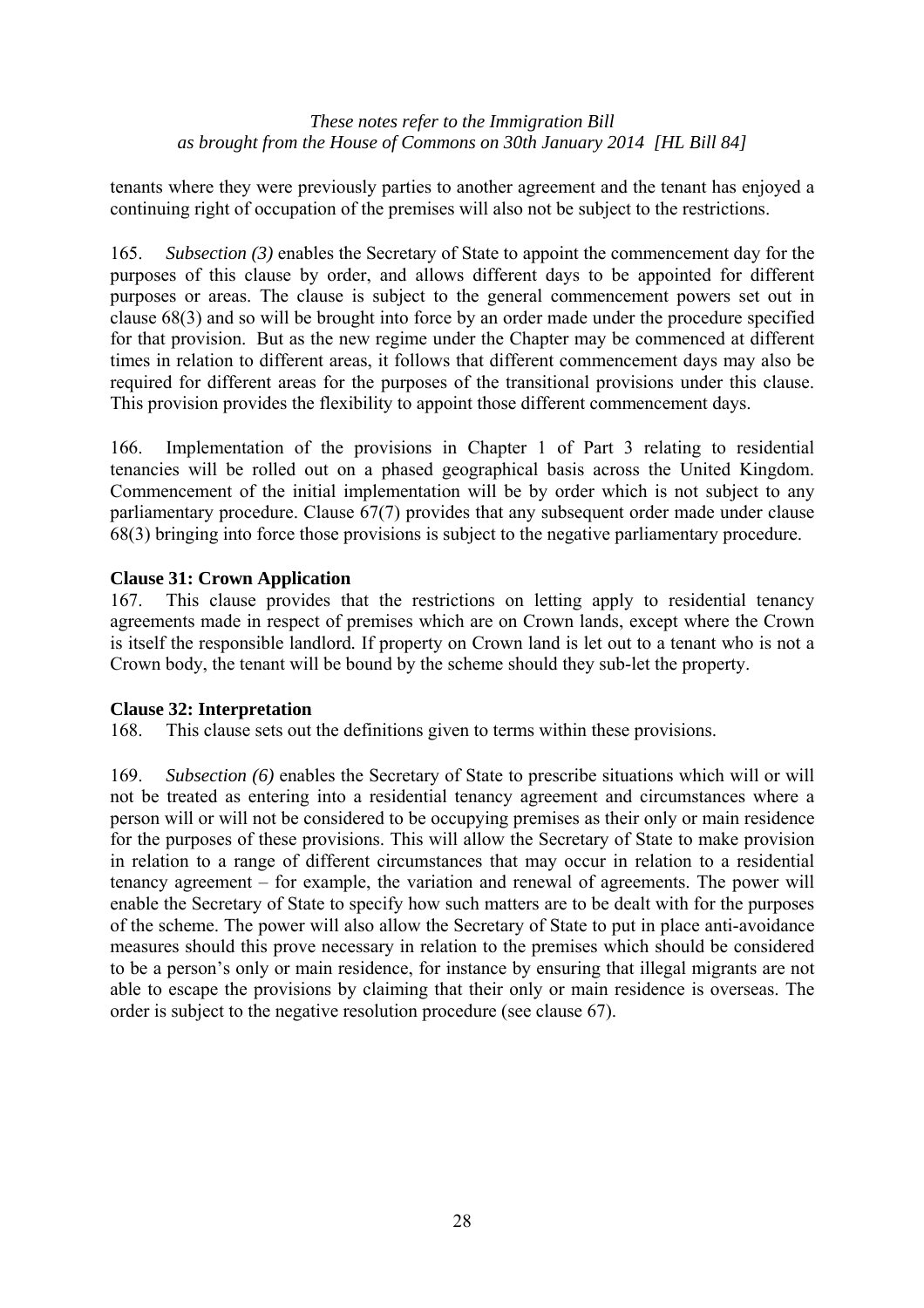tenants where they were previously parties to another agreement and the tenant has enjoyed a continuing right of occupation of the premises will also not be subject to the restrictions.

165. *Subsection (3)* enables the Secretary of State to appoint the commencement day for the purposes of this clause by order, and allows different days to be appointed for different purposes or areas. The clause is subject to the general commencement powers set out in clause 68(3) and so will be brought into force by an order made under the procedure specified for that provision. But as the new regime under the Chapter may be commenced at different times in relation to different areas, it follows that different commencement days may also be required for different areas for the purposes of the transitional provisions under this clause. This provision provides the flexibility to appoint those different commencement days.

166. Implementation of the provisions in Chapter 1 of Part 3 relating to residential tenancies will be rolled out on a phased geographical basis across the United Kingdom. Commencement of the initial implementation will be by order which is not subject to any parliamentary procedure. Clause 67(7) provides that any subsequent order made under clause 68(3) bringing into force those provisions is subject to the negative parliamentary procedure.

**Clause 31: Crown Application**

167. This clause provides that the restrictions on letting apply to residential tenancy agreements made in respect of premises which are on Crown lands, except where the Crown is itself the responsible landlord. If property on Crown land is let out to a tenant who is not a Crown body, the tenant will be bound by the scheme should they sub-let the property.

**Clause 32: Interpretation**

168. This clause sets out the definitions given to terms within these provisions.

169. *Subsection (6)* enables the Secretary of State to prescribe situations which will or will not be treated as entering into a residential tenancy agreement and circumstances where a person will or will not be considered to be occupying premises as their only or main residence for the purposes of these provisions. This will allow the Secretary of State to make provision in relation to a range of different circumstances that may occur in relation to a residential tenancy agreement – for example, the variation and renewal of agreements. The power will enable the Secretary of State to specify how such matters are to be dealt with for the purposes of the scheme. The power will also allow the Secretary of State to put in place anti-avoidance measures should this prove necessary in relation to the premises which should be considered to be a person's only or main residence, for instance by ensuring that illegal migrants are not able to escape the provisions by claiming that their only or main residence is overseas. The order is subject to the negative resolution procedure (see clause 67).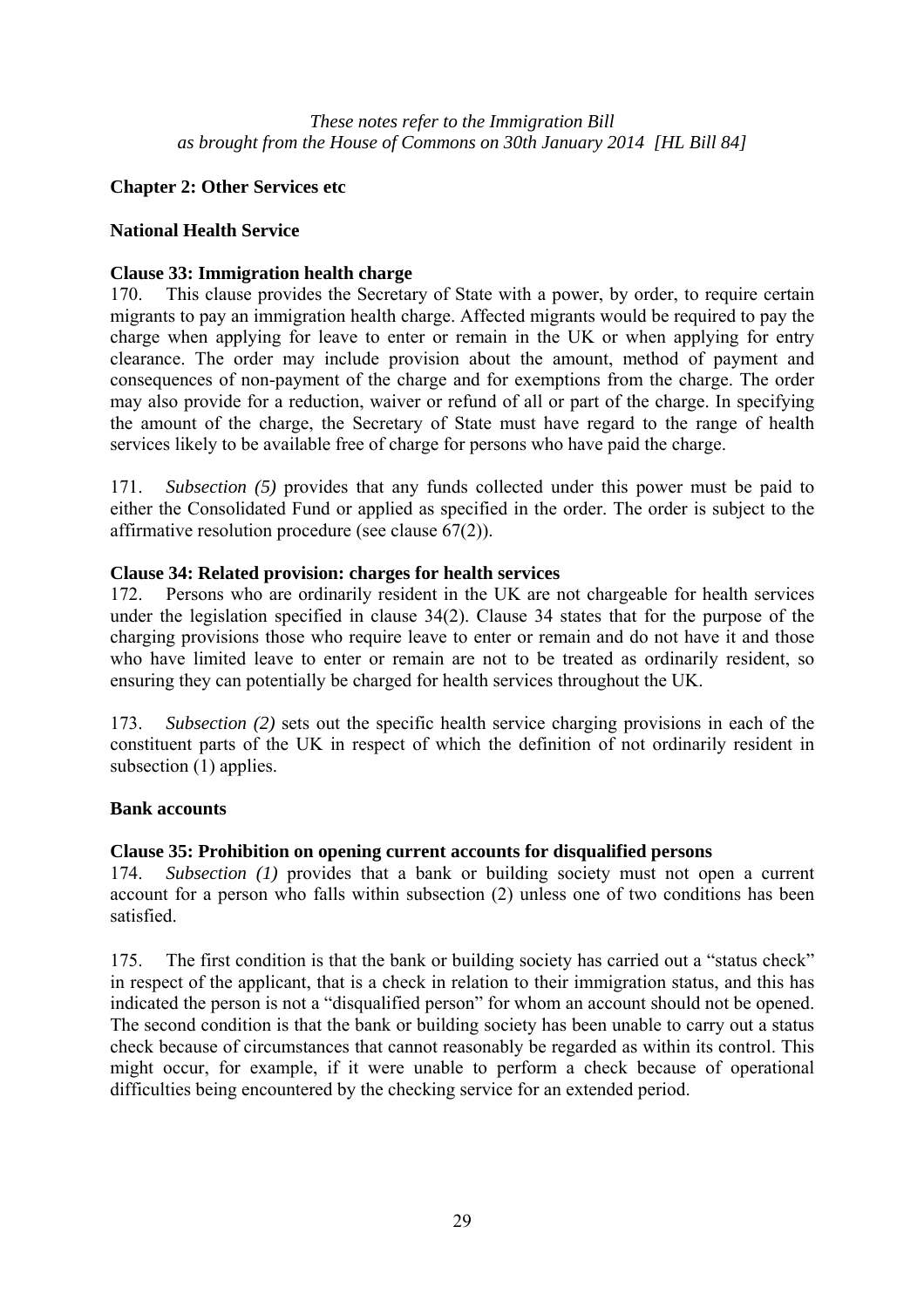*These notes refer to the Immigration Bill*
*as brought from the House of Commons on 30th January 2014 [HL Bill 84]*

## Chapter 2: Other Services etc

### National Health Service

#### Clause 33: Immigration health charge

170. This clause provides the Secretary of State with a power, by order, to require certain migrants to pay an immigration health charge. Affected migrants would be required to pay the charge when applying for leave to enter or remain in the UK or when applying for entry clearance. The order may include provision about the amount, method of payment and consequences of non-payment of the charge and for exemptions from the charge. The order may also provide for a reduction, waiver or refund of all or part of the charge. In specifying the amount of the charge, the Secretary of State must have regard to the range of health services likely to be available free of charge for persons who have paid the charge.

171. *Subsection (5)* provides that any funds collected under this power must be paid to either the Consolidated Fund or applied as specified in the order. The order is subject to the affirmative resolution procedure (see clause 67(2)).

#### Clause 34: Related provision: charges for health services

172. Persons who are ordinarily resident in the UK are not chargeable for health services under the legislation specified in clause 34(2). Clause 34 states that for the purpose of the charging provisions those who require leave to enter or remain and do not have it and those who have limited leave to enter or remain are not to be treated as ordinarily resident, so ensuring they can potentially be charged for health services throughout the UK.

173. *Subsection (2)* sets out the specific health service charging provisions in each of the constituent parts of the UK in respect of which the definition of not ordinarily resident in subsection (1) applies.

### Bank accounts

#### Clause 35: Prohibition on opening current accounts for disqualified persons

174. *Subsection (1)* provides that a bank or building society must not open a current account for a person who falls within subsection (2) unless one of two conditions has been satisfied.

175. The first condition is that the bank or building society has carried out a "status check" in respect of the applicant, that is a check in relation to their immigration status, and this has indicated the person is not a "disqualified person" for whom an account should not be opened. The second condition is that the bank or building society has been unable to carry out a status check because of circumstances that cannot reasonably be regarded as within its control. This might occur, for example, if it were unable to perform a check because of operational difficulties being encountered by the checking service for an extended period.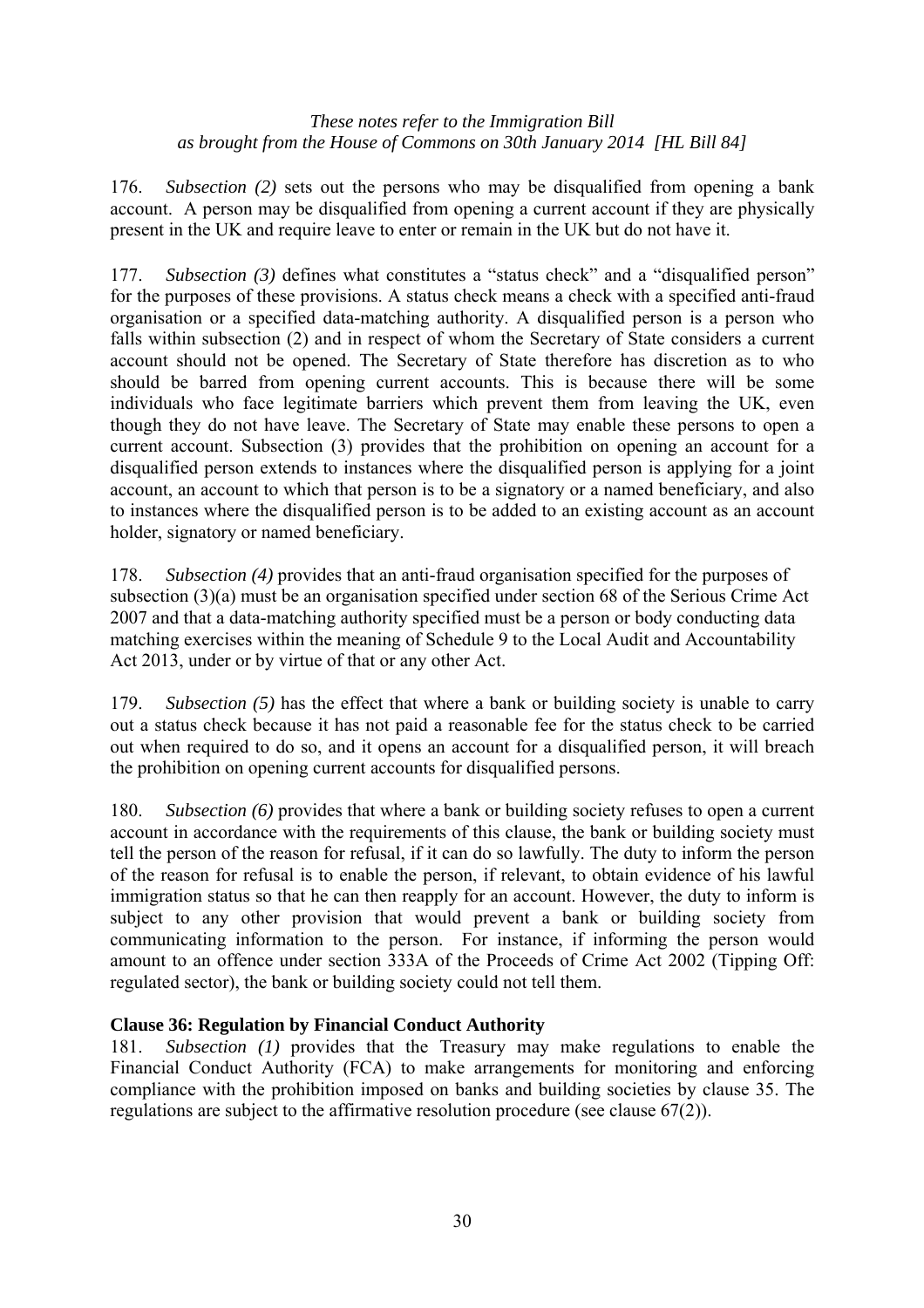176. *Subsection (2)* sets out the persons who may be disqualified from opening a bank account. A person may be disqualified from opening a current account if they are physically present in the UK and require leave to enter or remain in the UK but do not have it.

177. *Subsection (3)* defines what constitutes a "status check" and a "disqualified person" for the purposes of these provisions. A status check means a check with a specified anti-fraud organisation or a specified data-matching authority. A disqualified person is a person who falls within subsection (2) and in respect of whom the Secretary of State considers a current account should not be opened. The Secretary of State therefore has discretion as to who should be barred from opening current accounts. This is because there will be some individuals who face legitimate barriers which prevent them from leaving the UK, even though they do not have leave. The Secretary of State may enable these persons to open a current account. Subsection (3) provides that the prohibition on opening an account for a disqualified person extends to instances where the disqualified person is applying for a joint account, an account to which that person is to be a signatory or a named beneficiary, and also to instances where the disqualified person is to be added to an existing account as an account holder, signatory or named beneficiary.

178. *Subsection (4)* provides that an anti-fraud organisation specified for the purposes of subsection (3)(a) must be an organisation specified under section 68 of the Serious Crime Act 2007 and that a data-matching authority specified must be a person or body conducting data matching exercises within the meaning of Schedule 9 to the Local Audit and Accountability Act 2013, under or by virtue of that or any other Act.

179. *Subsection (5)* has the effect that where a bank or building society is unable to carry out a status check because it has not paid a reasonable fee for the status check to be carried out when required to do so, and it opens an account for a disqualified person, it will breach the prohibition on opening current accounts for disqualified persons.

180. *Subsection (6)* provides that where a bank or building society refuses to open a current account in accordance with the requirements of this clause, the bank or building society must tell the person of the reason for refusal, if it can do so lawfully. The duty to inform the person of the reason for refusal is to enable the person, if relevant, to obtain evidence of his lawful immigration status so that he can then reapply for an account. However, the duty to inform is subject to any other provision that would prevent a bank or building society from communicating information to the person. For instance, if informing the person would amount to an offence under section 333A of the Proceeds of Crime Act 2002 (Tipping Off: regulated sector), the bank or building society could not tell them.

**Clause 36: Regulation by Financial Conduct Authority**

181. *Subsection (1)* provides that the Treasury may make regulations to enable the Financial Conduct Authority (FCA) to make arrangements for monitoring and enforcing compliance with the prohibition imposed on banks and building societies by clause 35. The regulations are subject to the affirmative resolution procedure (see clause 67(2)).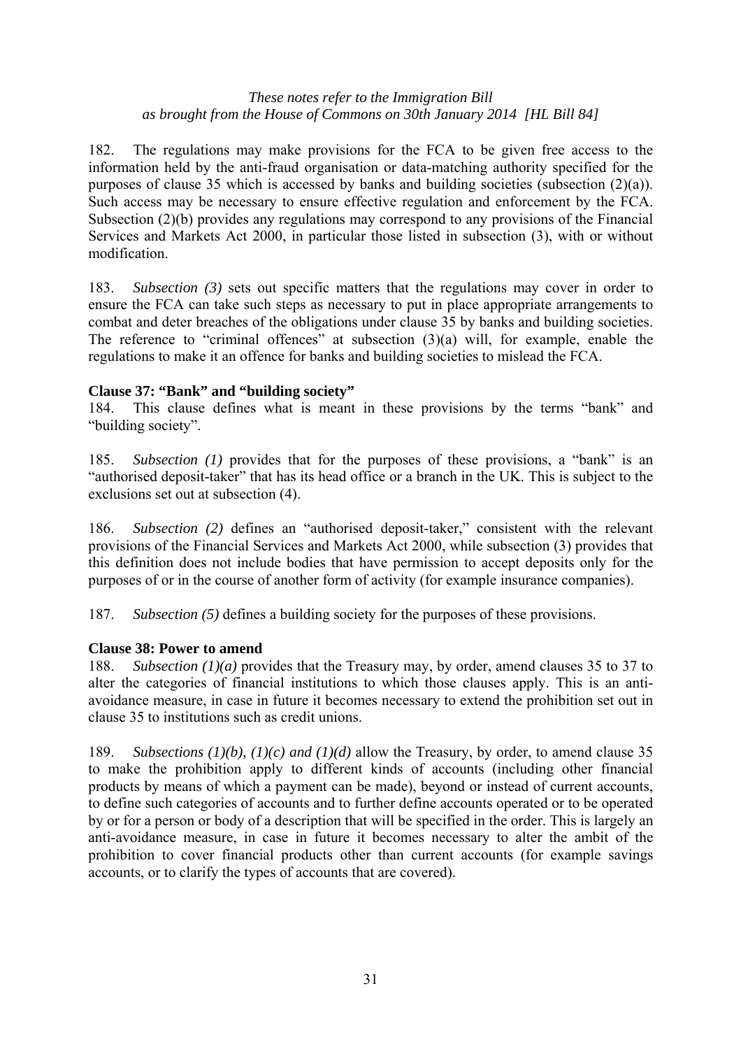182. The regulations may make provisions for the FCA to be given free access to the information held by the anti-fraud organisation or data-matching authority specified for the purposes of clause 35 which is accessed by banks and building societies (subsection (2)(a)). Such access may be necessary to ensure effective regulation and enforcement by the FCA. Subsection (2)(b) provides any regulations may correspond to any provisions of the Financial Services and Markets Act 2000, in particular those listed in subsection (3), with or without modification.

183. *Subsection (3)* sets out specific matters that the regulations may cover in order to ensure the FCA can take such steps as necessary to put in place appropriate arrangements to combat and deter breaches of the obligations under clause 35 by banks and building societies. The reference to "criminal offences" at subsection (3)(a) will, for example, enable the regulations to make it an offence for banks and building societies to mislead the FCA.

**Clause 37: "Bank" and "building society"**

184. This clause defines what is meant in these provisions by the terms "bank" and "building society".

185. *Subsection (1)* provides that for the purposes of these provisions, a "bank" is an "authorised deposit-taker" that has its head office or a branch in the UK. This is subject to the exclusions set out at subsection (4).

186. *Subsection (2)* defines an "authorised deposit-taker," consistent with the relevant provisions of the Financial Services and Markets Act 2000, while subsection (3) provides that this definition does not include bodies that have permission to accept deposits only for the purposes of or in the course of another form of activity (for example insurance companies).

187. *Subsection (5)* defines a building society for the purposes of these provisions.

**Clause 38: Power to amend**

188. *Subsection (1)(a)* provides that the Treasury may, by order, amend clauses 35 to 37 to alter the categories of financial institutions to which those clauses apply. This is an anti-avoidance measure, in case in future it becomes necessary to extend the prohibition set out in clause 35 to institutions such as credit unions.

189. *Subsections (1)(b), (1)(c) and (1)(d)* allow the Treasury, by order, to amend clause 35 to make the prohibition apply to different kinds of accounts (including other financial products by means of which a payment can be made), beyond or instead of current accounts, to define such categories of accounts and to further define accounts operated or to be operated by or for a person or body of a description that will be specified in the order. This is largely an anti-avoidance measure, in case in future it becomes necessary to alter the ambit of the prohibition to cover financial products other than current accounts (for example savings accounts, or to clarify the types of accounts that are covered).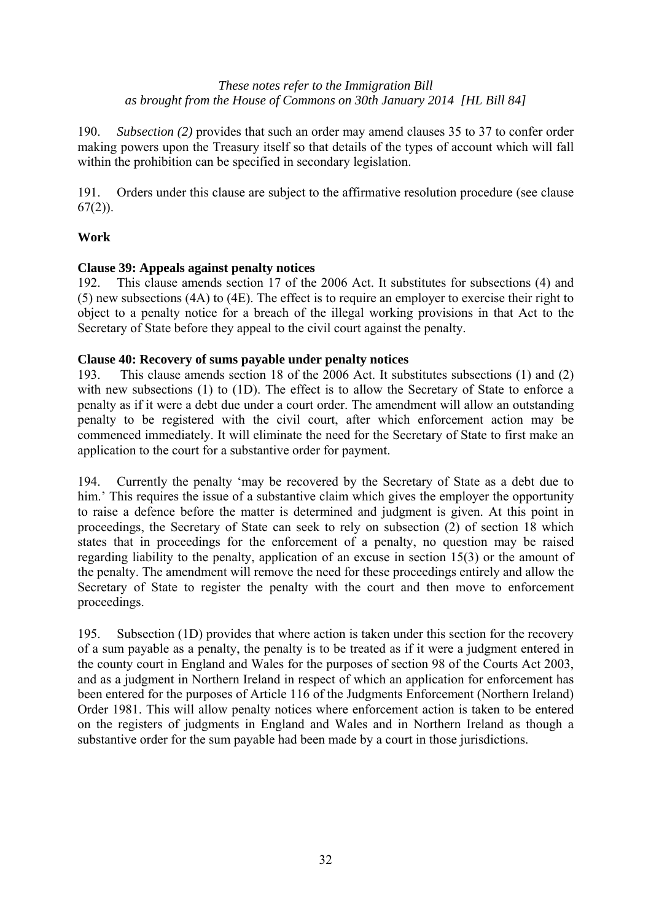190. *Subsection (2)* provides that such an order may amend clauses 35 to 37 to confer order making powers upon the Treasury itself so that details of the types of account which will fall within the prohibition can be specified in secondary legislation.

191. Orders under this clause are subject to the affirmative resolution procedure (see clause 67(2)).

**Work**

**Clause 39: Appeals against penalty notices**

192. This clause amends section 17 of the 2006 Act. It substitutes for subsections (4) and (5) new subsections (4A) to (4E). The effect is to require an employer to exercise their right to object to a penalty notice for a breach of the illegal working provisions in that Act to the Secretary of State before they appeal to the civil court against the penalty.

**Clause 40: Recovery of sums payable under penalty notices**

193. This clause amends section 18 of the 2006 Act. It substitutes subsections (1) and (2) with new subsections (1) to (1D). The effect is to allow the Secretary of State to enforce a penalty as if it were a debt due under a court order. The amendment will allow an outstanding penalty to be registered with the civil court, after which enforcement action may be commenced immediately. It will eliminate the need for the Secretary of State to first make an application to the court for a substantive order for payment.

194. Currently the penalty 'may be recovered by the Secretary of State as a debt due to him.' This requires the issue of a substantive claim which gives the employer the opportunity to raise a defence before the matter is determined and judgment is given. At this point in proceedings, the Secretary of State can seek to rely on subsection (2) of section 18 which states that in proceedings for the enforcement of a penalty, no question may be raised regarding liability to the penalty, application of an excuse in section 15(3) or the amount of the penalty. The amendment will remove the need for these proceedings entirely and allow the Secretary of State to register the penalty with the court and then move to enforcement proceedings.

195. Subsection (1D) provides that where action is taken under this section for the recovery of a sum payable as a penalty, the penalty is to be treated as if it were a judgment entered in the county court in England and Wales for the purposes of section 98 of the Courts Act 2003, and as a judgment in Northern Ireland in respect of which an application for enforcement has been entered for the purposes of Article 116 of the Judgments Enforcement (Northern Ireland) Order 1981. This will allow penalty notices where enforcement action is taken to be entered on the registers of judgments in England and Wales and in Northern Ireland as though a substantive order for the sum payable had been made by a court in those jurisdictions.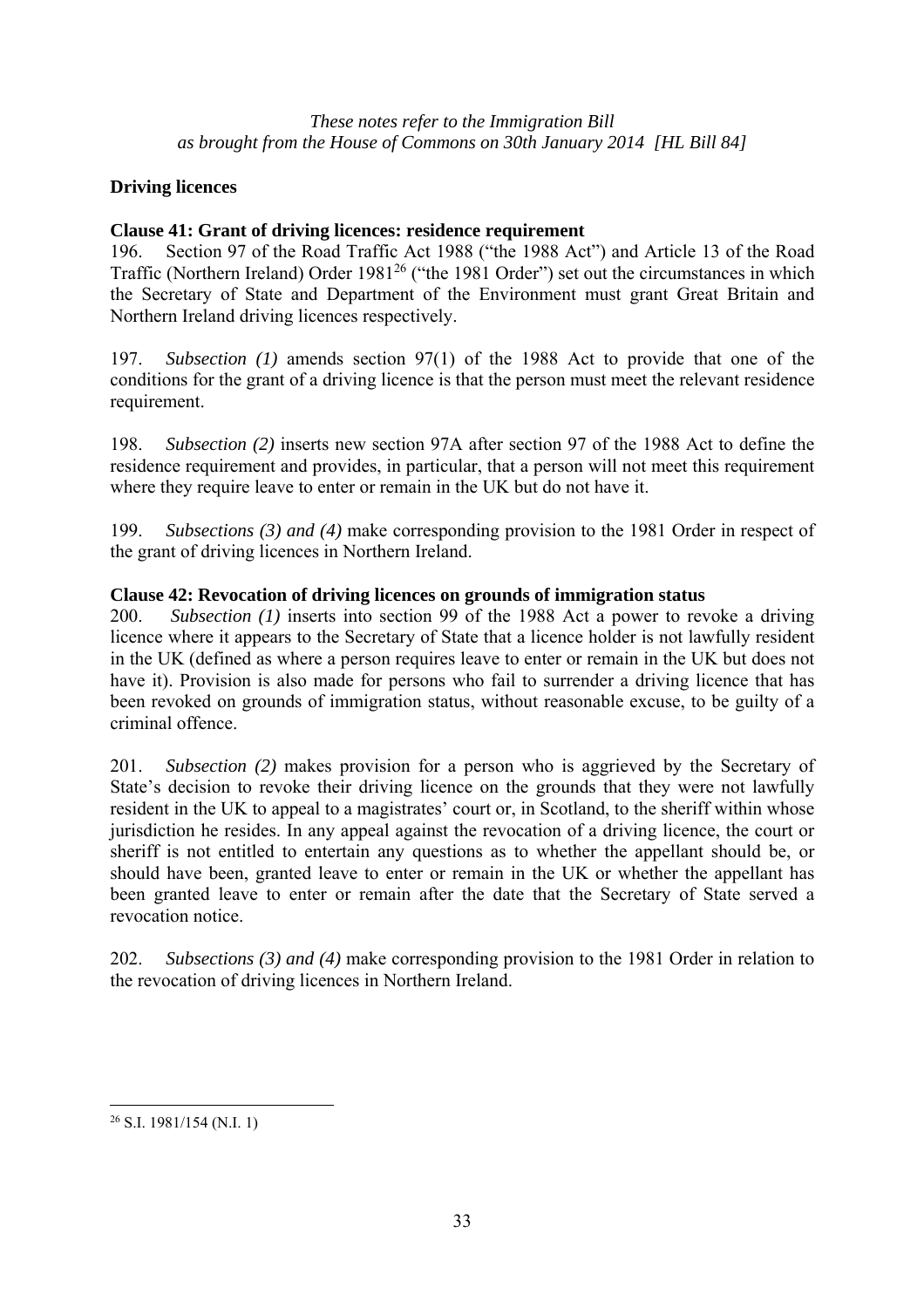## Driving licences

### Clause 41: Grant of driving licences: residence requirement

196. Section 97 of the Road Traffic Act 1988 ("the 1988 Act") and Article 13 of the Road Traffic (Northern Ireland) Order 1981[26] ("the 1981 Order") set out the circumstances in which the Secretary of State and Department of the Environment must grant Great Britain and Northern Ireland driving licences respectively.

197. *Subsection (1)* amends section 97(1) of the 1988 Act to provide that one of the conditions for the grant of a driving licence is that the person must meet the relevant residence requirement.

198. *Subsection (2)* inserts new section 97A after section 97 of the 1988 Act to define the residence requirement and provides, in particular, that a person will not meet this requirement where they require leave to enter or remain in the UK but do not have it.

199. *Subsections (3) and (4)* make corresponding provision to the 1981 Order in respect of the grant of driving licences in Northern Ireland.

### Clause 42: Revocation of driving licences on grounds of immigration status

200. *Subsection (1)* inserts into section 99 of the 1988 Act a power to revoke a driving licence where it appears to the Secretary of State that a licence holder is not lawfully resident in the UK (defined as where a person requires leave to enter or remain in the UK but does not have it). Provision is also made for persons who fail to surrender a driving licence that has been revoked on grounds of immigration status, without reasonable excuse, to be guilty of a criminal offence.

201. *Subsection (2)* makes provision for a person who is aggrieved by the Secretary of State's decision to revoke their driving licence on the grounds that they were not lawfully resident in the UK to appeal to a magistrates' court or, in Scotland, to the sheriff within whose jurisdiction he resides. In any appeal against the revocation of a driving licence, the court or sheriff is not entitled to entertain any questions as to whether the appellant should be, or should have been, granted leave to enter or remain in the UK or whether the appellant has been granted leave to enter or remain after the date that the Secretary of State served a revocation notice.

202. *Subsections (3) and (4)* make corresponding provision to the 1981 Order in relation to the revocation of driving licences in Northern Ireland.

---

[26] S.I. 1981/154 (N.I. 1)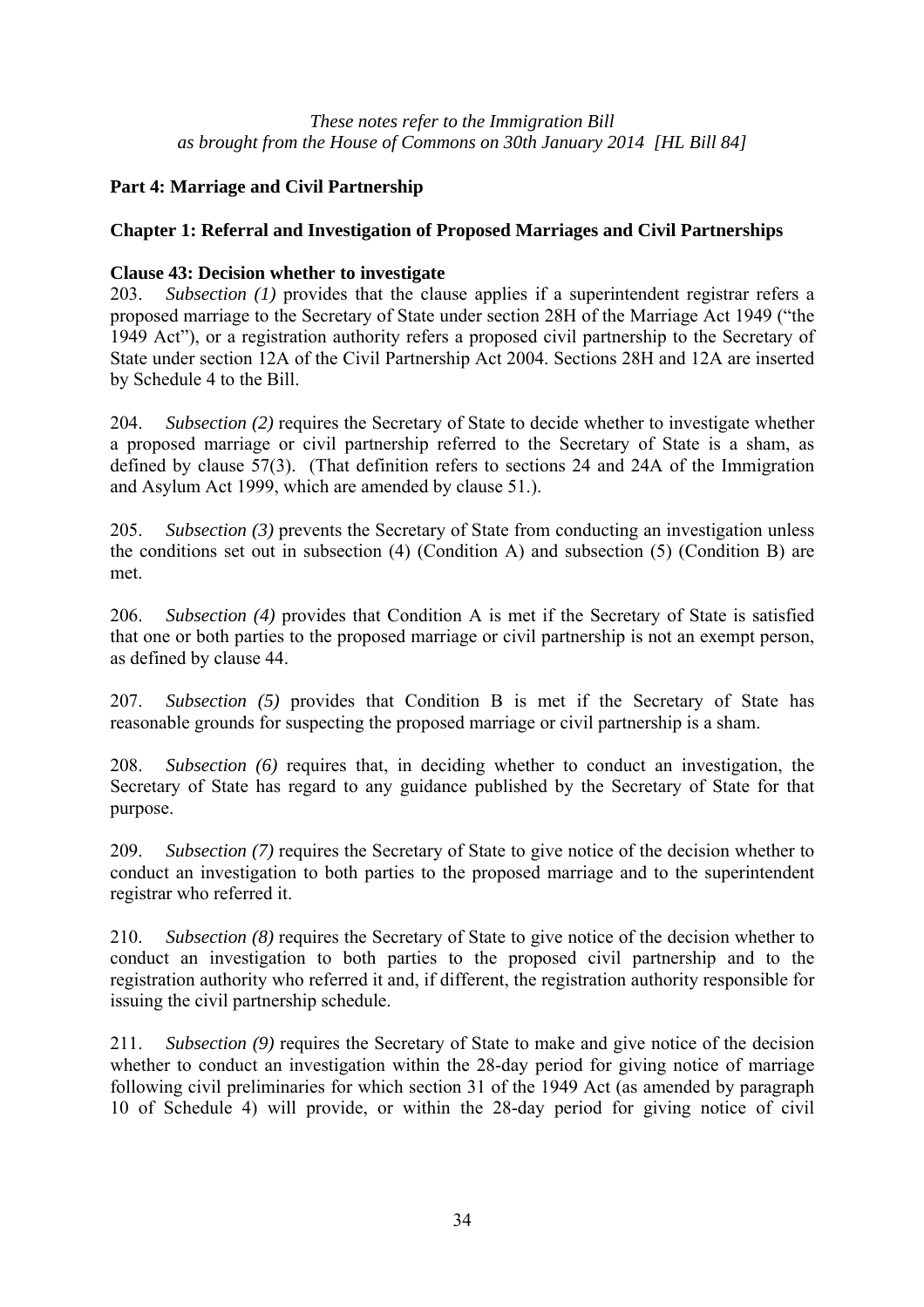*These notes refer to the Immigration Bill*
*as brought from the House of Commons on 30th January 2014 [HL Bill 84]*

## Part 4: Marriage and Civil Partnership

### Chapter 1: Referral and Investigation of Proposed Marriages and Civil Partnerships

#### Clause 43: Decision whether to investigate

203. *Subsection (1)* provides that the clause applies if a superintendent registrar refers a proposed marriage to the Secretary of State under section 28H of the Marriage Act 1949 ("the 1949 Act"), or a registration authority refers a proposed civil partnership to the Secretary of State under section 12A of the Civil Partnership Act 2004. Sections 28H and 12A are inserted by Schedule 4 to the Bill.

204. *Subsection (2)* requires the Secretary of State to decide whether to investigate whether a proposed marriage or civil partnership referred to the Secretary of State is a sham, as defined by clause 57(3). (That definition refers to sections 24 and 24A of the Immigration and Asylum Act 1999, which are amended by clause 51.).

205. *Subsection (3)* prevents the Secretary of State from conducting an investigation unless the conditions set out in subsection (4) (Condition A) and subsection (5) (Condition B) are met.

206. *Subsection (4)* provides that Condition A is met if the Secretary of State is satisfied that one or both parties to the proposed marriage or civil partnership is not an exempt person, as defined by clause 44.

207. *Subsection (5)* provides that Condition B is met if the Secretary of State has reasonable grounds for suspecting the proposed marriage or civil partnership is a sham.

208. *Subsection (6)* requires that, in deciding whether to conduct an investigation, the Secretary of State has regard to any guidance published by the Secretary of State for that purpose.

209. *Subsection (7)* requires the Secretary of State to give notice of the decision whether to conduct an investigation to both parties to the proposed marriage and to the superintendent registrar who referred it.

210. *Subsection (8)* requires the Secretary of State to give notice of the decision whether to conduct an investigation to both parties to the proposed civil partnership and to the registration authority who referred it and, if different, the registration authority responsible for issuing the civil partnership schedule.

211. *Subsection (9)* requires the Secretary of State to make and give notice of the decision whether to conduct an investigation within the 28-day period for giving notice of marriage following civil preliminaries for which section 31 of the 1949 Act (as amended by paragraph 10 of Schedule 4) will provide, or within the 28-day period for giving notice of civil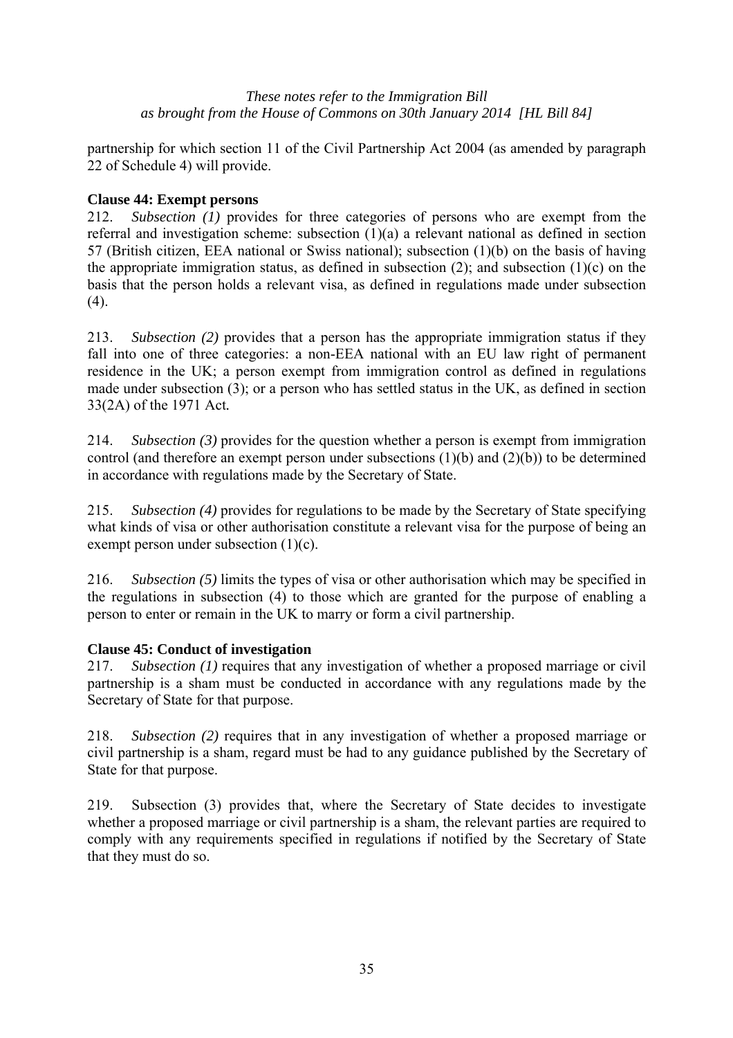partnership for which section 11 of the Civil Partnership Act 2004 (as amended by paragraph 22 of Schedule 4) will provide.

**Clause 44: Exempt persons**

212. *Subsection (1)* provides for three categories of persons who are exempt from the referral and investigation scheme: subsection (1)(a) a relevant national as defined in section 57 (British citizen, EEA national or Swiss national); subsection (1)(b) on the basis of having the appropriate immigration status, as defined in subsection (2); and subsection (1)(c) on the basis that the person holds a relevant visa, as defined in regulations made under subsection (4).

213. *Subsection (2)* provides that a person has the appropriate immigration status if they fall into one of three categories: a non-EEA national with an EU law right of permanent residence in the UK; a person exempt from immigration control as defined in regulations made under subsection (3); or a person who has settled status in the UK, as defined in section 33(2A) of the 1971 Act*.*

214. *Subsection (3)* provides for the question whether a person is exempt from immigration control (and therefore an exempt person under subsections (1)(b) and (2)(b)) to be determined in accordance with regulations made by the Secretary of State.

215. *Subsection (4)* provides for regulations to be made by the Secretary of State specifying what kinds of visa or other authorisation constitute a relevant visa for the purpose of being an exempt person under subsection (1)(c).

216. *Subsection (5)* limits the types of visa or other authorisation which may be specified in the regulations in subsection (4) to those which are granted for the purpose of enabling a person to enter or remain in the UK to marry or form a civil partnership.

**Clause 45: Conduct of investigation**

217. *Subsection (1)* requires that any investigation of whether a proposed marriage or civil partnership is a sham must be conducted in accordance with any regulations made by the Secretary of State for that purpose.

218. *Subsection (2)* requires that in any investigation of whether a proposed marriage or civil partnership is a sham, regard must be had to any guidance published by the Secretary of State for that purpose.

219. Subsection (3) provides that, where the Secretary of State decides to investigate whether a proposed marriage or civil partnership is a sham, the relevant parties are required to comply with any requirements specified in regulations if notified by the Secretary of State that they must do so.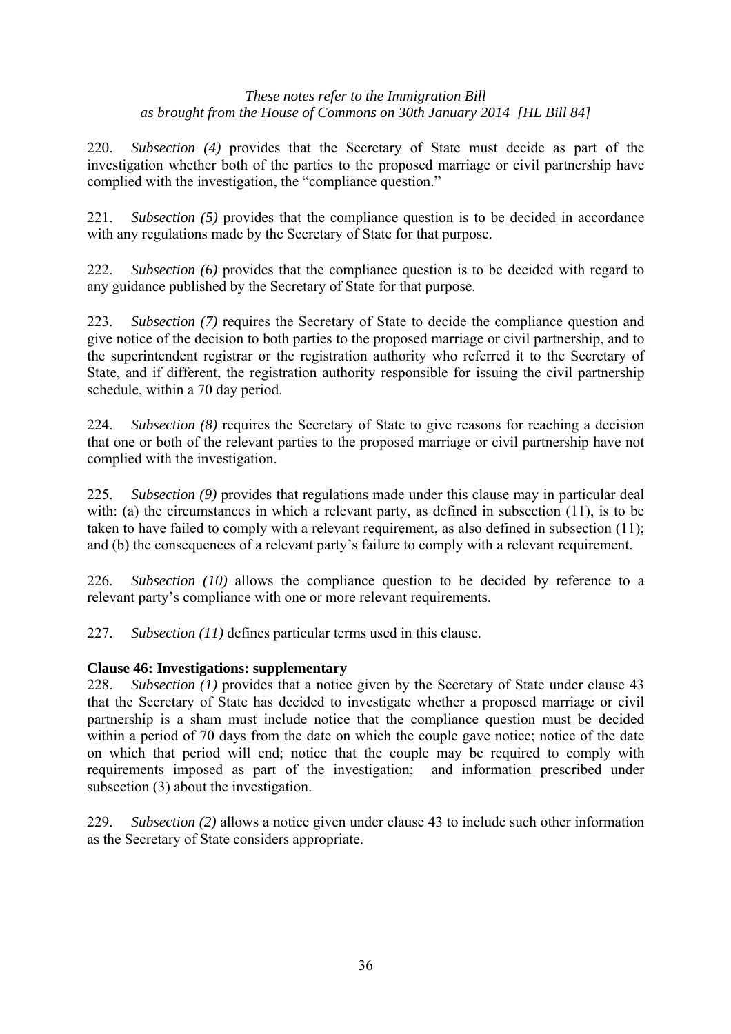220. *Subsection (4)* provides that the Secretary of State must decide as part of the investigation whether both of the parties to the proposed marriage or civil partnership have complied with the investigation, the "compliance question."

221. *Subsection (5)* provides that the compliance question is to be decided in accordance with any regulations made by the Secretary of State for that purpose.

222. *Subsection (6)* provides that the compliance question is to be decided with regard to any guidance published by the Secretary of State for that purpose.

223. *Subsection (7)* requires the Secretary of State to decide the compliance question and give notice of the decision to both parties to the proposed marriage or civil partnership, and to the superintendent registrar or the registration authority who referred it to the Secretary of State, and if different, the registration authority responsible for issuing the civil partnership schedule, within a 70 day period.

224. *Subsection (8)* requires the Secretary of State to give reasons for reaching a decision that one or both of the relevant parties to the proposed marriage or civil partnership have not complied with the investigation.

225. *Subsection (9)* provides that regulations made under this clause may in particular deal with: (a) the circumstances in which a relevant party, as defined in subsection (11), is to be taken to have failed to comply with a relevant requirement, as also defined in subsection (11); and (b) the consequences of a relevant party's failure to comply with a relevant requirement.

226. *Subsection (10)* allows the compliance question to be decided by reference to a relevant party's compliance with one or more relevant requirements.

227. *Subsection (11)* defines particular terms used in this clause.

**Clause 46: Investigations: supplementary**

228. *Subsection (1)* provides that a notice given by the Secretary of State under clause 43 that the Secretary of State has decided to investigate whether a proposed marriage or civil partnership is a sham must include notice that the compliance question must be decided within a period of 70 days from the date on which the couple gave notice; notice of the date on which that period will end; notice that the couple may be required to comply with requirements imposed as part of the investigation; and information prescribed under subsection (3) about the investigation.

229. *Subsection (2)* allows a notice given under clause 43 to include such other information as the Secretary of State considers appropriate.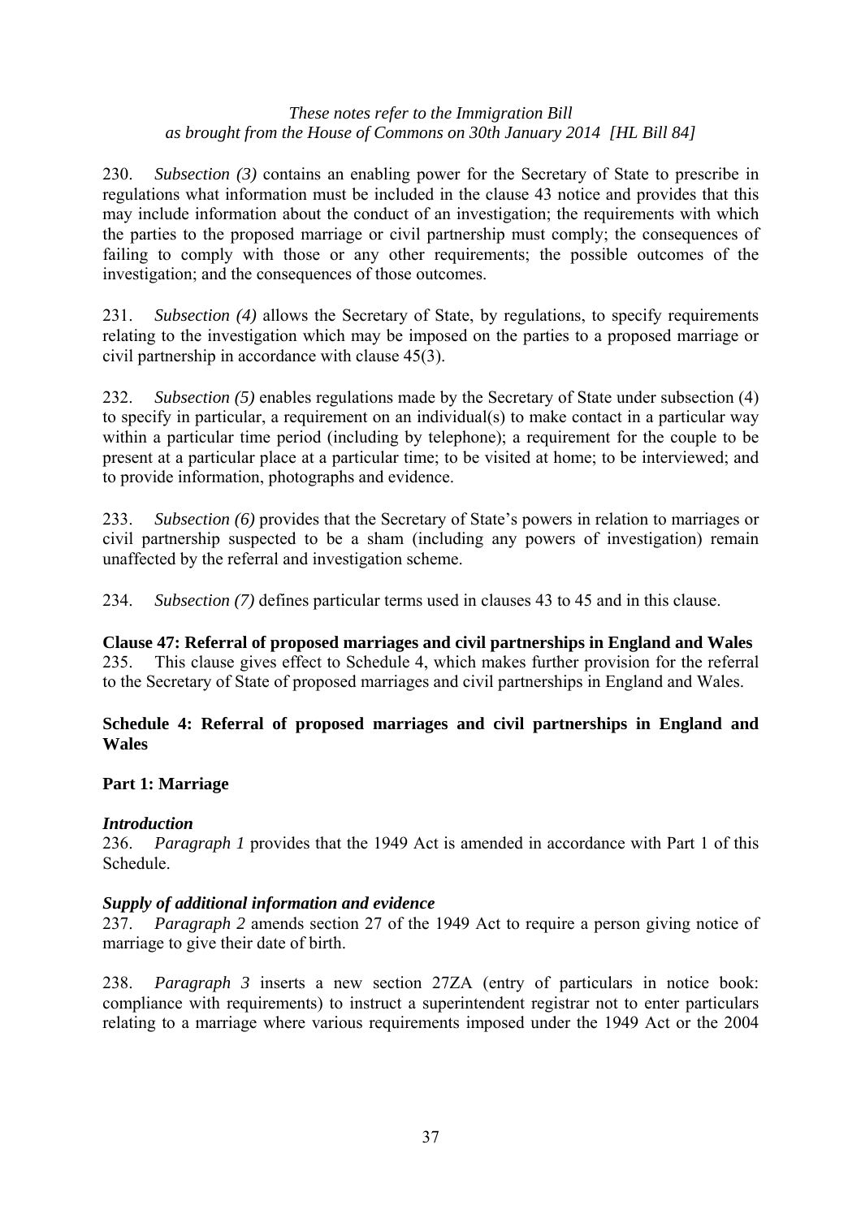230. *Subsection (3)* contains an enabling power for the Secretary of State to prescribe in regulations what information must be included in the clause 43 notice and provides that this may include information about the conduct of an investigation; the requirements with which the parties to the proposed marriage or civil partnership must comply; the consequences of failing to comply with those or any other requirements; the possible outcomes of the investigation; and the consequences of those outcomes.

231. *Subsection (4)* allows the Secretary of State, by regulations, to specify requirements relating to the investigation which may be imposed on the parties to a proposed marriage or civil partnership in accordance with clause 45(3).

232. *Subsection (5)* enables regulations made by the Secretary of State under subsection (4) to specify in particular, a requirement on an individual(s) to make contact in a particular way within a particular time period (including by telephone); a requirement for the couple to be present at a particular place at a particular time; to be visited at home; to be interviewed; and to provide information, photographs and evidence.

233. *Subsection (6)* provides that the Secretary of State's powers in relation to marriages or civil partnership suspected to be a sham (including any powers of investigation) remain unaffected by the referral and investigation scheme.

234. *Subsection (7)* defines particular terms used in clauses 43 to 45 and in this clause.

**Clause 47: Referral of proposed marriages and civil partnerships in England and Wales**

235. This clause gives effect to Schedule 4, which makes further provision for the referral to the Secretary of State of proposed marriages and civil partnerships in England and Wales.

**Schedule 4: Referral of proposed marriages and civil partnerships in England and Wales**

**Part 1: Marriage**

***Introduction***

236. *Paragraph 1* provides that the 1949 Act is amended in accordance with Part 1 of this Schedule.

***Supply of additional information and evidence***

237. *Paragraph 2* amends section 27 of the 1949 Act to require a person giving notice of marriage to give their date of birth.

238. *Paragraph 3* inserts a new section 27ZA (entry of particulars in notice book: compliance with requirements) to instruct a superintendent registrar not to enter particulars relating to a marriage where various requirements imposed under the 1949 Act or the 2004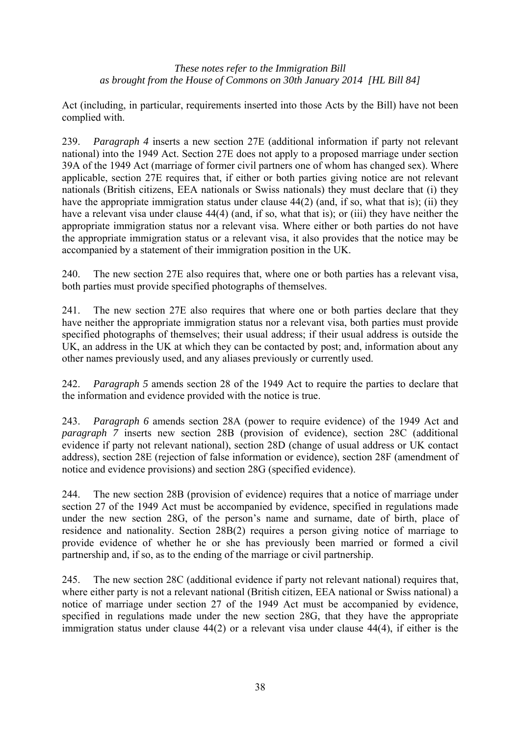Act (including, in particular, requirements inserted into those Acts by the Bill) have not been complied with.

239. *Paragraph 4* inserts a new section 27E (additional information if party not relevant national) into the 1949 Act. Section 27E does not apply to a proposed marriage under section 39A of the 1949 Act (marriage of former civil partners one of whom has changed sex). Where applicable, section 27E requires that, if either or both parties giving notice are not relevant nationals (British citizens, EEA nationals or Swiss nationals) they must declare that (i) they have the appropriate immigration status under clause 44(2) (and, if so, what that is); (ii) they have a relevant visa under clause 44(4) (and, if so, what that is); or (iii) they have neither the appropriate immigration status nor a relevant visa. Where either or both parties do not have the appropriate immigration status or a relevant visa, it also provides that the notice may be accompanied by a statement of their immigration position in the UK.

240. The new section 27E also requires that, where one or both parties has a relevant visa, both parties must provide specified photographs of themselves.

241. The new section 27E also requires that where one or both parties declare that they have neither the appropriate immigration status nor a relevant visa, both parties must provide specified photographs of themselves; their usual address; if their usual address is outside the UK, an address in the UK at which they can be contacted by post; and, information about any other names previously used, and any aliases previously or currently used.

242. *Paragraph 5* amends section 28 of the 1949 Act to require the parties to declare that the information and evidence provided with the notice is true.

243. *Paragraph 6* amends section 28A (power to require evidence) of the 1949 Act and *paragraph 7* inserts new section 28B (provision of evidence), section 28C (additional evidence if party not relevant national), section 28D (change of usual address or UK contact address), section 28E (rejection of false information or evidence), section 28F (amendment of notice and evidence provisions) and section 28G (specified evidence).

244. The new section 28B (provision of evidence) requires that a notice of marriage under section 27 of the 1949 Act must be accompanied by evidence, specified in regulations made under the new section 28G, of the person's name and surname, date of birth, place of residence and nationality. Section 28B(2) requires a person giving notice of marriage to provide evidence of whether he or she has previously been married or formed a civil partnership and, if so, as to the ending of the marriage or civil partnership.

245. The new section 28C (additional evidence if party not relevant national) requires that, where either party is not a relevant national (British citizen, EEA national or Swiss national) a notice of marriage under section 27 of the 1949 Act must be accompanied by evidence, specified in regulations made under the new section 28G, that they have the appropriate immigration status under clause 44(2) or a relevant visa under clause 44(4), if either is the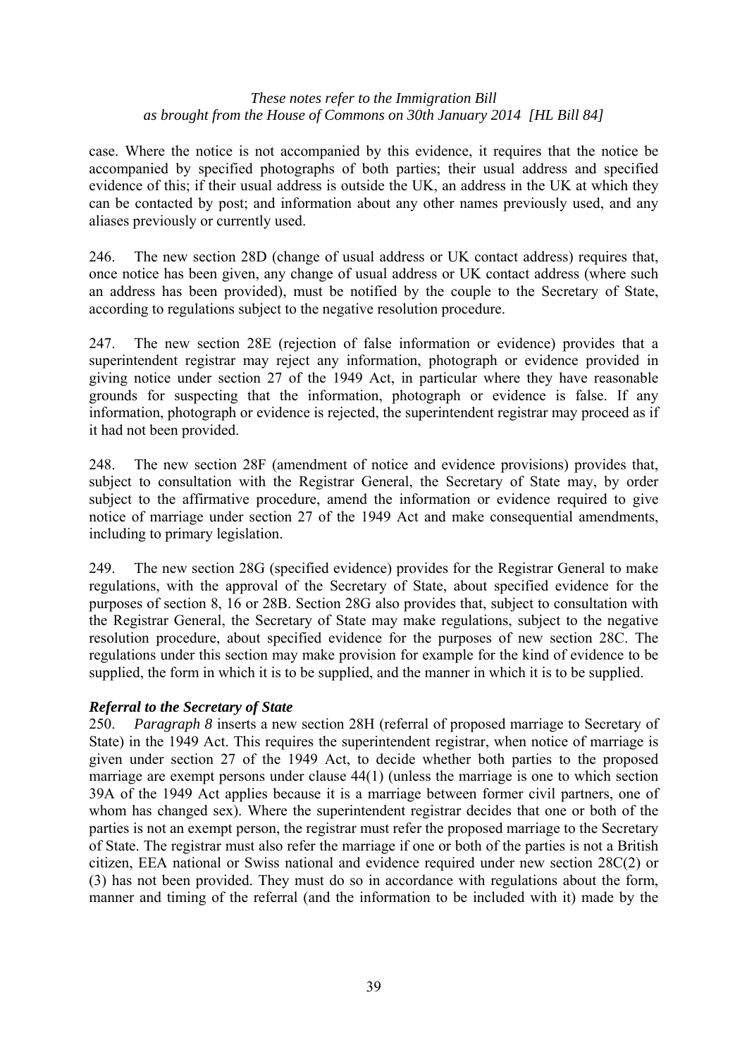case. Where the notice is not accompanied by this evidence, it requires that the notice be accompanied by specified photographs of both parties; their usual address and specified evidence of this; if their usual address is outside the UK, an address in the UK at which they can be contacted by post; and information about any other names previously used, and any aliases previously or currently used.

246. The new section 28D (change of usual address or UK contact address) requires that, once notice has been given, any change of usual address or UK contact address (where such an address has been provided), must be notified by the couple to the Secretary of State, according to regulations subject to the negative resolution procedure.

247. The new section 28E (rejection of false information or evidence) provides that a superintendent registrar may reject any information, photograph or evidence provided in giving notice under section 27 of the 1949 Act, in particular where they have reasonable grounds for suspecting that the information, photograph or evidence is false. If any information, photograph or evidence is rejected, the superintendent registrar may proceed as if it had not been provided.

248. The new section 28F (amendment of notice and evidence provisions) provides that, subject to consultation with the Registrar General, the Secretary of State may, by order subject to the affirmative procedure, amend the information or evidence required to give notice of marriage under section 27 of the 1949 Act and make consequential amendments, including to primary legislation.

249. The new section 28G (specified evidence) provides for the Registrar General to make regulations, with the approval of the Secretary of State, about specified evidence for the purposes of section 8, 16 or 28B. Section 28G also provides that, subject to consultation with the Registrar General, the Secretary of State may make regulations, subject to the negative resolution procedure, about specified evidence for the purposes of new section 28C. The regulations under this section may make provision for example for the kind of evidence to be supplied, the form in which it is to be supplied, and the manner in which it is to be supplied.

***Referral to the Secretary of State***

250. *Paragraph 8* inserts a new section 28H (referral of proposed marriage to Secretary of State) in the 1949 Act. This requires the superintendent registrar, when notice of marriage is given under section 27 of the 1949 Act, to decide whether both parties to the proposed marriage are exempt persons under clause 44(1) (unless the marriage is one to which section 39A of the 1949 Act applies because it is a marriage between former civil partners, one of whom has changed sex). Where the superintendent registrar decides that one or both of the parties is not an exempt person, the registrar must refer the proposed marriage to the Secretary of State. The registrar must also refer the marriage if one or both of the parties is not a British citizen, EEA national or Swiss national and evidence required under new section 28C(2) or (3) has not been provided. They must do so in accordance with regulations about the form, manner and timing of the referral (and the information to be included with it) made by the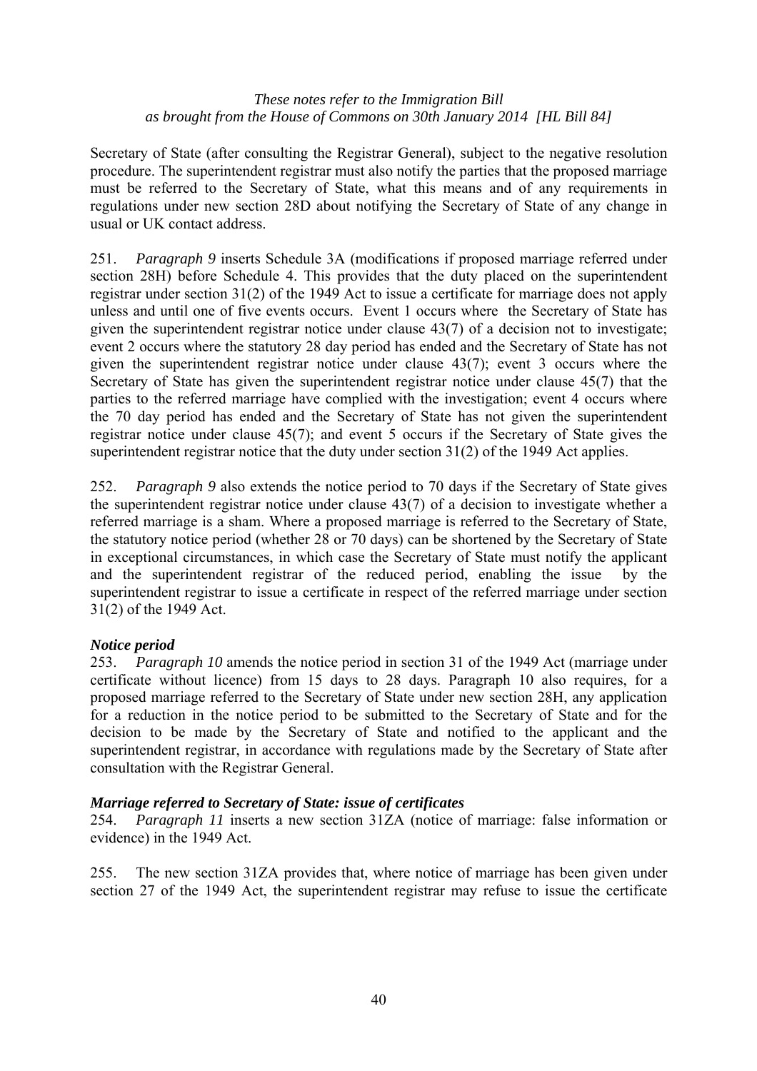Secretary of State (after consulting the Registrar General), subject to the negative resolution procedure. The superintendent registrar must also notify the parties that the proposed marriage must be referred to the Secretary of State, what this means and of any requirements in regulations under new section 28D about notifying the Secretary of State of any change in usual or UK contact address.

251. *Paragraph 9* inserts Schedule 3A (modifications if proposed marriage referred under section 28H) before Schedule 4. This provides that the duty placed on the superintendent registrar under section 31(2) of the 1949 Act to issue a certificate for marriage does not apply unless and until one of five events occurs. Event 1 occurs where the Secretary of State has given the superintendent registrar notice under clause 43(7) of a decision not to investigate; event 2 occurs where the statutory 28 day period has ended and the Secretary of State has not given the superintendent registrar notice under clause 43(7); event 3 occurs where the Secretary of State has given the superintendent registrar notice under clause 45(7) that the parties to the referred marriage have complied with the investigation; event 4 occurs where the 70 day period has ended and the Secretary of State has not given the superintendent registrar notice under clause 45(7); and event 5 occurs if the Secretary of State gives the superintendent registrar notice that the duty under section 31(2) of the 1949 Act applies.

252. *Paragraph 9* also extends the notice period to 70 days if the Secretary of State gives the superintendent registrar notice under clause 43(7) of a decision to investigate whether a referred marriage is a sham. Where a proposed marriage is referred to the Secretary of State, the statutory notice period (whether 28 or 70 days) can be shortened by the Secretary of State in exceptional circumstances, in which case the Secretary of State must notify the applicant and the superintendent registrar of the reduced period, enabling the issue by the superintendent registrar to issue a certificate in respect of the referred marriage under section 31(2) of the 1949 Act.

### *Notice period*

253. *Paragraph 10* amends the notice period in section 31 of the 1949 Act (marriage under certificate without licence) from 15 days to 28 days. Paragraph 10 also requires, for a proposed marriage referred to the Secretary of State under new section 28H, any application for a reduction in the notice period to be submitted to the Secretary of State and for the decision to be made by the Secretary of State and notified to the applicant and the superintendent registrar, in accordance with regulations made by the Secretary of State after consultation with the Registrar General.

### *Marriage referred to Secretary of State: issue of certificates*

254. *Paragraph 11* inserts a new section 31ZA (notice of marriage: false information or evidence) in the 1949 Act.

255. The new section 31ZA provides that, where notice of marriage has been given under section 27 of the 1949 Act, the superintendent registrar may refuse to issue the certificate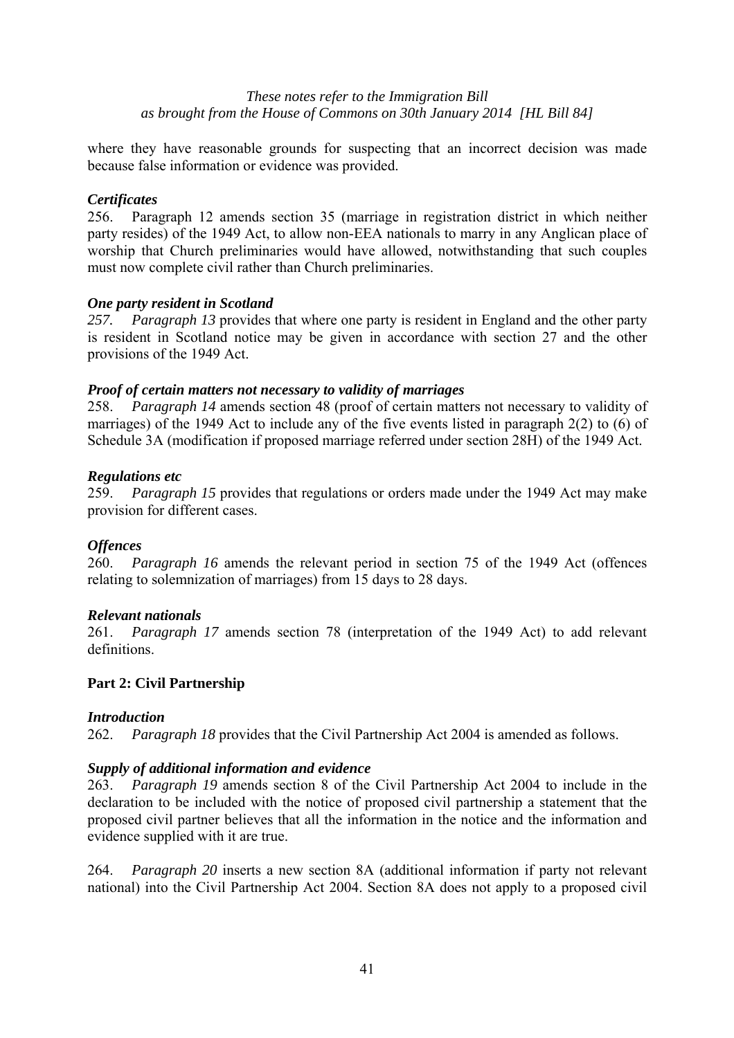where they have reasonable grounds for suspecting that an incorrect decision was made because false information or evidence was provided.

*Certificates*

256. Paragraph 12 amends section 35 (marriage in registration district in which neither party resides) of the 1949 Act, to allow non-EEA nationals to marry in any Anglican place of worship that Church preliminaries would have allowed, notwithstanding that such couples must now complete civil rather than Church preliminaries.

*One party resident in Scotland*

*257. Paragraph 13* provides that where one party is resident in England and the other party is resident in Scotland notice may be given in accordance with section 27 and the other provisions of the 1949 Act.

*Proof of certain matters not necessary to validity of marriages*

258. *Paragraph 14* amends section 48 (proof of certain matters not necessary to validity of marriages) of the 1949 Act to include any of the five events listed in paragraph 2(2) to (6) of Schedule 3A (modification if proposed marriage referred under section 28H) of the 1949 Act.

*Regulations etc*

259. *Paragraph 15* provides that regulations or orders made under the 1949 Act may make provision for different cases.

*Offences*

260. *Paragraph 16* amends the relevant period in section 75 of the 1949 Act (offences relating to solemnization of marriages) from 15 days to 28 days.

*Relevant nationals*

261. *Paragraph 17* amends section 78 (interpretation of the 1949 Act) to add relevant definitions.

**Part 2: Civil Partnership**

*Introduction*

262. *Paragraph 18* provides that the Civil Partnership Act 2004 is amended as follows.

*Supply of additional information and evidence*

263. *Paragraph 19* amends section 8 of the Civil Partnership Act 2004 to include in the declaration to be included with the notice of proposed civil partnership a statement that the proposed civil partner believes that all the information in the notice and the information and evidence supplied with it are true.

264. *Paragraph 20* inserts a new section 8A (additional information if party not relevant national) into the Civil Partnership Act 2004. Section 8A does not apply to a proposed civil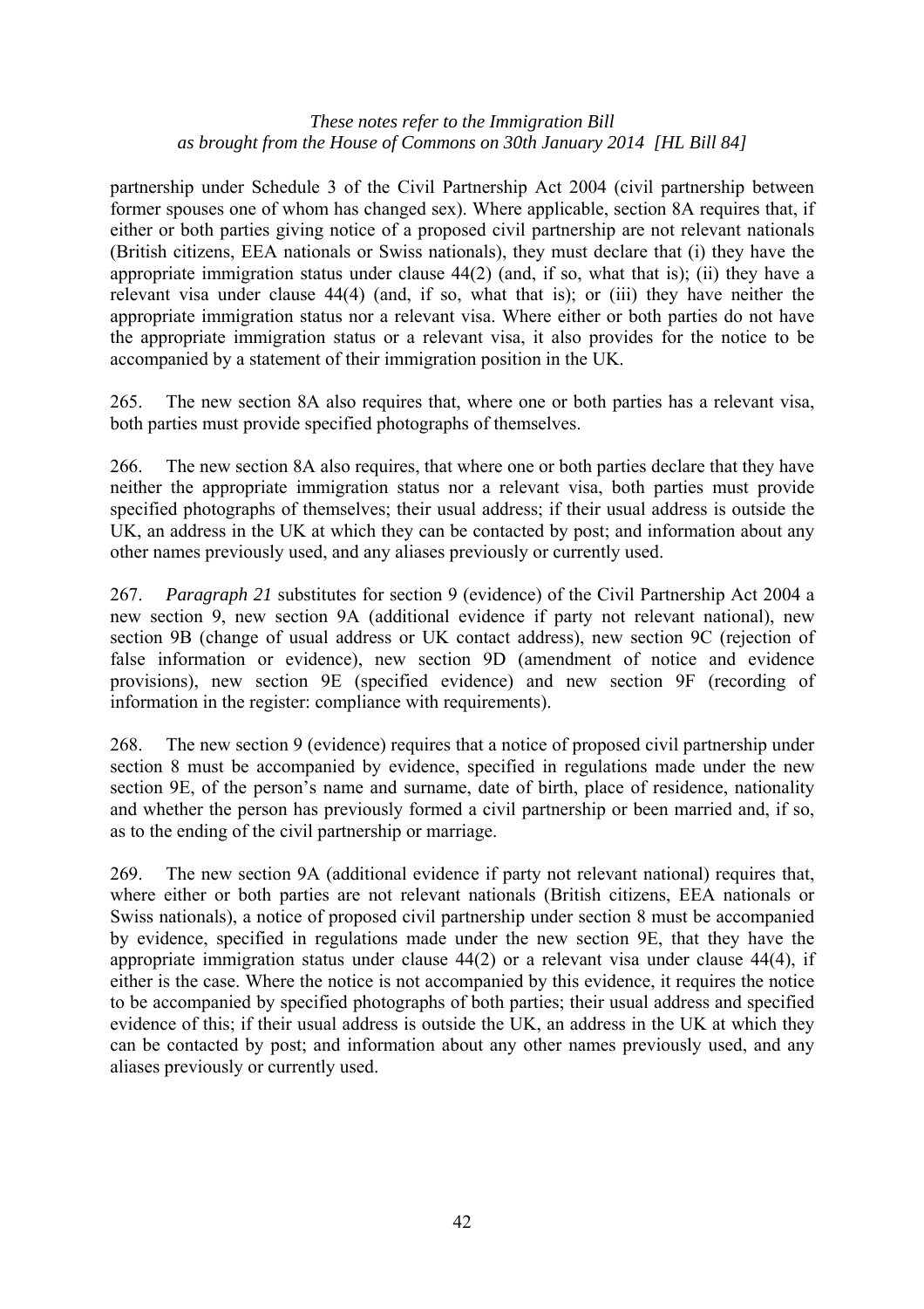partnership under Schedule 3 of the Civil Partnership Act 2004 (civil partnership between former spouses one of whom has changed sex). Where applicable, section 8A requires that, if either or both parties giving notice of a proposed civil partnership are not relevant nationals (British citizens, EEA nationals or Swiss nationals), they must declare that (i) they have the appropriate immigration status under clause 44(2) (and, if so, what that is); (ii) they have a relevant visa under clause 44(4) (and, if so, what that is); or (iii) they have neither the appropriate immigration status nor a relevant visa. Where either or both parties do not have the appropriate immigration status or a relevant visa, it also provides for the notice to be accompanied by a statement of their immigration position in the UK.

265. The new section 8A also requires that, where one or both parties has a relevant visa, both parties must provide specified photographs of themselves.

266. The new section 8A also requires, that where one or both parties declare that they have neither the appropriate immigration status nor a relevant visa, both parties must provide specified photographs of themselves; their usual address; if their usual address is outside the UK, an address in the UK at which they can be contacted by post; and information about any other names previously used, and any aliases previously or currently used.

267. *Paragraph 21* substitutes for section 9 (evidence) of the Civil Partnership Act 2004 a new section 9, new section 9A (additional evidence if party not relevant national), new section 9B (change of usual address or UK contact address), new section 9C (rejection of false information or evidence), new section 9D (amendment of notice and evidence provisions), new section 9E (specified evidence) and new section 9F (recording of information in the register: compliance with requirements).

268. The new section 9 (evidence) requires that a notice of proposed civil partnership under section 8 must be accompanied by evidence, specified in regulations made under the new section 9E, of the person's name and surname, date of birth, place of residence, nationality and whether the person has previously formed a civil partnership or been married and, if so, as to the ending of the civil partnership or marriage.

269. The new section 9A (additional evidence if party not relevant national) requires that, where either or both parties are not relevant nationals (British citizens, EEA nationals or Swiss nationals), a notice of proposed civil partnership under section 8 must be accompanied by evidence, specified in regulations made under the new section 9E, that they have the appropriate immigration status under clause 44(2) or a relevant visa under clause 44(4), if either is the case. Where the notice is not accompanied by this evidence, it requires the notice to be accompanied by specified photographs of both parties; their usual address and specified evidence of this; if their usual address is outside the UK, an address in the UK at which they can be contacted by post; and information about any other names previously used, and any aliases previously or currently used.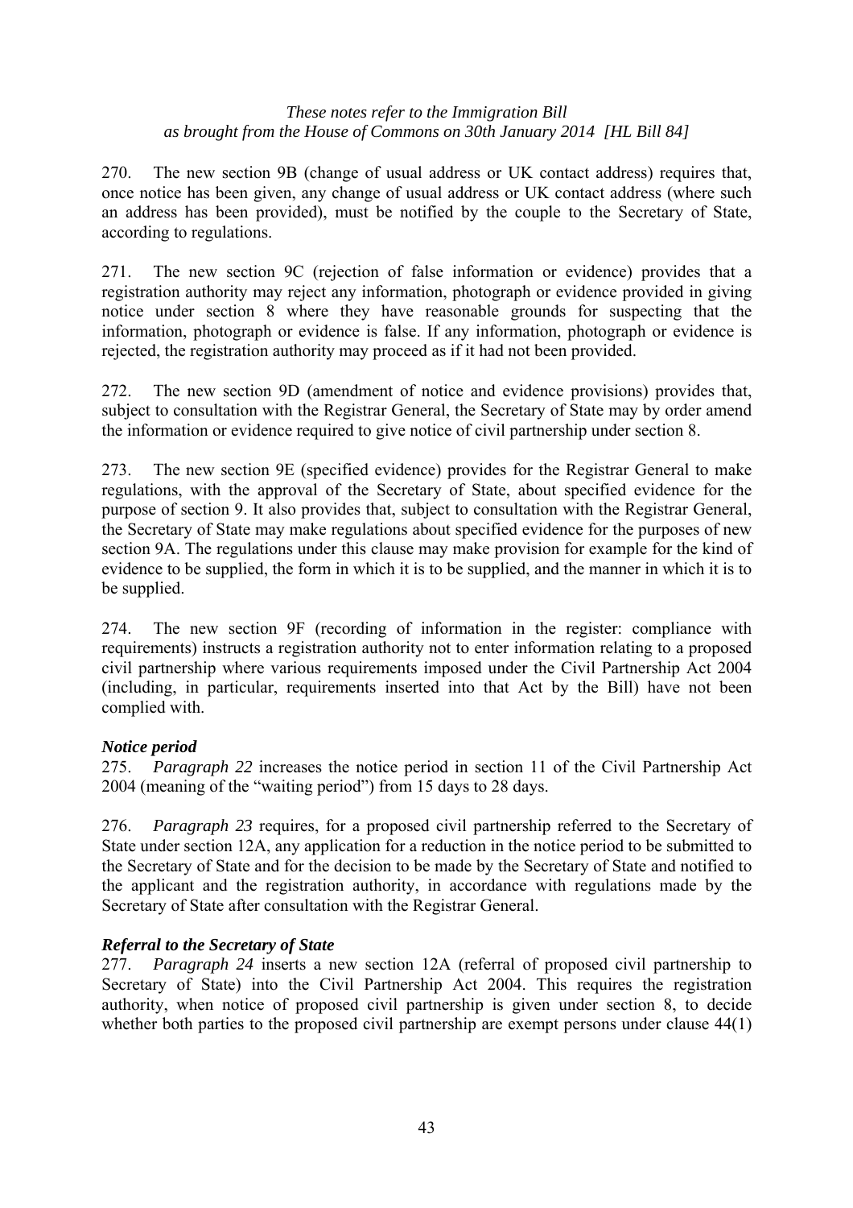270. The new section 9B (change of usual address or UK contact address) requires that, once notice has been given, any change of usual address or UK contact address (where such an address has been provided), must be notified by the couple to the Secretary of State, according to regulations.

271. The new section 9C (rejection of false information or evidence) provides that a registration authority may reject any information, photograph or evidence provided in giving notice under section 8 where they have reasonable grounds for suspecting that the information, photograph or evidence is false. If any information, photograph or evidence is rejected, the registration authority may proceed as if it had not been provided.

272. The new section 9D (amendment of notice and evidence provisions) provides that, subject to consultation with the Registrar General, the Secretary of State may by order amend the information or evidence required to give notice of civil partnership under section 8.

273. The new section 9E (specified evidence) provides for the Registrar General to make regulations, with the approval of the Secretary of State, about specified evidence for the purpose of section 9. It also provides that, subject to consultation with the Registrar General, the Secretary of State may make regulations about specified evidence for the purposes of new section 9A. The regulations under this clause may make provision for example for the kind of evidence to be supplied, the form in which it is to be supplied, and the manner in which it is to be supplied.

274. The new section 9F (recording of information in the register: compliance with requirements) instructs a registration authority not to enter information relating to a proposed civil partnership where various requirements imposed under the Civil Partnership Act 2004 (including, in particular, requirements inserted into that Act by the Bill) have not been complied with.

### *Notice period*

275. *Paragraph 22* increases the notice period in section 11 of the Civil Partnership Act 2004 (meaning of the "waiting period") from 15 days to 28 days.

276. *Paragraph 23* requires, for a proposed civil partnership referred to the Secretary of State under section 12A, any application for a reduction in the notice period to be submitted to the Secretary of State and for the decision to be made by the Secretary of State and notified to the applicant and the registration authority, in accordance with regulations made by the Secretary of State after consultation with the Registrar General.

### *Referral to the Secretary of State*

277. *Paragraph 24* inserts a new section 12A (referral of proposed civil partnership to Secretary of State) into the Civil Partnership Act 2004. This requires the registration authority, when notice of proposed civil partnership is given under section 8, to decide whether both parties to the proposed civil partnership are exempt persons under clause 44(1)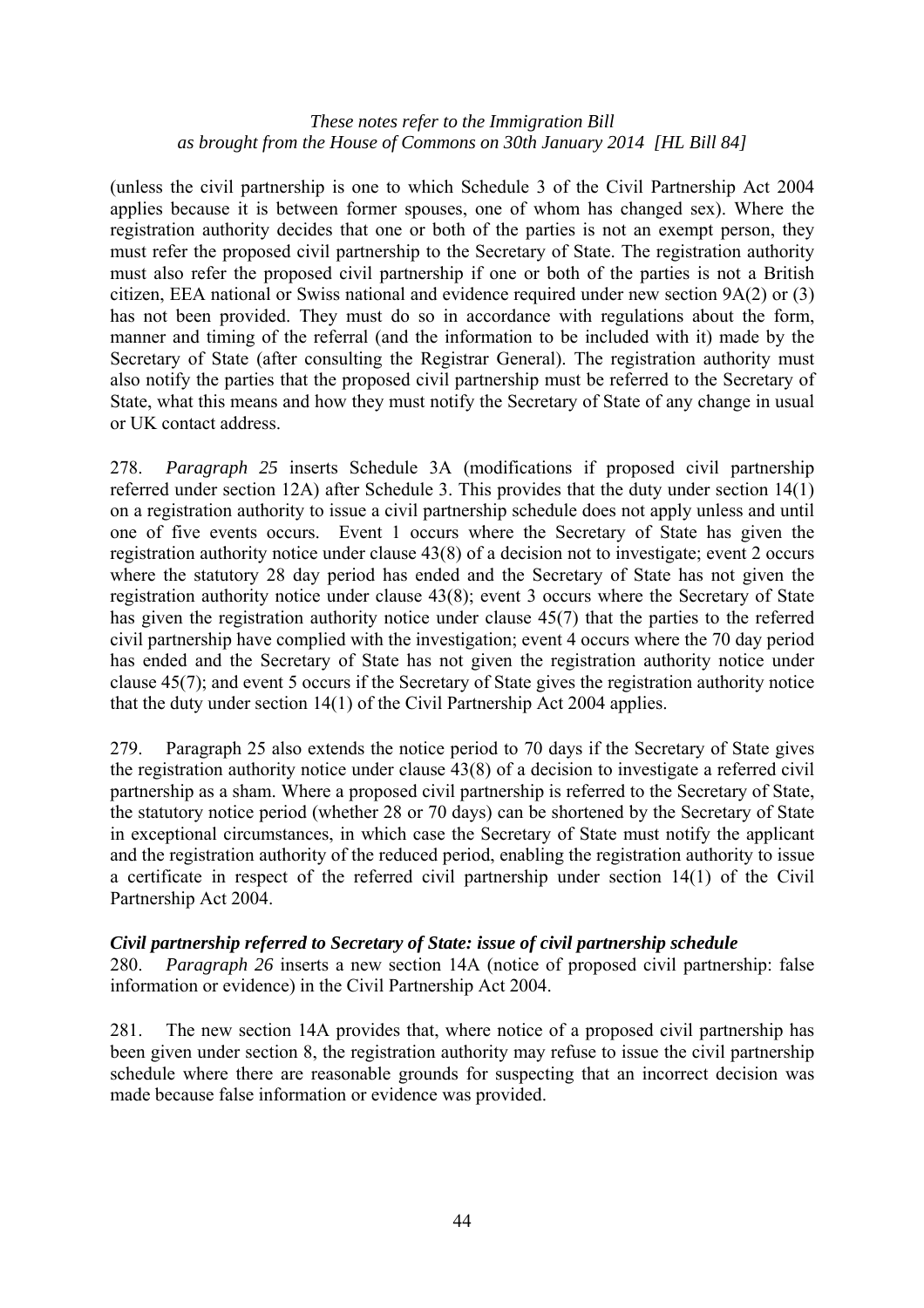(unless the civil partnership is one to which Schedule 3 of the Civil Partnership Act 2004 applies because it is between former spouses, one of whom has changed sex). Where the registration authority decides that one or both of the parties is not an exempt person, they must refer the proposed civil partnership to the Secretary of State. The registration authority must also refer the proposed civil partnership if one or both of the parties is not a British citizen, EEA national or Swiss national and evidence required under new section 9A(2) or (3) has not been provided. They must do so in accordance with regulations about the form, manner and timing of the referral (and the information to be included with it) made by the Secretary of State (after consulting the Registrar General). The registration authority must also notify the parties that the proposed civil partnership must be referred to the Secretary of State, what this means and how they must notify the Secretary of State of any change in usual or UK contact address.

278. *Paragraph 25* inserts Schedule 3A (modifications if proposed civil partnership referred under section 12A) after Schedule 3. This provides that the duty under section 14(1) on a registration authority to issue a civil partnership schedule does not apply unless and until one of five events occurs. Event 1 occurs where the Secretary of State has given the registration authority notice under clause 43(8) of a decision not to investigate; event 2 occurs where the statutory 28 day period has ended and the Secretary of State has not given the registration authority notice under clause 43(8); event 3 occurs where the Secretary of State has given the registration authority notice under clause 45(7) that the parties to the referred civil partnership have complied with the investigation; event 4 occurs where the 70 day period has ended and the Secretary of State has not given the registration authority notice under clause 45(7); and event 5 occurs if the Secretary of State gives the registration authority notice that the duty under section 14(1) of the Civil Partnership Act 2004 applies.

279. Paragraph 25 also extends the notice period to 70 days if the Secretary of State gives the registration authority notice under clause 43(8) of a decision to investigate a referred civil partnership as a sham. Where a proposed civil partnership is referred to the Secretary of State, the statutory notice period (whether 28 or 70 days) can be shortened by the Secretary of State in exceptional circumstances, in which case the Secretary of State must notify the applicant and the registration authority of the reduced period, enabling the registration authority to issue a certificate in respect of the referred civil partnership under section 14(1) of the Civil Partnership Act 2004.

***Civil partnership referred to Secretary of State: issue of civil partnership schedule***

280. *Paragraph 26* inserts a new section 14A (notice of proposed civil partnership: false information or evidence) in the Civil Partnership Act 2004.

281. The new section 14A provides that, where notice of a proposed civil partnership has been given under section 8, the registration authority may refuse to issue the civil partnership schedule where there are reasonable grounds for suspecting that an incorrect decision was made because false information or evidence was provided.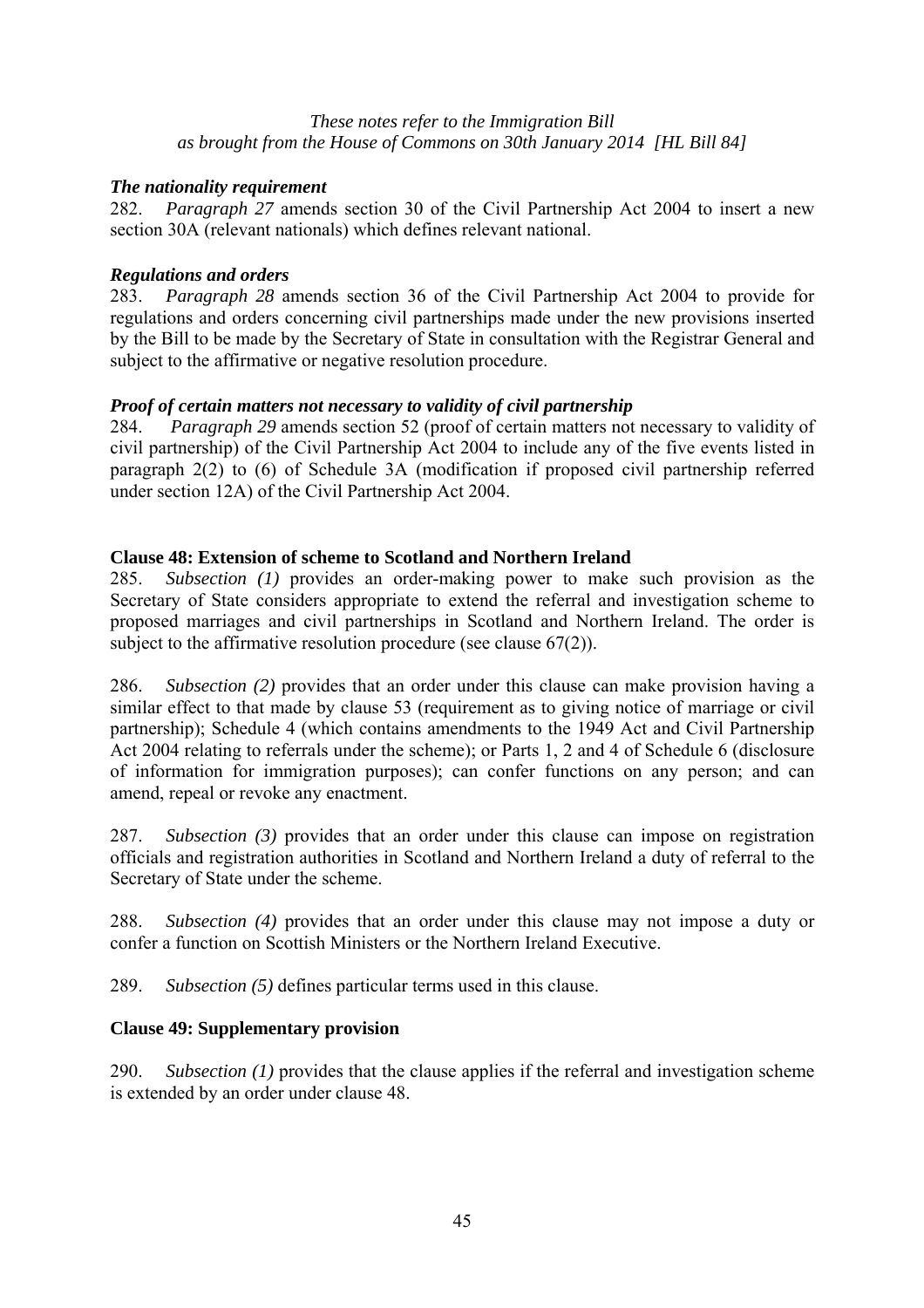*These notes refer to the Immigration Bill as brought from the House of Commons on 30th January 2014 [HL Bill 84]*

***The nationality requirement***

282. *Paragraph 27* amends section 30 of the Civil Partnership Act 2004 to insert a new section 30A (relevant nationals) which defines relevant national.

***Regulations and orders***

283. *Paragraph 28* amends section 36 of the Civil Partnership Act 2004 to provide for regulations and orders concerning civil partnerships made under the new provisions inserted by the Bill to be made by the Secretary of State in consultation with the Registrar General and subject to the affirmative or negative resolution procedure.

***Proof of certain matters not necessary to validity of civil partnership***

284. *Paragraph 29* amends section 52 (proof of certain matters not necessary to validity of civil partnership) of the Civil Partnership Act 2004 to include any of the five events listed in paragraph 2(2) to (6) of Schedule 3A (modification if proposed civil partnership referred under section 12A) of the Civil Partnership Act 2004.

**Clause 48: Extension of scheme to Scotland and Northern Ireland**

285. *Subsection (1)* provides an order-making power to make such provision as the Secretary of State considers appropriate to extend the referral and investigation scheme to proposed marriages and civil partnerships in Scotland and Northern Ireland. The order is subject to the affirmative resolution procedure (see clause 67(2)).

286. *Subsection (2)* provides that an order under this clause can make provision having a similar effect to that made by clause 53 (requirement as to giving notice of marriage or civil partnership); Schedule 4 (which contains amendments to the 1949 Act and Civil Partnership Act 2004 relating to referrals under the scheme); or Parts 1, 2 and 4 of Schedule 6 (disclosure of information for immigration purposes); can confer functions on any person; and can amend, repeal or revoke any enactment.

287. *Subsection (3)* provides that an order under this clause can impose on registration officials and registration authorities in Scotland and Northern Ireland a duty of referral to the Secretary of State under the scheme.

288. *Subsection (4)* provides that an order under this clause may not impose a duty or confer a function on Scottish Ministers or the Northern Ireland Executive.

289. *Subsection (5)* defines particular terms used in this clause.

**Clause 49: Supplementary provision**

290. *Subsection (1)* provides that the clause applies if the referral and investigation scheme is extended by an order under clause 48.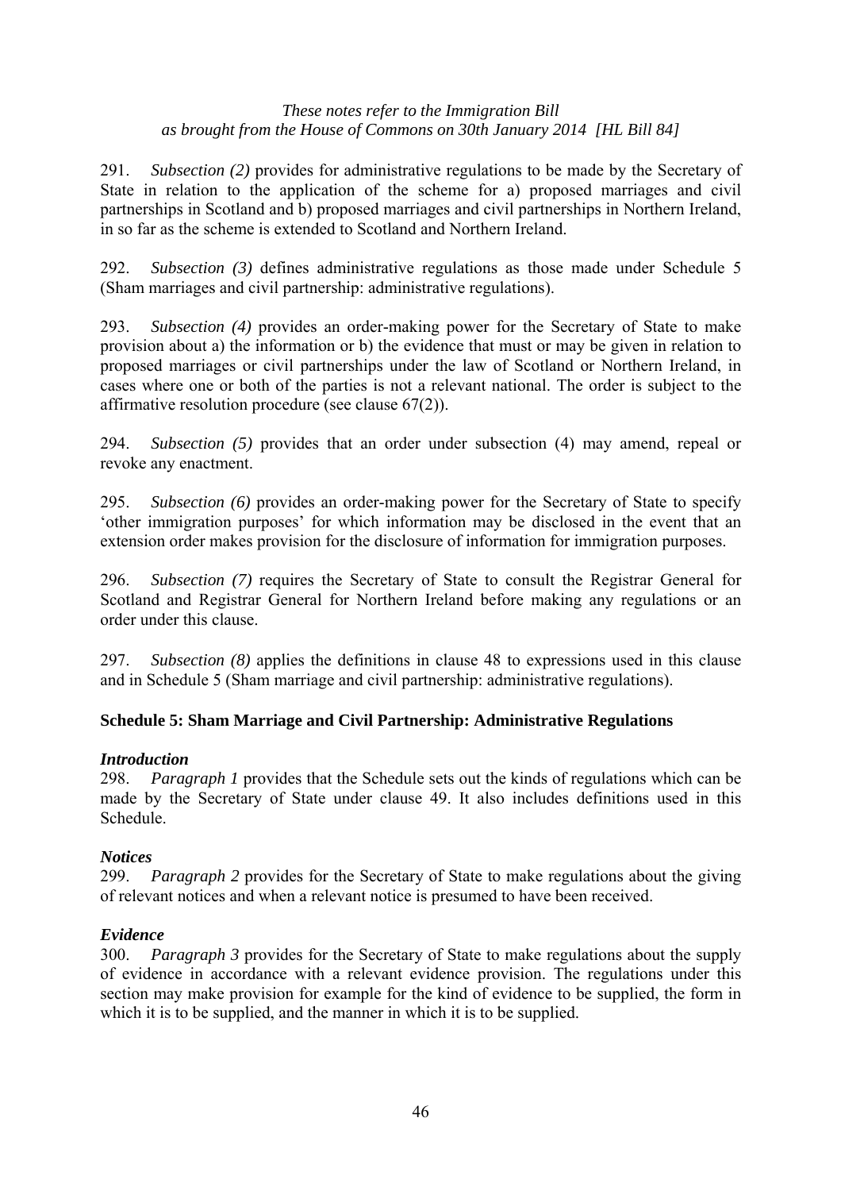*These notes refer to the Immigration Bill*
*as brought from the House of Commons on 30th January 2014 [HL Bill 84]*

291. *Subsection (2)* provides for administrative regulations to be made by the Secretary of State in relation to the application of the scheme for a) proposed marriages and civil partnerships in Scotland and b) proposed marriages and civil partnerships in Northern Ireland, in so far as the scheme is extended to Scotland and Northern Ireland.

292. *Subsection (3)* defines administrative regulations as those made under Schedule 5 (Sham marriages and civil partnership: administrative regulations).

293. *Subsection (4)* provides an order-making power for the Secretary of State to make provision about a) the information or b) the evidence that must or may be given in relation to proposed marriages or civil partnerships under the law of Scotland or Northern Ireland, in cases where one or both of the parties is not a relevant national. The order is subject to the affirmative resolution procedure (see clause 67(2)).

294. *Subsection (5)* provides that an order under subsection (4) may amend, repeal or revoke any enactment.

295. *Subsection (6)* provides an order-making power for the Secretary of State to specify 'other immigration purposes' for which information may be disclosed in the event that an extension order makes provision for the disclosure of information for immigration purposes.

296. *Subsection (7)* requires the Secretary of State to consult the Registrar General for Scotland and Registrar General for Northern Ireland before making any regulations or an order under this clause.

297. *Subsection (8)* applies the definitions in clause 48 to expressions used in this clause and in Schedule 5 (Sham marriage and civil partnership: administrative regulations).

## Schedule 5: Sham Marriage and Civil Partnership: Administrative Regulations

### *Introduction*

298. *Paragraph 1* provides that the Schedule sets out the kinds of regulations which can be made by the Secretary of State under clause 49. It also includes definitions used in this Schedule.

### *Notices*

299. *Paragraph 2* provides for the Secretary of State to make regulations about the giving of relevant notices and when a relevant notice is presumed to have been received.

### *Evidence*

300. *Paragraph 3* provides for the Secretary of State to make regulations about the supply of evidence in accordance with a relevant evidence provision. The regulations under this section may make provision for example for the kind of evidence to be supplied, the form in which it is to be supplied, and the manner in which it is to be supplied.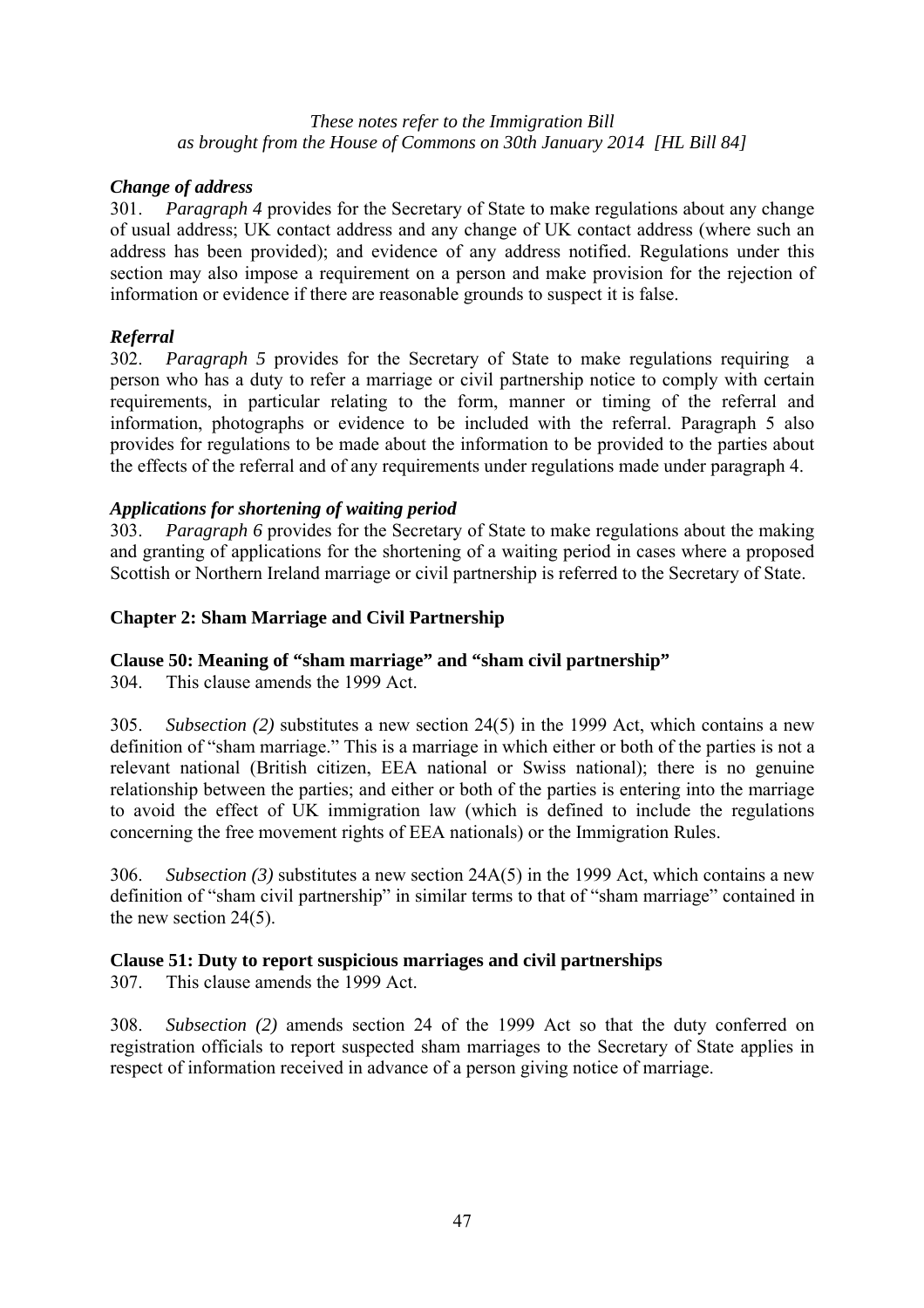### *Change of address*

301. *Paragraph 4* provides for the Secretary of State to make regulations about any change of usual address; UK contact address and any change of UK contact address (where such an address has been provided); and evidence of any address notified. Regulations under this section may also impose a requirement on a person and make provision for the rejection of information or evidence if there are reasonable grounds to suspect it is false.

### *Referral*

302. *Paragraph 5* provides for the Secretary of State to make regulations requiring a person who has a duty to refer a marriage or civil partnership notice to comply with certain requirements, in particular relating to the form, manner or timing of the referral and information, photographs or evidence to be included with the referral. Paragraph 5 also provides for regulations to be made about the information to be provided to the parties about the effects of the referral and of any requirements under regulations made under paragraph 4.

### *Applications for shortening of waiting period*

303. *Paragraph 6* provides for the Secretary of State to make regulations about the making and granting of applications for the shortening of a waiting period in cases where a proposed Scottish or Northern Ireland marriage or civil partnership is referred to the Secretary of State.

## Chapter 2: Sham Marriage and Civil Partnership

### Clause 50: Meaning of "sham marriage" and "sham civil partnership"

304. This clause amends the 1999 Act.

305. *Subsection (2)* substitutes a new section 24(5) in the 1999 Act, which contains a new definition of "sham marriage." This is a marriage in which either or both of the parties is not a relevant national (British citizen, EEA national or Swiss national); there is no genuine relationship between the parties; and either or both of the parties is entering into the marriage to avoid the effect of UK immigration law (which is defined to include the regulations concerning the free movement rights of EEA nationals) or the Immigration Rules.

306. *Subsection (3)* substitutes a new section 24A(5) in the 1999 Act, which contains a new definition of "sham civil partnership" in similar terms to that of "sham marriage" contained in the new section 24(5).

### Clause 51: Duty to report suspicious marriages and civil partnerships

307. This clause amends the 1999 Act.

308. *Subsection (2)* amends section 24 of the 1999 Act so that the duty conferred on registration officials to report suspected sham marriages to the Secretary of State applies in respect of information received in advance of a person giving notice of marriage.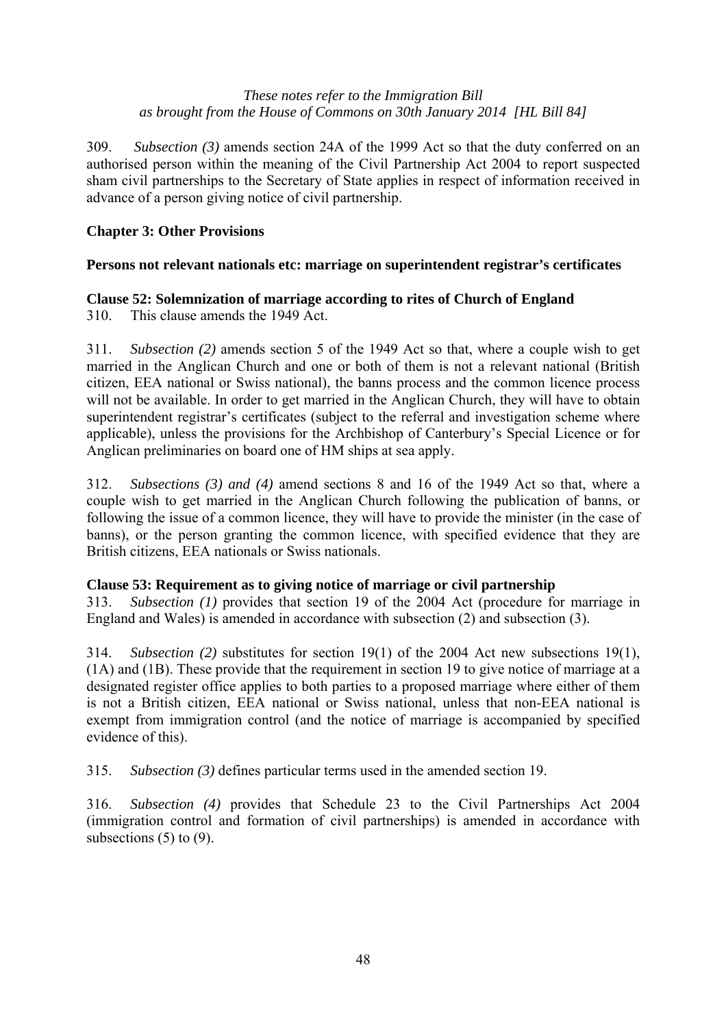309. *Subsection (3)* amends section 24A of the 1999 Act so that the duty conferred on an authorised person within the meaning of the Civil Partnership Act 2004 to report suspected sham civil partnerships to the Secretary of State applies in respect of information received in advance of a person giving notice of civil partnership.

## Chapter 3: Other Provisions

### Persons not relevant nationals etc: marriage on superintendent registrar's certificates

#### Clause 52: Solemnization of marriage according to rites of Church of England

310. This clause amends the 1949 Act.

311. *Subsection (2)* amends section 5 of the 1949 Act so that, where a couple wish to get married in the Anglican Church and one or both of them is not a relevant national (British citizen, EEA national or Swiss national), the banns process and the common licence process will not be available. In order to get married in the Anglican Church, they will have to obtain superintendent registrar's certificates (subject to the referral and investigation scheme where applicable), unless the provisions for the Archbishop of Canterbury's Special Licence or for Anglican preliminaries on board one of HM ships at sea apply.

312. *Subsections (3) and (4)* amend sections 8 and 16 of the 1949 Act so that, where a couple wish to get married in the Anglican Church following the publication of banns, or following the issue of a common licence, they will have to provide the minister (in the case of banns), or the person granting the common licence, with specified evidence that they are British citizens, EEA nationals or Swiss nationals.

#### Clause 53: Requirement as to giving notice of marriage or civil partnership

313. *Subsection (1)* provides that section 19 of the 2004 Act (procedure for marriage in England and Wales) is amended in accordance with subsection (2) and subsection (3).

314. *Subsection (2)* substitutes for section 19(1) of the 2004 Act new subsections 19(1), (1A) and (1B). These provide that the requirement in section 19 to give notice of marriage at a designated register office applies to both parties to a proposed marriage where either of them is not a British citizen, EEA national or Swiss national, unless that non-EEA national is exempt from immigration control (and the notice of marriage is accompanied by specified evidence of this).

315. *Subsection (3)* defines particular terms used in the amended section 19.

316. *Subsection (4)* provides that Schedule 23 to the Civil Partnerships Act 2004 (immigration control and formation of civil partnerships) is amended in accordance with subsections (5) to (9).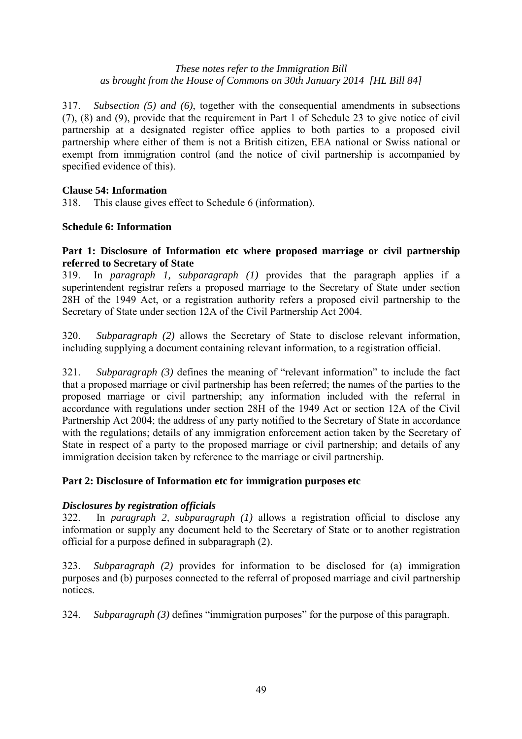317. *Subsection (5) and (6)*, together with the consequential amendments in subsections (7), (8) and (9), provide that the requirement in Part 1 of Schedule 23 to give notice of civil partnership at a designated register office applies to both parties to a proposed civil partnership where either of them is not a British citizen, EEA national or Swiss national or exempt from immigration control (and the notice of civil partnership is accompanied by specified evidence of this).

**Clause 54: Information**

318. This clause gives effect to Schedule 6 (information).

**Schedule 6: Information**

**Part 1: Disclosure of Information etc where proposed marriage or civil partnership referred to Secretary of State**

319. In *paragraph 1, subparagraph (1)* provides that the paragraph applies if a superintendent registrar refers a proposed marriage to the Secretary of State under section 28H of the 1949 Act, or a registration authority refers a proposed civil partnership to the Secretary of State under section 12A of the Civil Partnership Act 2004.

320. *Subparagraph (2)* allows the Secretary of State to disclose relevant information, including supplying a document containing relevant information, to a registration official.

321. *Subparagraph (3)* defines the meaning of "relevant information" to include the fact that a proposed marriage or civil partnership has been referred; the names of the parties to the proposed marriage or civil partnership; any information included with the referral in accordance with regulations under section 28H of the 1949 Act or section 12A of the Civil Partnership Act 2004; the address of any party notified to the Secretary of State in accordance with the regulations; details of any immigration enforcement action taken by the Secretary of State in respect of a party to the proposed marriage or civil partnership; and details of any immigration decision taken by reference to the marriage or civil partnership.

**Part 2: Disclosure of Information etc for immigration purposes etc**

***Disclosures by registration officials***

322. In *paragraph 2, subparagraph (1)* allows a registration official to disclose any information or supply any document held to the Secretary of State or to another registration official for a purpose defined in subparagraph (2).

323. *Subparagraph (2)* provides for information to be disclosed for (a) immigration purposes and (b) purposes connected to the referral of proposed marriage and civil partnership notices.

324. *Subparagraph (3)* defines "immigration purposes" for the purpose of this paragraph.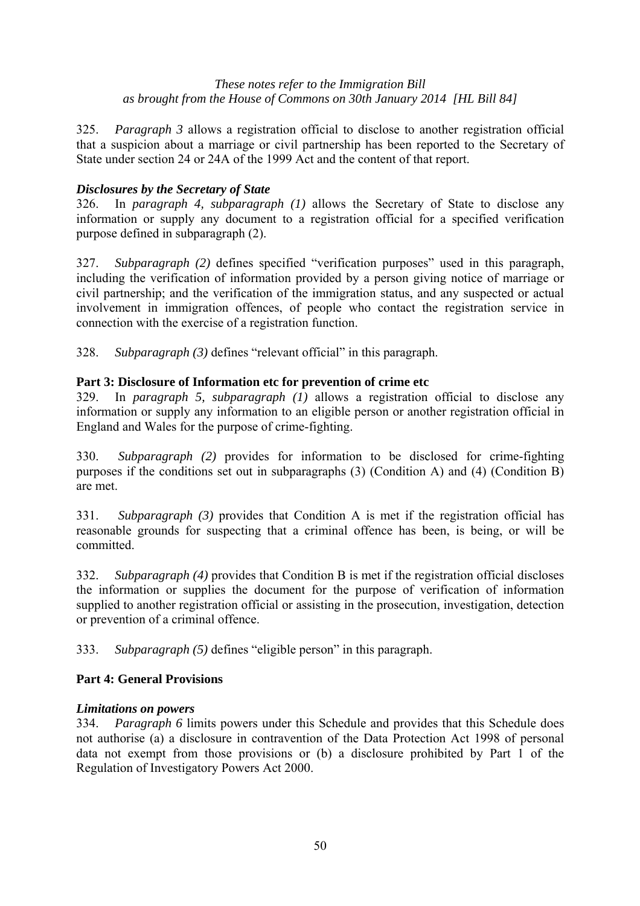325. *Paragraph 3* allows a registration official to disclose to another registration official that a suspicion about a marriage or civil partnership has been reported to the Secretary of State under section 24 or 24A of the 1999 Act and the content of that report.

### *Disclosures by the Secretary of State*

326. In *paragraph 4, subparagraph (1)* allows the Secretary of State to disclose any information or supply any document to a registration official for a specified verification purpose defined in subparagraph (2).

327. *Subparagraph (2)* defines specified "verification purposes" used in this paragraph, including the verification of information provided by a person giving notice of marriage or civil partnership; and the verification of the immigration status, and any suspected or actual involvement in immigration offences, of people who contact the registration service in connection with the exercise of a registration function.

328. *Subparagraph (3)* defines "relevant official" in this paragraph.

## Part 3: Disclosure of Information etc for prevention of crime etc

329. In *paragraph 5, subparagraph (1)* allows a registration official to disclose any information or supply any information to an eligible person or another registration official in England and Wales for the purpose of crime-fighting.

330. *Subparagraph (2)* provides for information to be disclosed for crime-fighting purposes if the conditions set out in subparagraphs (3) (Condition A) and (4) (Condition B) are met.

331. *Subparagraph (3)* provides that Condition A is met if the registration official has reasonable grounds for suspecting that a criminal offence has been, is being, or will be committed.

332. *Subparagraph (4)* provides that Condition B is met if the registration official discloses the information or supplies the document for the purpose of verification of information supplied to another registration official or assisting in the prosecution, investigation, detection or prevention of a criminal offence.

333. *Subparagraph (5)* defines "eligible person" in this paragraph.

## Part 4: General Provisions

### *Limitations on powers*

334. *Paragraph 6* limits powers under this Schedule and provides that this Schedule does not authorise (a) a disclosure in contravention of the Data Protection Act 1998 of personal data not exempt from those provisions or (b) a disclosure prohibited by Part 1 of the Regulation of Investigatory Powers Act 2000.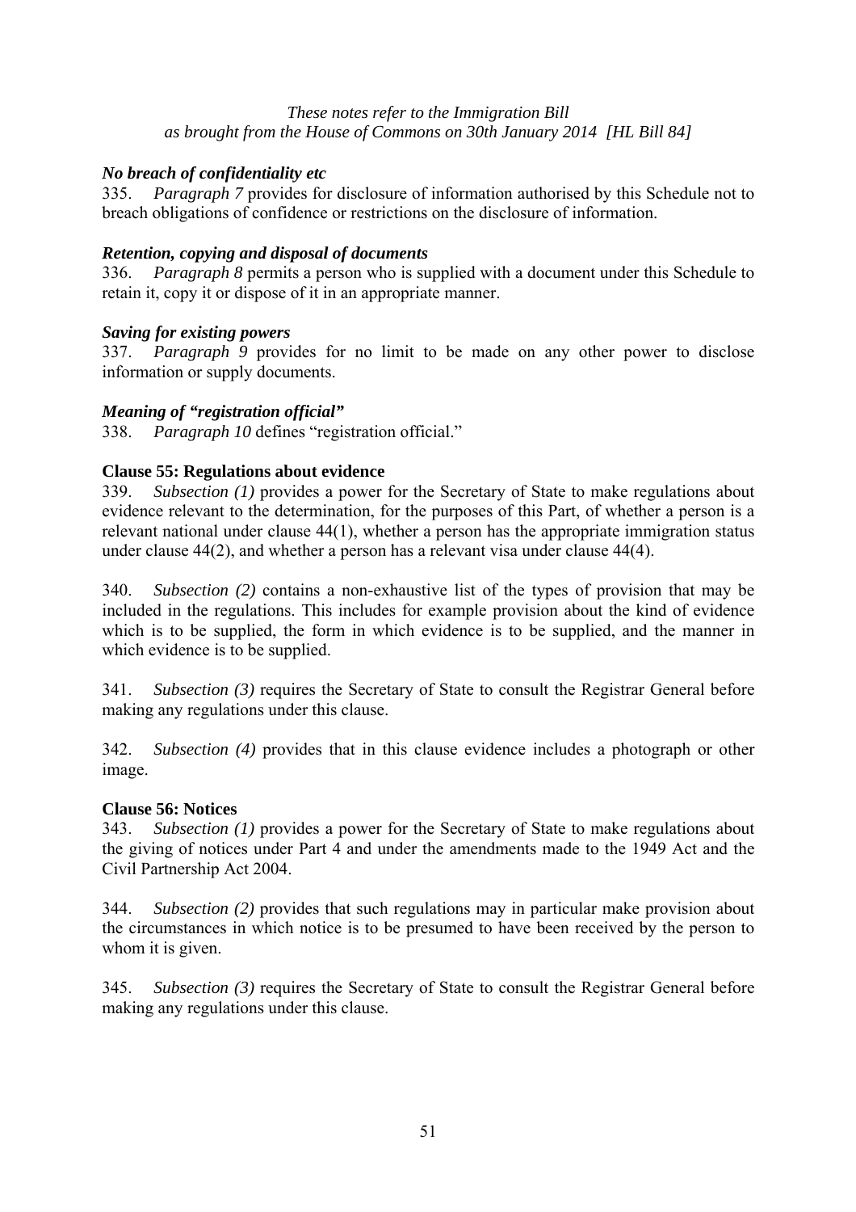### *No breach of confidentiality etc*

335. *Paragraph 7* provides for disclosure of information authorised by this Schedule not to breach obligations of confidence or restrictions on the disclosure of information.

### *Retention, copying and disposal of documents*

336. *Paragraph 8* permits a person who is supplied with a document under this Schedule to retain it, copy it or dispose of it in an appropriate manner.

### *Saving for existing powers*

337. *Paragraph 9* provides for no limit to be made on any other power to disclose information or supply documents.

### *Meaning of "registration official"*

338. *Paragraph 10* defines "registration official."

## **Clause 55: Regulations about evidence**

339. *Subsection (1)* provides a power for the Secretary of State to make regulations about evidence relevant to the determination, for the purposes of this Part, of whether a person is a relevant national under clause 44(1), whether a person has the appropriate immigration status under clause 44(2), and whether a person has a relevant visa under clause 44(4).

340. *Subsection (2)* contains a non-exhaustive list of the types of provision that may be included in the regulations. This includes for example provision about the kind of evidence which is to be supplied, the form in which evidence is to be supplied, and the manner in which evidence is to be supplied.

341. *Subsection (3)* requires the Secretary of State to consult the Registrar General before making any regulations under this clause.

342. *Subsection (4)* provides that in this clause evidence includes a photograph or other image.

## **Clause 56: Notices**

343. *Subsection (1)* provides a power for the Secretary of State to make regulations about the giving of notices under Part 4 and under the amendments made to the 1949 Act and the Civil Partnership Act 2004.

344. *Subsection (2)* provides that such regulations may in particular make provision about the circumstances in which notice is to be presumed to have been received by the person to whom it is given.

345. *Subsection (3)* requires the Secretary of State to consult the Registrar General before making any regulations under this clause.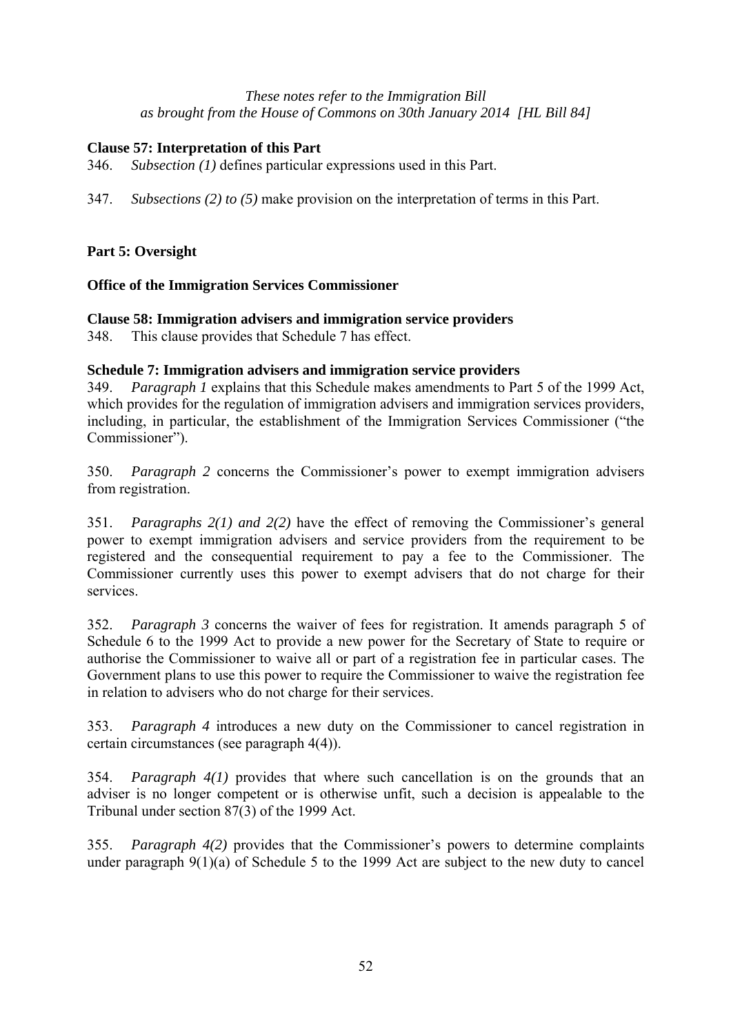*These notes refer to the Immigration Bill as brought from the House of Commons on 30th January 2014 [HL Bill 84]*

**Clause 57: Interpretation of this Part**

346. *Subsection (1)* defines particular expressions used in this Part.

347. *Subsections (2) to (5)* make provision on the interpretation of terms in this Part.

**Part 5: Oversight**

**Office of the Immigration Services Commissioner**

**Clause 58: Immigration advisers and immigration service providers**

348. This clause provides that Schedule 7 has effect.

**Schedule 7: Immigration advisers and immigration service providers**

349. *Paragraph 1* explains that this Schedule makes amendments to Part 5 of the 1999 Act, which provides for the regulation of immigration advisers and immigration services providers, including, in particular, the establishment of the Immigration Services Commissioner ("the Commissioner").

350. *Paragraph 2* concerns the Commissioner's power to exempt immigration advisers from registration.

351. *Paragraphs 2(1) and 2(2)* have the effect of removing the Commissioner's general power to exempt immigration advisers and service providers from the requirement to be registered and the consequential requirement to pay a fee to the Commissioner. The Commissioner currently uses this power to exempt advisers that do not charge for their services.

352. *Paragraph 3* concerns the waiver of fees for registration. It amends paragraph 5 of Schedule 6 to the 1999 Act to provide a new power for the Secretary of State to require or authorise the Commissioner to waive all or part of a registration fee in particular cases. The Government plans to use this power to require the Commissioner to waive the registration fee in relation to advisers who do not charge for their services.

353. *Paragraph 4* introduces a new duty on the Commissioner to cancel registration in certain circumstances (see paragraph 4(4)).

354. *Paragraph 4(1)* provides that where such cancellation is on the grounds that an adviser is no longer competent or is otherwise unfit, such a decision is appealable to the Tribunal under section 87(3) of the 1999 Act.

355. *Paragraph 4(2)* provides that the Commissioner's powers to determine complaints under paragraph 9(1)(a) of Schedule 5 to the 1999 Act are subject to the new duty to cancel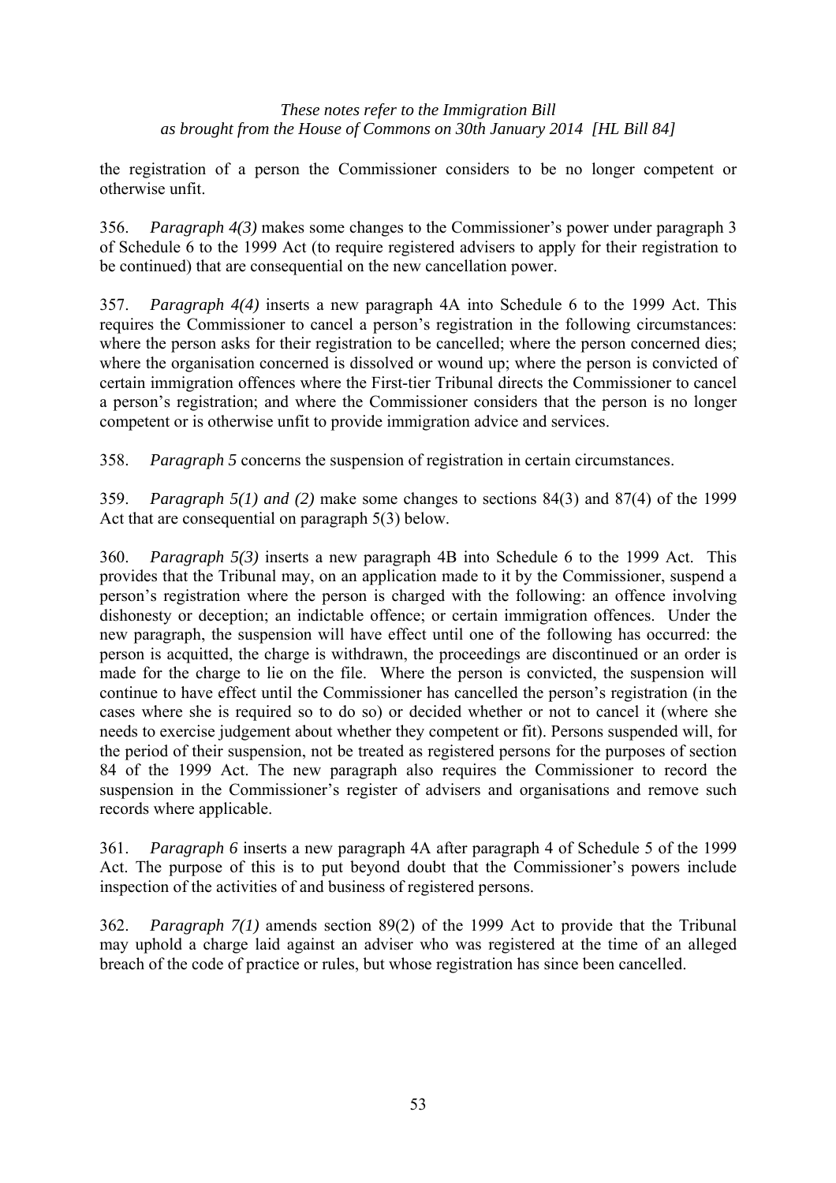the registration of a person the Commissioner considers to be no longer competent or otherwise unfit.

356. *Paragraph 4(3)* makes some changes to the Commissioner's power under paragraph 3 of Schedule 6 to the 1999 Act (to require registered advisers to apply for their registration to be continued) that are consequential on the new cancellation power.

357. *Paragraph 4(4)* inserts a new paragraph 4A into Schedule 6 to the 1999 Act. This requires the Commissioner to cancel a person's registration in the following circumstances: where the person asks for their registration to be cancelled; where the person concerned dies; where the organisation concerned is dissolved or wound up; where the person is convicted of certain immigration offences where the First-tier Tribunal directs the Commissioner to cancel a person's registration; and where the Commissioner considers that the person is no longer competent or is otherwise unfit to provide immigration advice and services.

358. *Paragraph 5* concerns the suspension of registration in certain circumstances.

359. *Paragraph 5(1) and (2)* make some changes to sections 84(3) and 87(4) of the 1999 Act that are consequential on paragraph 5(3) below.

360. *Paragraph 5(3)* inserts a new paragraph 4B into Schedule 6 to the 1999 Act. This provides that the Tribunal may, on an application made to it by the Commissioner, suspend a person's registration where the person is charged with the following: an offence involving dishonesty or deception; an indictable offence; or certain immigration offences. Under the new paragraph, the suspension will have effect until one of the following has occurred: the person is acquitted, the charge is withdrawn, the proceedings are discontinued or an order is made for the charge to lie on the file. Where the person is convicted, the suspension will continue to have effect until the Commissioner has cancelled the person's registration (in the cases where she is required so to do so) or decided whether or not to cancel it (where she needs to exercise judgement about whether they competent or fit). Persons suspended will, for the period of their suspension, not be treated as registered persons for the purposes of section 84 of the 1999 Act. The new paragraph also requires the Commissioner to record the suspension in the Commissioner's register of advisers and organisations and remove such records where applicable.

361. *Paragraph 6* inserts a new paragraph 4A after paragraph 4 of Schedule 5 of the 1999 Act. The purpose of this is to put beyond doubt that the Commissioner's powers include inspection of the activities of and business of registered persons.

362. *Paragraph 7(1)* amends section 89(2) of the 1999 Act to provide that the Tribunal may uphold a charge laid against an adviser who was registered at the time of an alleged breach of the code of practice or rules, but whose registration has since been cancelled.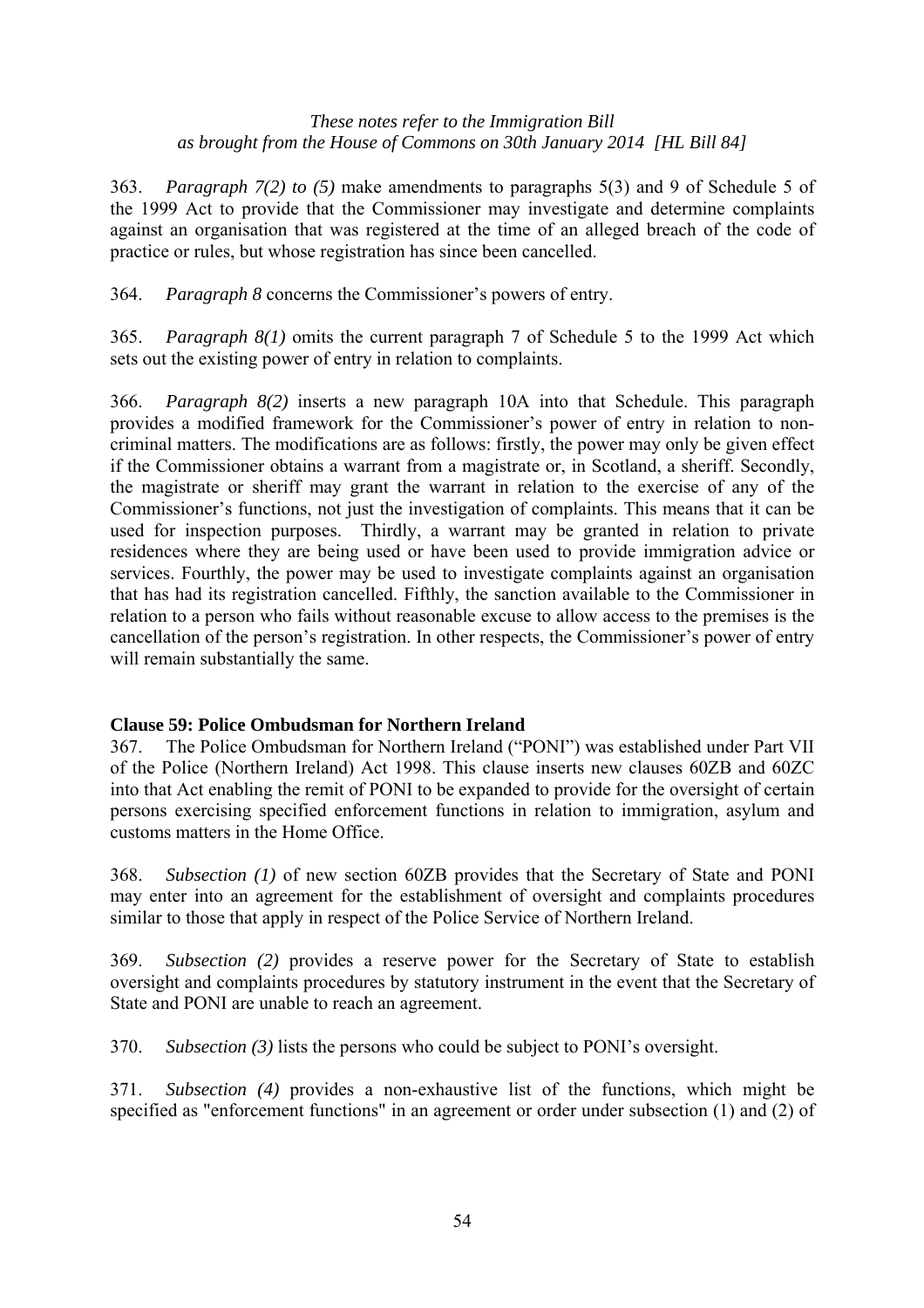363. *Paragraph 7(2) to (5)* make amendments to paragraphs 5(3) and 9 of Schedule 5 of the 1999 Act to provide that the Commissioner may investigate and determine complaints against an organisation that was registered at the time of an alleged breach of the code of practice or rules, but whose registration has since been cancelled.

364. *Paragraph 8* concerns the Commissioner's powers of entry.

365. *Paragraph 8(1)* omits the current paragraph 7 of Schedule 5 to the 1999 Act which sets out the existing power of entry in relation to complaints.

366. *Paragraph 8(2)* inserts a new paragraph 10A into that Schedule. This paragraph provides a modified framework for the Commissioner's power of entry in relation to non-criminal matters. The modifications are as follows: firstly, the power may only be given effect if the Commissioner obtains a warrant from a magistrate or, in Scotland, a sheriff. Secondly, the magistrate or sheriff may grant the warrant in relation to the exercise of any of the Commissioner's functions, not just the investigation of complaints. This means that it can be used for inspection purposes. Thirdly, a warrant may be granted in relation to private residences where they are being used or have been used to provide immigration advice or services. Fourthly, the power may be used to investigate complaints against an organisation that has had its registration cancelled. Fifthly, the sanction available to the Commissioner in relation to a person who fails without reasonable excuse to allow access to the premises is the cancellation of the person's registration. In other respects, the Commissioner's power of entry will remain substantially the same.

**Clause 59: Police Ombudsman for Northern Ireland**

367. The Police Ombudsman for Northern Ireland ("PONI") was established under Part VII of the Police (Northern Ireland) Act 1998. This clause inserts new clauses 60ZB and 60ZC into that Act enabling the remit of PONI to be expanded to provide for the oversight of certain persons exercising specified enforcement functions in relation to immigration, asylum and customs matters in the Home Office.

368. *Subsection (1)* of new section 60ZB provides that the Secretary of State and PONI may enter into an agreement for the establishment of oversight and complaints procedures similar to those that apply in respect of the Police Service of Northern Ireland.

369. *Subsection (2)* provides a reserve power for the Secretary of State to establish oversight and complaints procedures by statutory instrument in the event that the Secretary of State and PONI are unable to reach an agreement.

370. *Subsection (3)* lists the persons who could be subject to PONI's oversight.

371. *Subsection (4)* provides a non-exhaustive list of the functions, which might be specified as "enforcement functions" in an agreement or order under subsection (1) and (2) of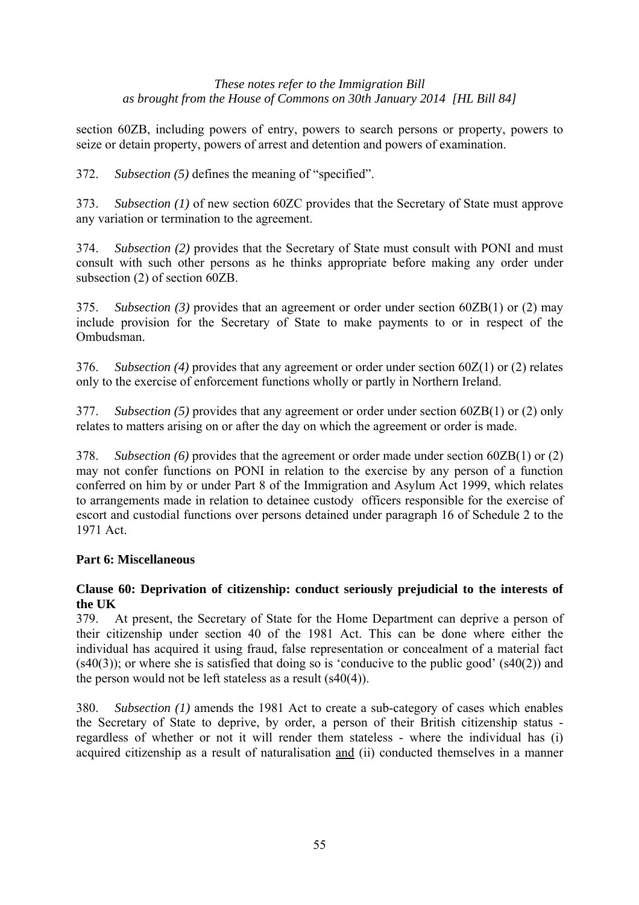section 60ZB, including powers of entry, powers to search persons or property, powers to seize or detain property, powers of arrest and detention and powers of examination.

372. *Subsection (5)* defines the meaning of "specified".

373. *Subsection (1)* of new section 60ZC provides that the Secretary of State must approve any variation or termination to the agreement.

374. *Subsection (2)* provides that the Secretary of State must consult with PONI and must consult with such other persons as he thinks appropriate before making any order under subsection (2) of section 60ZB.

375. *Subsection (3)* provides that an agreement or order under section 60ZB(1) or (2) may include provision for the Secretary of State to make payments to or in respect of the Ombudsman.

376. *Subsection (4)* provides that any agreement or order under section 60Z(1) or (2) relates only to the exercise of enforcement functions wholly or partly in Northern Ireland.

377. *Subsection (5)* provides that any agreement or order under section 60ZB(1) or (2) only relates to matters arising on or after the day on which the agreement or order is made.

378. *Subsection (6)* provides that the agreement or order made under section 60ZB(1) or (2) may not confer functions on PONI in relation to the exercise by any person of a function conferred on him by or under Part 8 of the Immigration and Asylum Act 1999, which relates to arrangements made in relation to detainee custody officers responsible for the exercise of escort and custodial functions over persons detained under paragraph 16 of Schedule 2 to the 1971 Act.

## Part 6: Miscellaneous

### Clause 60: Deprivation of citizenship: conduct seriously prejudicial to the interests of the UK

379. At present, the Secretary of State for the Home Department can deprive a person of their citizenship under section 40 of the 1981 Act. This can be done where either the individual has acquired it using fraud, false representation or concealment of a material fact (s40(3)); or where she is satisfied that doing so is 'conducive to the public good' (s40(2)) and the person would not be left stateless as a result (s40(4)).

380. *Subsection (1)* amends the 1981 Act to create a sub-category of cases which enables the Secretary of State to deprive, by order, a person of their British citizenship status - regardless of whether or not it will render them stateless - where the individual has (i) acquired citizenship as a result of naturalisation <u>and</u> (ii) conducted themselves in a manner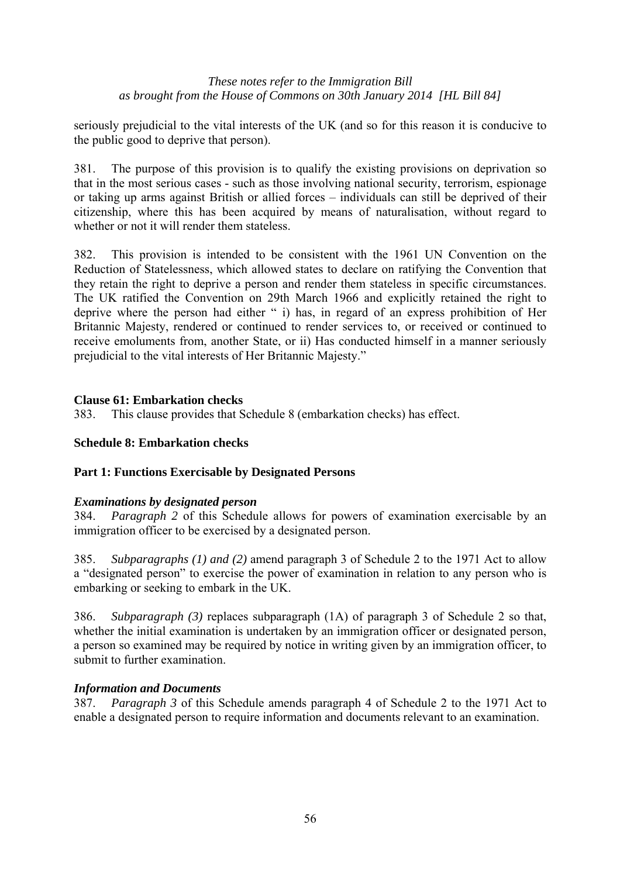seriously prejudicial to the vital interests of the UK (and so for this reason it is conducive to the public good to deprive that person).

381. The purpose of this provision is to qualify the existing provisions on deprivation so that in the most serious cases - such as those involving national security, terrorism, espionage or taking up arms against British or allied forces – individuals can still be deprived of their citizenship, where this has been acquired by means of naturalisation, without regard to whether or not it will render them stateless.

382. This provision is intended to be consistent with the 1961 UN Convention on the Reduction of Statelessness, which allowed states to declare on ratifying the Convention that they retain the right to deprive a person and render them stateless in specific circumstances. The UK ratified the Convention on 29th March 1966 and explicitly retained the right to deprive where the person had either " i) has, in regard of an express prohibition of Her Britannic Majesty, rendered or continued to render services to, or received or continued to receive emoluments from, another State, or ii) Has conducted himself in a manner seriously prejudicial to the vital interests of Her Britannic Majesty."

**Clause 61: Embarkation checks**

383. This clause provides that Schedule 8 (embarkation checks) has effect.

**Schedule 8: Embarkation checks**

**Part 1: Functions Exercisable by Designated Persons**

***Examinations by designated person***

384. *Paragraph 2* of this Schedule allows for powers of examination exercisable by an immigration officer to be exercised by a designated person.

385. *Subparagraphs (1) and (2)* amend paragraph 3 of Schedule 2 to the 1971 Act to allow a "designated person" to exercise the power of examination in relation to any person who is embarking or seeking to embark in the UK.

386. *Subparagraph (3)* replaces subparagraph (1A) of paragraph 3 of Schedule 2 so that, whether the initial examination is undertaken by an immigration officer or designated person, a person so examined may be required by notice in writing given by an immigration officer, to submit to further examination.

***Information and Documents***

387. *Paragraph 3* of this Schedule amends paragraph 4 of Schedule 2 to the 1971 Act to enable a designated person to require information and documents relevant to an examination.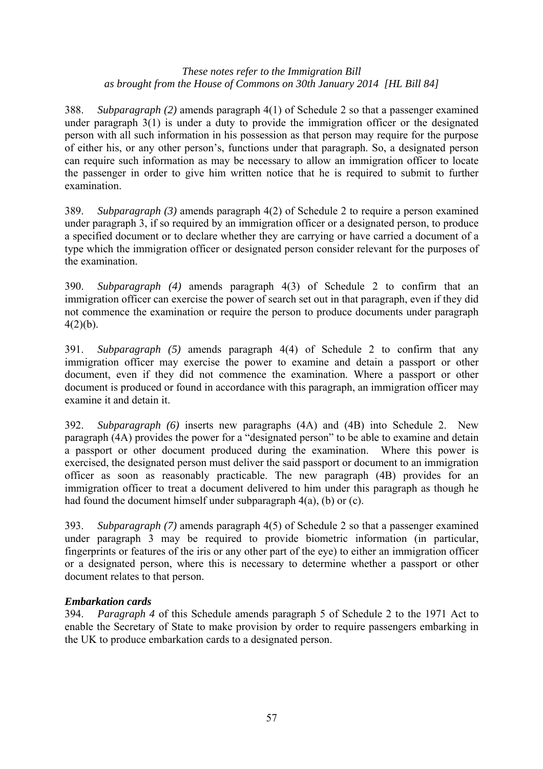388. *Subparagraph (2)* amends paragraph 4(1) of Schedule 2 so that a passenger examined under paragraph 3(1) is under a duty to provide the immigration officer or the designated person with all such information in his possession as that person may require for the purpose of either his, or any other person's, functions under that paragraph. So, a designated person can require such information as may be necessary to allow an immigration officer to locate the passenger in order to give him written notice that he is required to submit to further examination.

389. *Subparagraph (3)* amends paragraph 4(2) of Schedule 2 to require a person examined under paragraph 3, if so required by an immigration officer or a designated person, to produce a specified document or to declare whether they are carrying or have carried a document of a type which the immigration officer or designated person consider relevant for the purposes of the examination.

390. *Subparagraph (4)* amends paragraph 4(3) of Schedule 2 to confirm that an immigration officer can exercise the power of search set out in that paragraph, even if they did not commence the examination or require the person to produce documents under paragraph 4(2)(b).

391. *Subparagraph (5)* amends paragraph 4(4) of Schedule 2 to confirm that any immigration officer may exercise the power to examine and detain a passport or other document, even if they did not commence the examination. Where a passport or other document is produced or found in accordance with this paragraph, an immigration officer may examine it and detain it.

392. *Subparagraph (6)* inserts new paragraphs (4A) and (4B) into Schedule 2. New paragraph (4A) provides the power for a "designated person" to be able to examine and detain a passport or other document produced during the examination. Where this power is exercised, the designated person must deliver the said passport or document to an immigration officer as soon as reasonably practicable. The new paragraph (4B) provides for an immigration officer to treat a document delivered to him under this paragraph as though he had found the document himself under subparagraph 4(a), (b) or (c).

393. *Subparagraph (7)* amends paragraph 4(5) of Schedule 2 so that a passenger examined under paragraph 3 may be required to provide biometric information (in particular, fingerprints or features of the iris or any other part of the eye) to either an immigration officer or a designated person, where this is necessary to determine whether a passport or other document relates to that person.

***Embarkation cards***

394. *Paragraph 4* of this Schedule amends paragraph 5 of Schedule 2 to the 1971 Act to enable the Secretary of State to make provision by order to require passengers embarking in the UK to produce embarkation cards to a designated person.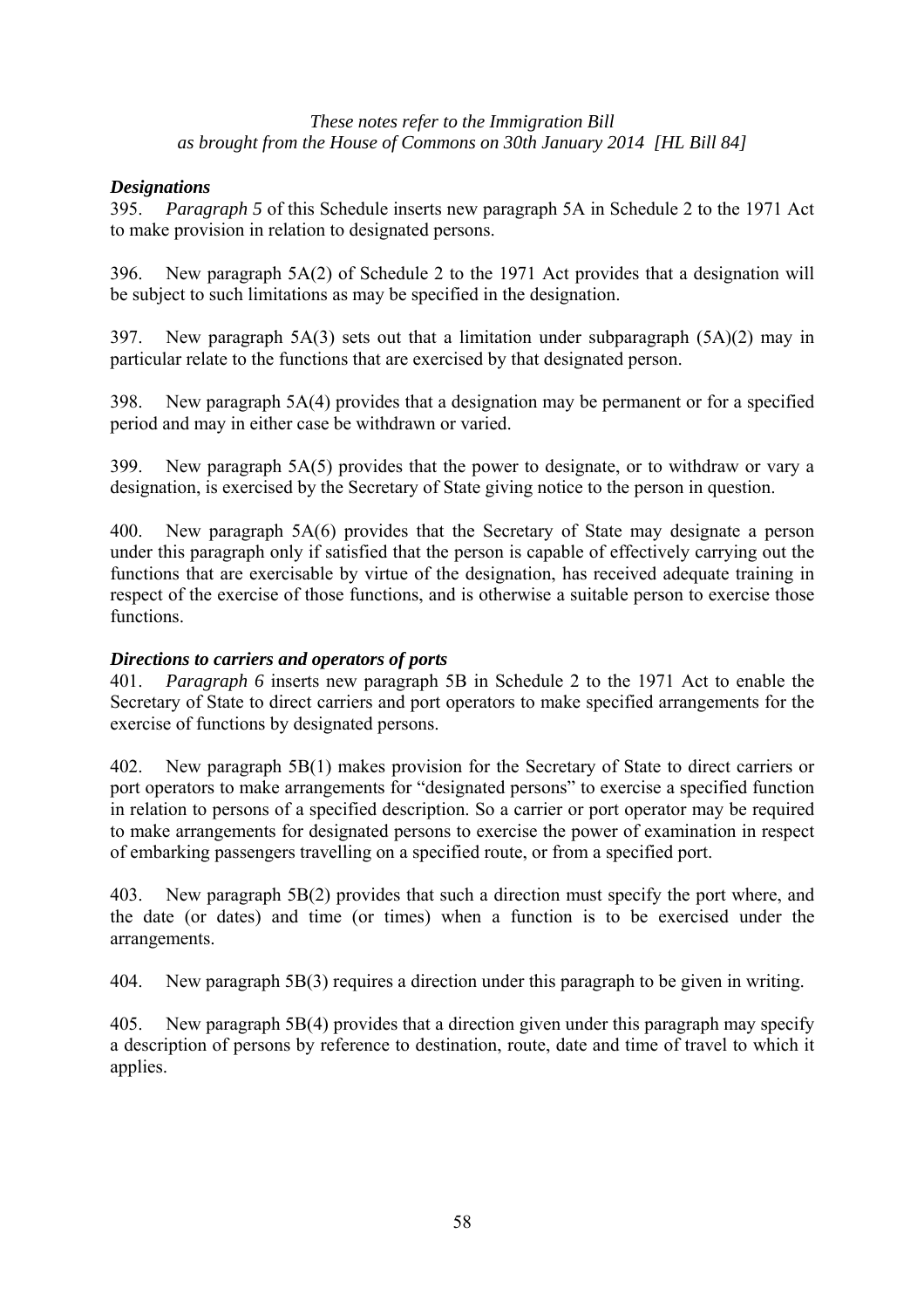### *Designations*

395. *Paragraph 5* of this Schedule inserts new paragraph 5A in Schedule 2 to the 1971 Act to make provision in relation to designated persons.

396. New paragraph 5A(2) of Schedule 2 to the 1971 Act provides that a designation will be subject to such limitations as may be specified in the designation.

397. New paragraph 5A(3) sets out that a limitation under subparagraph (5A)(2) may in particular relate to the functions that are exercised by that designated person.

398. New paragraph 5A(4) provides that a designation may be permanent or for a specified period and may in either case be withdrawn or varied.

399. New paragraph 5A(5) provides that the power to designate, or to withdraw or vary a designation, is exercised by the Secretary of State giving notice to the person in question.

400. New paragraph 5A(6) provides that the Secretary of State may designate a person under this paragraph only if satisfied that the person is capable of effectively carrying out the functions that are exercisable by virtue of the designation, has received adequate training in respect of the exercise of those functions, and is otherwise a suitable person to exercise those functions.

### *Directions to carriers and operators of ports*

401. *Paragraph 6* inserts new paragraph 5B in Schedule 2 to the 1971 Act to enable the Secretary of State to direct carriers and port operators to make specified arrangements for the exercise of functions by designated persons.

402. New paragraph 5B(1) makes provision for the Secretary of State to direct carriers or port operators to make arrangements for "designated persons" to exercise a specified function in relation to persons of a specified description. So a carrier or port operator may be required to make arrangements for designated persons to exercise the power of examination in respect of embarking passengers travelling on a specified route, or from a specified port.

403. New paragraph 5B(2) provides that such a direction must specify the port where, and the date (or dates) and time (or times) when a function is to be exercised under the arrangements.

404. New paragraph 5B(3) requires a direction under this paragraph to be given in writing.

405. New paragraph 5B(4) provides that a direction given under this paragraph may specify a description of persons by reference to destination, route, date and time of travel to which it applies.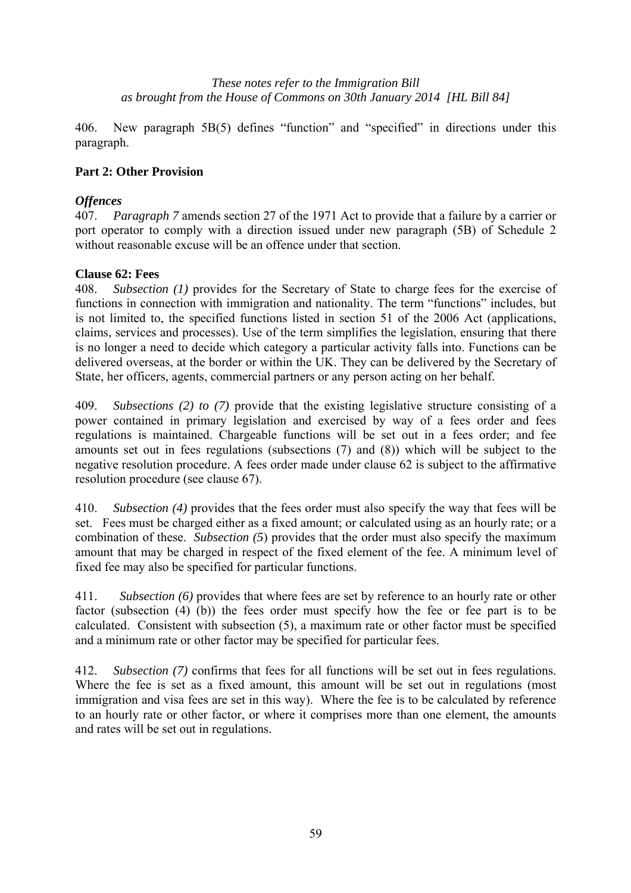406. New paragraph 5B(5) defines "function" and "specified" in directions under this paragraph.

**Part 2: Other Provision**

***Offences***

407. *Paragraph 7* amends section 27 of the 1971 Act to provide that a failure by a carrier or port operator to comply with a direction issued under new paragraph (5B) of Schedule 2 without reasonable excuse will be an offence under that section.

**Clause 62: Fees**

408. *Subsection (1)* provides for the Secretary of State to charge fees for the exercise of functions in connection with immigration and nationality. The term "functions" includes, but is not limited to, the specified functions listed in section 51 of the 2006 Act (applications, claims, services and processes). Use of the term simplifies the legislation, ensuring that there is no longer a need to decide which category a particular activity falls into. Functions can be delivered overseas, at the border or within the UK. They can be delivered by the Secretary of State, her officers, agents, commercial partners or any person acting on her behalf.

409. *Subsections (2) to (7)* provide that the existing legislative structure consisting of a power contained in primary legislation and exercised by way of a fees order and fees regulations is maintained. Chargeable functions will be set out in a fees order; and fee amounts set out in fees regulations (subsections (7) and (8)) which will be subject to the negative resolution procedure. A fees order made under clause 62 is subject to the affirmative resolution procedure (see clause 67).

410. *Subsection (4)* provides that the fees order must also specify the way that fees will be set. Fees must be charged either as a fixed amount; or calculated using as an hourly rate; or a combination of these. *Subsection (5*) provides that the order must also specify the maximum amount that may be charged in respect of the fixed element of the fee. A minimum level of fixed fee may also be specified for particular functions.

411. *Subsection (6)* provides that where fees are set by reference to an hourly rate or other factor (subsection (4) (b)) the fees order must specify how the fee or fee part is to be calculated. Consistent with subsection (5), a maximum rate or other factor must be specified and a minimum rate or other factor may be specified for particular fees.

412. *Subsection (7)* confirms that fees for all functions will be set out in fees regulations. Where the fee is set as a fixed amount, this amount will be set out in regulations (most immigration and visa fees are set in this way). Where the fee is to be calculated by reference to an hourly rate or other factor, or where it comprises more than one element, the amounts and rates will be set out in regulations.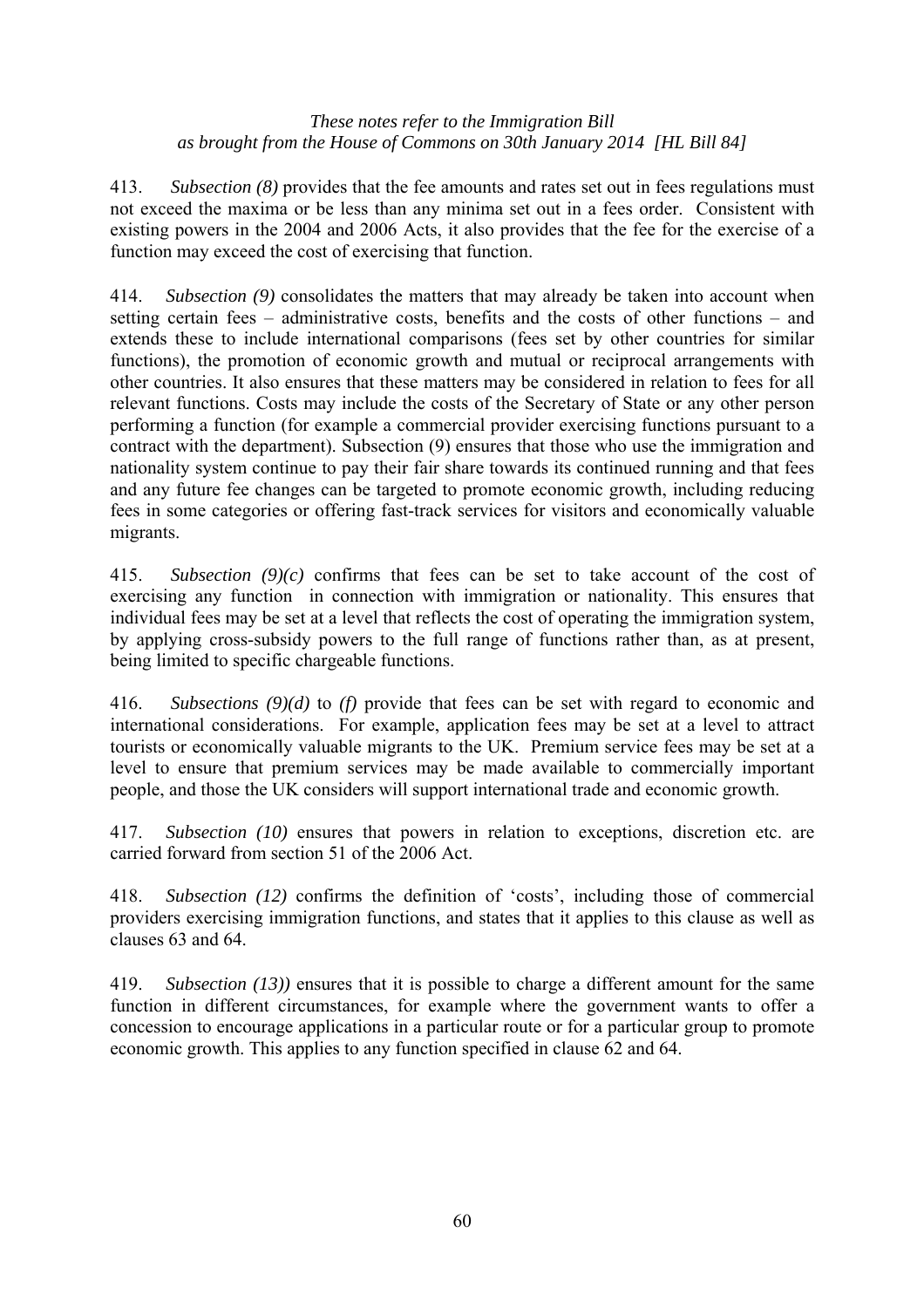413. *Subsection (8)* provides that the fee amounts and rates set out in fees regulations must not exceed the maxima or be less than any minima set out in a fees order. Consistent with existing powers in the 2004 and 2006 Acts, it also provides that the fee for the exercise of a function may exceed the cost of exercising that function.

414. *Subsection (9)* consolidates the matters that may already be taken into account when setting certain fees – administrative costs, benefits and the costs of other functions – and extends these to include international comparisons (fees set by other countries for similar functions), the promotion of economic growth and mutual or reciprocal arrangements with other countries. It also ensures that these matters may be considered in relation to fees for all relevant functions. Costs may include the costs of the Secretary of State or any other person performing a function (for example a commercial provider exercising functions pursuant to a contract with the department). Subsection (9) ensures that those who use the immigration and nationality system continue to pay their fair share towards its continued running and that fees and any future fee changes can be targeted to promote economic growth, including reducing fees in some categories or offering fast-track services for visitors and economically valuable migrants.

415. *Subsection (9)(c)* confirms that fees can be set to take account of the cost of exercising any function in connection with immigration or nationality. This ensures that individual fees may be set at a level that reflects the cost of operating the immigration system, by applying cross-subsidy powers to the full range of functions rather than, as at present, being limited to specific chargeable functions.

416. *Subsections (9)(d)* to *(f)* provide that fees can be set with regard to economic and international considerations. For example, application fees may be set at a level to attract tourists or economically valuable migrants to the UK. Premium service fees may be set at a level to ensure that premium services may be made available to commercially important people, and those the UK considers will support international trade and economic growth.

417. *Subsection (10)* ensures that powers in relation to exceptions, discretion etc. are carried forward from section 51 of the 2006 Act.

418. *Subsection (12)* confirms the definition of 'costs', including those of commercial providers exercising immigration functions, and states that it applies to this clause as well as clauses 63 and 64.

419. *Subsection (13))* ensures that it is possible to charge a different amount for the same function in different circumstances, for example where the government wants to offer a concession to encourage applications in a particular route or for a particular group to promote economic growth. This applies to any function specified in clause 62 and 64.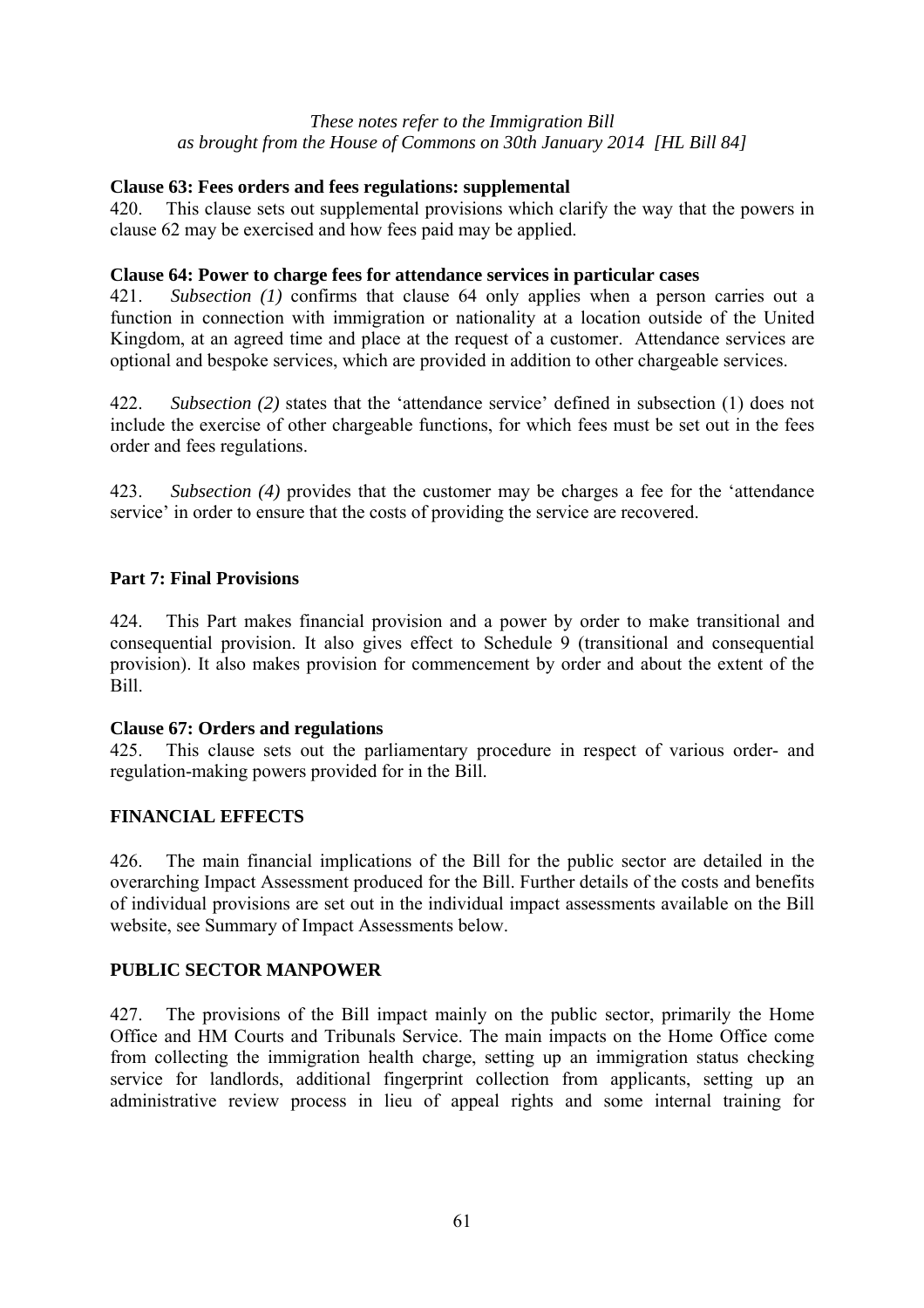*These notes refer to the Immigration Bill*
*as brought from the House of Commons on 30th January 2014 [HL Bill 84]*

**Clause 63: Fees orders and fees regulations: supplemental**

420. This clause sets out supplemental provisions which clarify the way that the powers in clause 62 may be exercised and how fees paid may be applied.

**Clause 64: Power to charge fees for attendance services in particular cases**

421. *Subsection (1)* confirms that clause 64 only applies when a person carries out a function in connection with immigration or nationality at a location outside of the United Kingdom, at an agreed time and place at the request of a customer. Attendance services are optional and bespoke services, which are provided in addition to other chargeable services.

422. *Subsection (2)* states that the 'attendance service' defined in subsection (1) does not include the exercise of other chargeable functions, for which fees must be set out in the fees order and fees regulations.

423. *Subsection (4)* provides that the customer may be charges a fee for the 'attendance service' in order to ensure that the costs of providing the service are recovered.

**Part 7: Final Provisions**

424. This Part makes financial provision and a power by order to make transitional and consequential provision. It also gives effect to Schedule 9 (transitional and consequential provision). It also makes provision for commencement by order and about the extent of the Bill.

**Clause 67: Orders and regulations**

425. This clause sets out the parliamentary procedure in respect of various order- and regulation-making powers provided for in the Bill.

## FINANCIAL EFFECTS

426. The main financial implications of the Bill for the public sector are detailed in the overarching Impact Assessment produced for the Bill. Further details of the costs and benefits of individual provisions are set out in the individual impact assessments available on the Bill website, see Summary of Impact Assessments below.

## PUBLIC SECTOR MANPOWER

427. The provisions of the Bill impact mainly on the public sector, primarily the Home Office and HM Courts and Tribunals Service. The main impacts on the Home Office come from collecting the immigration health charge, setting up an immigration status checking service for landlords, additional fingerprint collection from applicants, setting up an administrative review process in lieu of appeal rights and some internal training for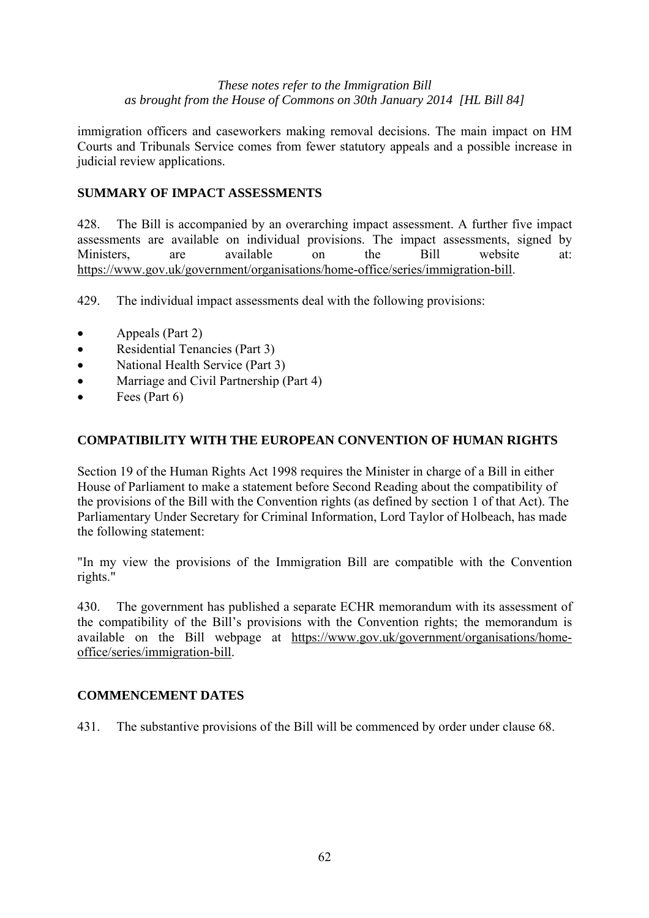immigration officers and caseworkers making removal decisions. The main impact on HM Courts and Tribunals Service comes from fewer statutory appeals and a possible increase in judicial review applications.

## SUMMARY OF IMPACT ASSESSMENTS

428. The Bill is accompanied by an overarching impact assessment. A further five impact assessments are available on individual provisions. The impact assessments, signed by Ministers, are available on the Bill website at: https://www.gov.uk/government/organisations/home-office/series/immigration-bill.

429. The individual impact assessments deal with the following provisions:

- Appeals (Part 2)
- Residential Tenancies (Part 3)
- National Health Service (Part 3)
- Marriage and Civil Partnership (Part 4)
- Fees (Part 6)

## COMPATIBILITY WITH THE EUROPEAN CONVENTION OF HUMAN RIGHTS

Section 19 of the Human Rights Act 1998 requires the Minister in charge of a Bill in either House of Parliament to make a statement before Second Reading about the compatibility of the provisions of the Bill with the Convention rights (as defined by section 1 of that Act). The Parliamentary Under Secretary for Criminal Information, Lord Taylor of Holbeach, has made the following statement:

"In my view the provisions of the Immigration Bill are compatible with the Convention rights."

430. The government has published a separate ECHR memorandum with its assessment of the compatibility of the Bill's provisions with the Convention rights; the memorandum is available on the Bill webpage at https://www.gov.uk/government/organisations/home-office/series/immigration-bill.

## COMMENCEMENT DATES

431. The substantive provisions of the Bill will be commenced by order under clause 68.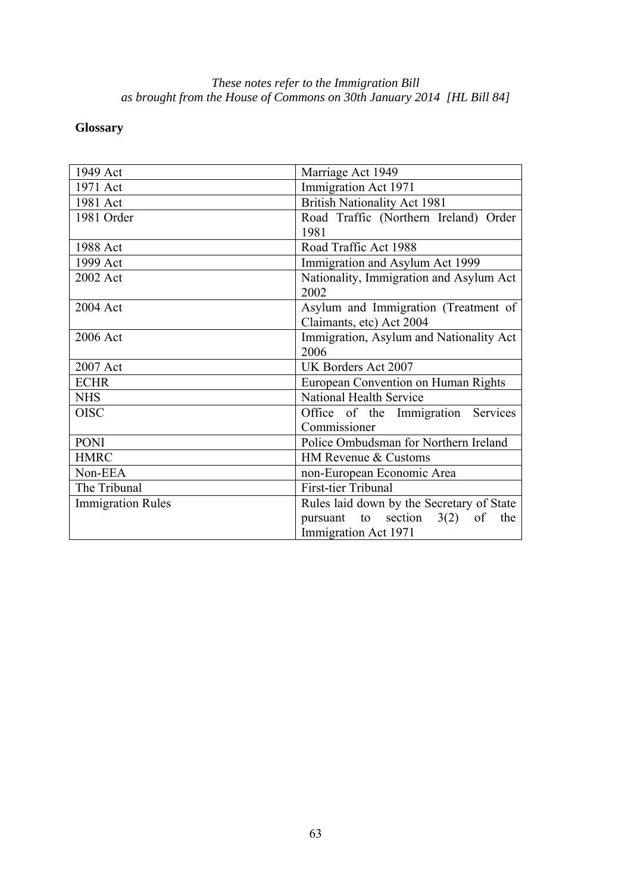*These notes refer to the Immigration Bill as brought from the House of Commons on 30th January 2014 [HL Bill 84]*

**Glossary**

| | |
|---|---|
| 1949 Act | Marriage Act 1949 |
| 1971 Act | Immigration Act 1971 |
| 1981 Act | British Nationality Act 1981 |
| 1981 Order | Road Traffic (Northern Ireland) Order 1981 |
| 1988 Act | Road Traffic Act 1988 |
| 1999 Act | Immigration and Asylum Act 1999 |
| 2002 Act | Nationality, Immigration and Asylum Act 2002 |
| 2004 Act | Asylum and Immigration (Treatment of Claimants, etc) Act 2004 |
| 2006 Act | Immigration, Asylum and Nationality Act 2006 |
| 2007 Act | UK Borders Act 2007 |
| ECHR | European Convention on Human Rights |
| NHS | National Health Service |
| OISC | Office of the Immigration Services Commissioner |
| PONI | Police Ombudsman for Northern Ireland |
| HMRC | HM Revenue & Customs |
| Non-EEA | non-European Economic Area |
| The Tribunal | First-tier Tribunal |
| Immigration Rules | Rules laid down by the Secretary of State pursuant to section 3(2) of the Immigration Act 1971 |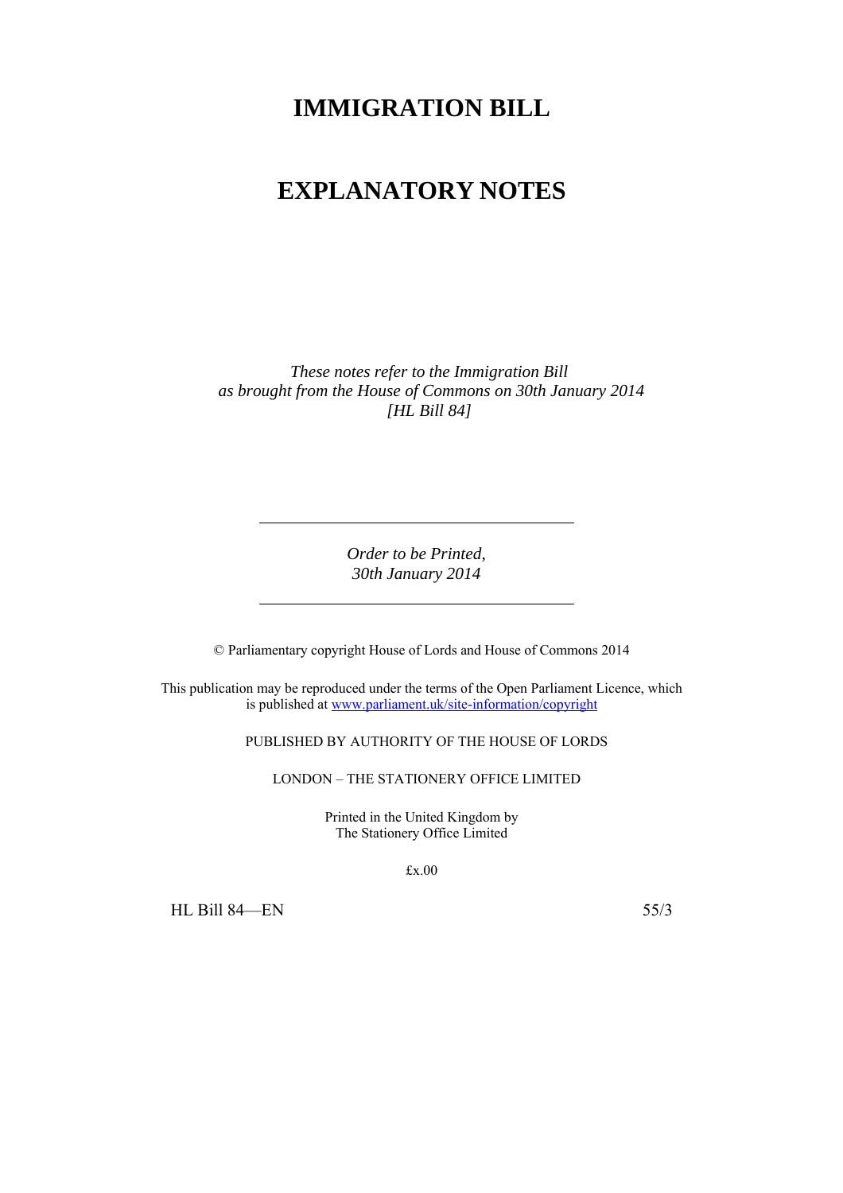# IMMIGRATION BILL

# EXPLANATORY NOTES

*These notes refer to the Immigration Bill as brought from the House of Commons on 30th January 2014 [HL Bill 84]*

---

*Order to be Printed, 30th January 2014*

---

© Parliamentary copyright House of Lords and House of Commons 2014

This publication may be reproduced under the terms of the Open Parliament Licence, which is published at www.parliament.uk/site-information/copyright

PUBLISHED BY AUTHORITY OF THE HOUSE OF LORDS

LONDON – THE STATIONERY OFFICE LIMITED

Printed in the United Kingdom by The Stationery Office Limited

£x.00

HL Bill 84—EN 55/3